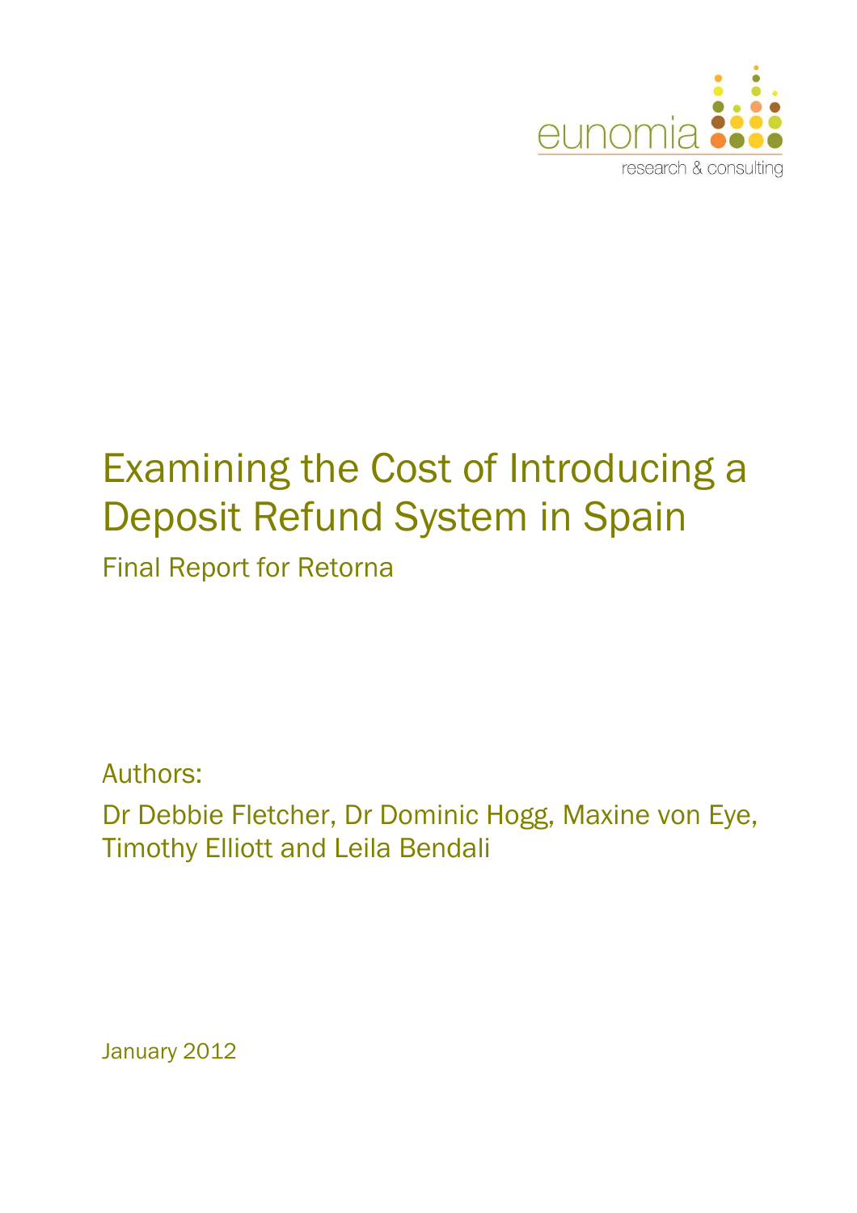eunomia

research & consulting

# Examining the Cost of Introducing a Deposit Refund System in Spain

Final Report for Retorna

Authors:

Dr Debbie Fletcher, Dr Dominic Hogg, Maxine von Eye, Timothy Elliott and Leila Bendali

January 2012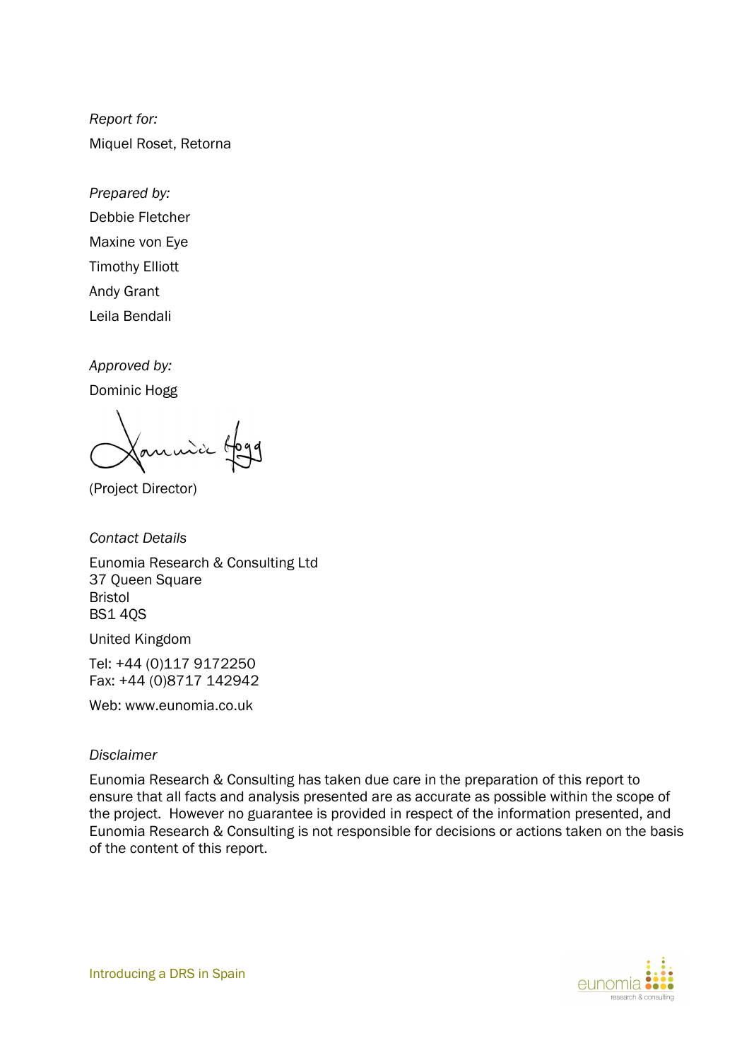*Report for:*

Miquel Roset, Retorna

*Prepared by:*

Debbie Fletcher

Maxine von Eye

Timothy Elliott

Andy Grant

Leila Bendali

*Approved by:*

Dominic Hogg

(Project Director)

*Contact Details*

Eunomia Research & Consulting Ltd
37 Queen Square
Bristol
BS1 4QS

United Kingdom

Tel: +44 (0)117 9172250
Fax: +44 (0)8717 142942

Web: www.eunomia.co.uk

*Disclaimer*

Eunomia Research & Consulting has taken due care in the preparation of this report to ensure that all facts and analysis presented are as accurate as possible within the scope of the project. However no guarantee is provided in respect of the information presented, and Eunomia Research & Consulting is not responsible for decisions or actions taken on the basis of the content of this report.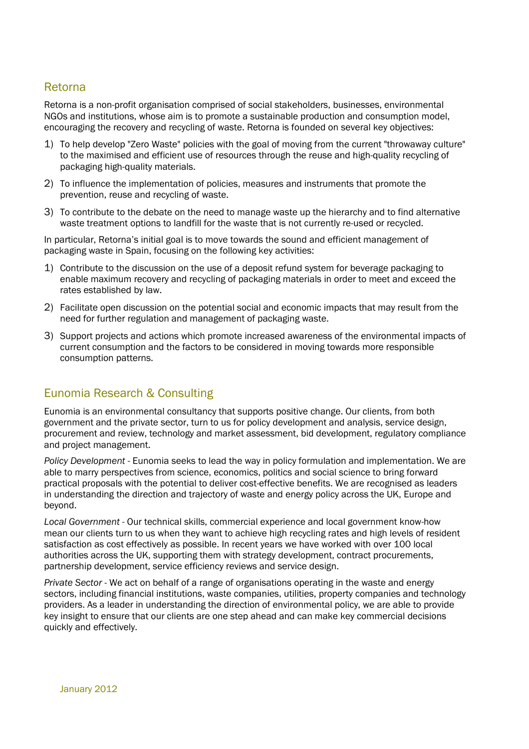## Retorna

Retorna is a non-profit organisation comprised of social stakeholders, businesses, environmental NGOs and institutions, whose aim is to promote a sustainable production and consumption model, encouraging the recovery and recycling of waste. Retorna is founded on several key objectives:

1) To help develop "Zero Waste" policies with the goal of moving from the current "throwaway culture" to the maximised and efficient use of resources through the reuse and high-quality recycling of packaging high-quality materials.
2) To influence the implementation of policies, measures and instruments that promote the prevention, reuse and recycling of waste.
3) To contribute to the debate on the need to manage waste up the hierarchy and to find alternative waste treatment options to landfill for the waste that is not currently re-used or recycled.

In particular, Retorna's initial goal is to move towards the sound and efficient management of packaging waste in Spain, focusing on the following key activities:

1) Contribute to the discussion on the use of a deposit refund system for beverage packaging to enable maximum recovery and recycling of packaging materials in order to meet and exceed the rates established by law.
2) Facilitate open discussion on the potential social and economic impacts that may result from the need for further regulation and management of packaging waste.
3) Support projects and actions which promote increased awareness of the environmental impacts of current consumption and the factors to be considered in moving towards more responsible consumption patterns.

## Eunomia Research & Consulting

Eunomia is an environmental consultancy that supports positive change. Our clients, from both government and the private sector, turn to us for policy development and analysis, service design, procurement and review, technology and market assessment, bid development, regulatory compliance and project management.

*Policy Development* - Eunomia seeks to lead the way in policy formulation and implementation. We are able to marry perspectives from science, economics, politics and social science to bring forward practical proposals with the potential to deliver cost-effective benefits. We are recognised as leaders in understanding the direction and trajectory of waste and energy policy across the UK, Europe and beyond.

*Local Government* - Our technical skills, commercial experience and local government know-how mean our clients turn to us when they want to achieve high recycling rates and high levels of resident satisfaction as cost effectively as possible. In recent years we have worked with over 100 local authorities across the UK, supporting them with strategy development, contract procurements, partnership development, service efficiency reviews and service design.

*Private Sector* - We act on behalf of a range of organisations operating in the waste and energy sectors, including financial institutions, waste companies, utilities, property companies and technology providers. As a leader in understanding the direction of environmental policy, we are able to provide key insight to ensure that our clients are one step ahead and can make key commercial decisions quickly and effectively.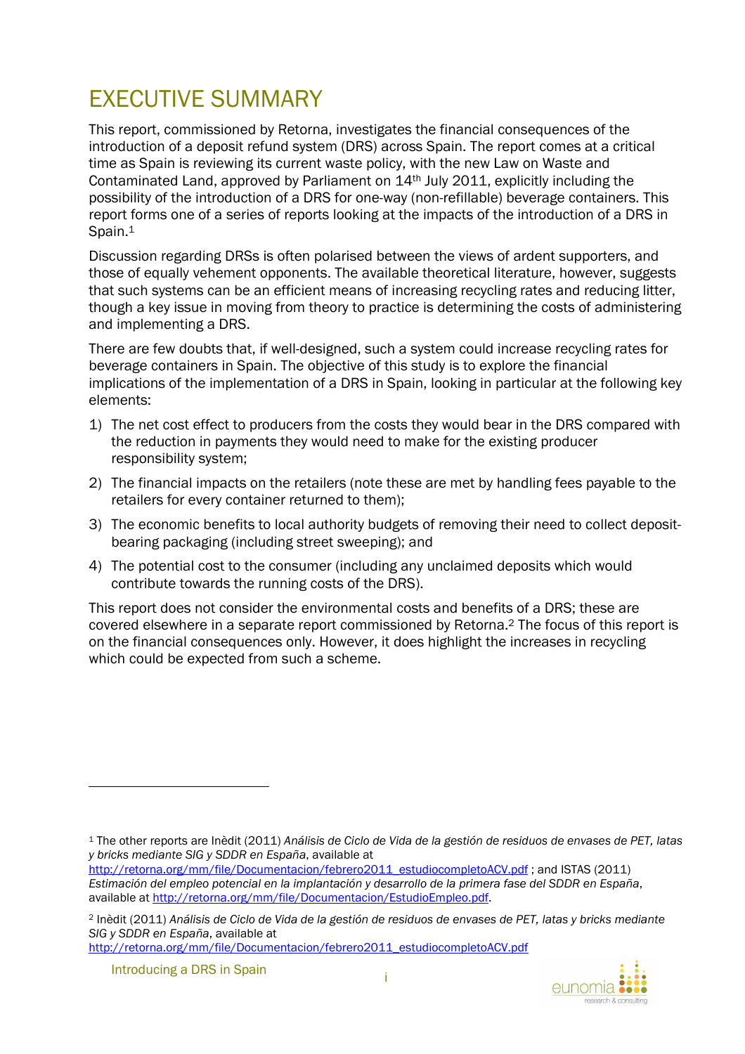# EXECUTIVE SUMMARY

This report, commissioned by Retorna, investigates the financial consequences of the introduction of a deposit refund system (DRS) across Spain. The report comes at a critical time as Spain is reviewing its current waste policy, with the new Law on Waste and Contaminated Land, approved by Parliament on 14th July 2011, explicitly including the possibility of the introduction of a DRS for one-way (non-refillable) beverage containers. This report forms one of a series of reports looking at the impacts of the introduction of a DRS in Spain.[1]

Discussion regarding DRSs is often polarised between the views of ardent supporters, and those of equally vehement opponents. The available theoretical literature, however, suggests that such systems can be an efficient means of increasing recycling rates and reducing litter, though a key issue in moving from theory to practice is determining the costs of administering and implementing a DRS.

There are few doubts that, if well-designed, such a system could increase recycling rates for beverage containers in Spain. The objective of this study is to explore the financial implications of the implementation of a DRS in Spain, looking in particular at the following key elements:

1) The net cost effect to producers from the costs they would bear in the DRS compared with the reduction in payments they would need to make for the existing producer responsibility system;
2) The financial impacts on the retailers (note these are met by handling fees payable to the retailers for every container returned to them);
3) The economic benefits to local authority budgets of removing their need to collect deposit-bearing packaging (including street sweeping); and
4) The potential cost to the consumer (including any unclaimed deposits which would contribute towards the running costs of the DRS).

This report does not consider the environmental costs and benefits of a DRS; these are covered elsewhere in a separate report commissioned by Retorna.[2] The focus of this report is on the financial consequences only. However, it does highlight the increases in recycling which could be expected from such a scheme.

---

[1] The other reports are Inèdit (2011) *Análisis de Ciclo de Vida de la gestión de residuos de envases de PET, latas y bricks mediante SIG y SDDR en España*, available at http://retorna.org/mm/file/Documentacion/febrero2011_estudiocompletoACV.pdf ; and ISTAS (2011) *Estimación del empleo potencial en la implantación y desarrollo de la primera fase del SDDR en España*, available at http://retorna.org/mm/file/Documentacion/EstudioEmpleo.pdf.

[2] Inèdit (2011) *Análisis de Ciclo de Vida de la gestión de residuos de envases de PET, latas y bricks mediante SIG y SDDR en España*, available at http://retorna.org/mm/file/Documentacion/febrero2011_estudiocompletoACV.pdf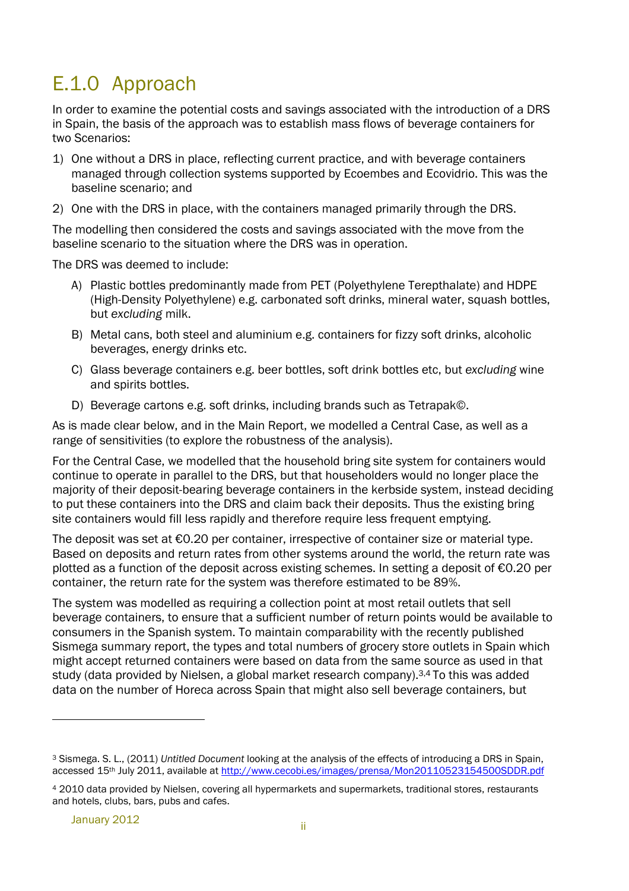# E.1.0 Approach

In order to examine the potential costs and savings associated with the introduction of a DRS in Spain, the basis of the approach was to establish mass flows of beverage containers for two Scenarios:

1) One without a DRS in place, reflecting current practice, and with beverage containers managed through collection systems supported by Ecoembes and Ecovidrio. This was the baseline scenario; and
2) One with the DRS in place, with the containers managed primarily through the DRS.

The modelling then considered the costs and savings associated with the move from the baseline scenario to the situation where the DRS was in operation.

The DRS was deemed to include:

A) Plastic bottles predominantly made from PET (Polyethylene Terepthalate) and HDPE (High-Density Polyethylene) e.g. carbonated soft drinks, mineral water, squash bottles, but *excluding* milk.
B) Metal cans, both steel and aluminium e.g. containers for fizzy soft drinks, alcoholic beverages, energy drinks etc.
C) Glass beverage containers e.g. beer bottles, soft drink bottles etc, but *excluding* wine and spirits bottles.
D) Beverage cartons e.g. soft drinks, including brands such as Tetrapak©.

As is made clear below, and in the Main Report, we modelled a Central Case, as well as a range of sensitivities (to explore the robustness of the analysis).

For the Central Case, we modelled that the household bring site system for containers would continue to operate in parallel to the DRS, but that householders would no longer place the majority of their deposit-bearing beverage containers in the kerbside system, instead deciding to put these containers into the DRS and claim back their deposits. Thus the existing bring site containers would fill less rapidly and therefore require less frequent emptying.

The deposit was set at €0.20 per container, irrespective of container size or material type. Based on deposits and return rates from other systems around the world, the return rate was plotted as a function of the deposit across existing schemes. In setting a deposit of €0.20 per container, the return rate for the system was therefore estimated to be 89%.

The system was modelled as requiring a collection point at most retail outlets that sell beverage containers, to ensure that a sufficient number of return points would be available to consumers in the Spanish system. To maintain comparability with the recently published Sismega summary report, the types and total numbers of grocery store outlets in Spain which might accept returned containers were based on data from the same source as used in that study (data provided by Nielsen, a global market research company).[3,4] To this was added data on the number of Horeca across Spain that might also sell beverage containers, but

---

[3] Sismega. S. L., (2011) *Untitled Document* looking at the analysis of the effects of introducing a DRS in Spain, accessed 15th July 2011, available at http://www.cecobi.es/images/prensa/Mon20110523154500SDDR.pdf

[4] 2010 data provided by Nielsen, covering all hypermarkets and supermarkets, traditional stores, restaurants and hotels, clubs, bars, pubs and cafes.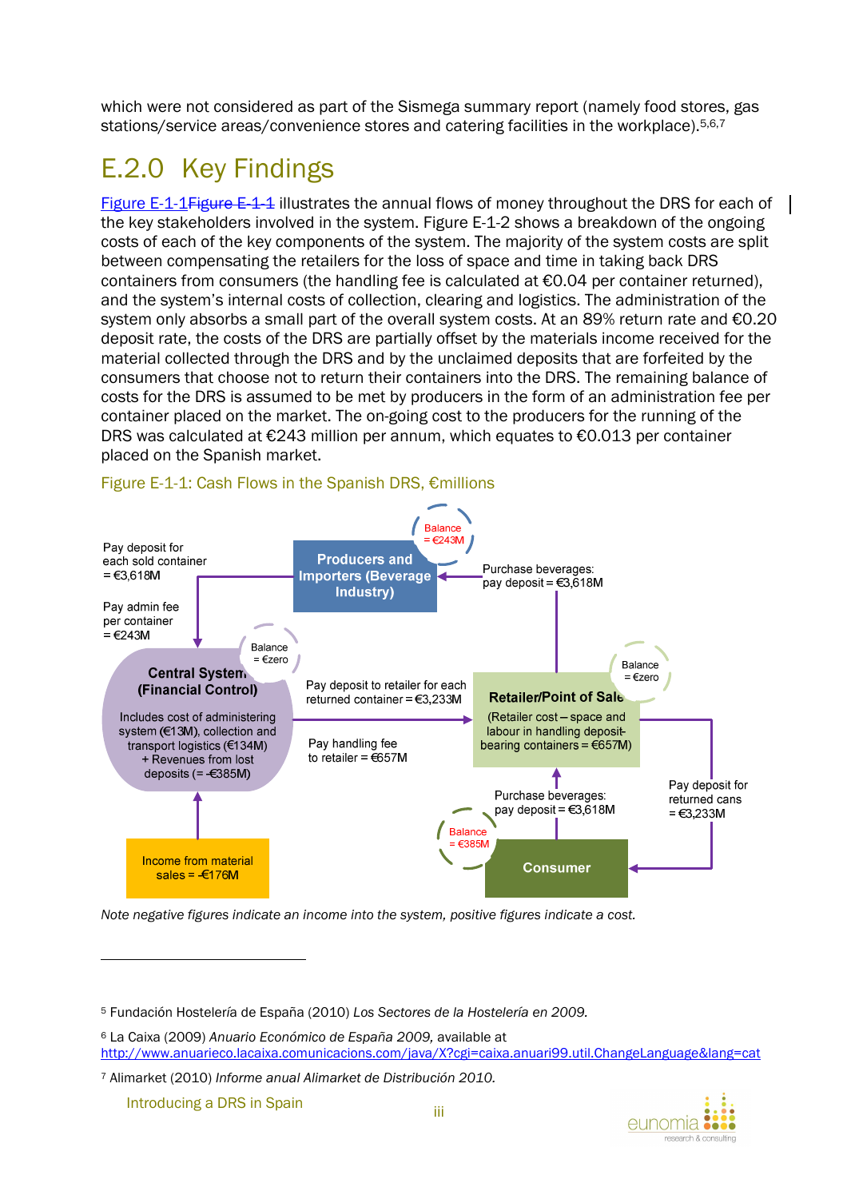which were not considered as part of the Sismega summary report (namely food stores, gas stations/service areas/convenience stores and catering facilities in the workplace).[5,6,7]

## E.2.0 Key Findings

Figure E-1-1~~Figure E-1-1~~ illustrates the annual flows of money throughout the DRS for each of the key stakeholders involved in the system. Figure E-1-2 shows a breakdown of the ongoing costs of each of the key components of the system. The majority of the system costs are split between compensating the retailers for the loss of space and time in taking back DRS containers from consumers (the handling fee is calculated at €0.04 per container returned), and the system's internal costs of collection, clearing and logistics. The administration of the system only absorbs a small part of the overall system costs. At an 89% return rate and €0.20 deposit rate, the costs of the DRS are partially offset by the materials income received for the material collected through the DRS and by the unclaimed deposits that are forfeited by the consumers that choose not to return their containers into the DRS. The remaining balance of costs for the DRS is assumed to be met by producers in the form of an administration fee per container placed on the market. The on-going cost to the producers for the running of the DRS was calculated at €243 million per annum, which equates to €0.013 per container placed on the Spanish market.

Figure E-1-1: Cash Flows in the Spanish DRS, €millions

**Producers and Importers (Beverage Industry)** — Balance = €243M

- Pay deposit for each sold container = €3,618M
- Pay admin fee per container = €243M
- Purchase beverages: pay deposit = €3,618M

**Central System (Financial Control)** — Balance = €zero

Includes cost of administering system (€13M), collection and transport logistics (€134M) + Revenues from lost deposits (= -€385M)

- Pay deposit to retailer for each returned container = €3,233M
- Pay handling fee to retailer = €657M

**Retailer/Point of Sale** — Balance = €zero

(Retailer cost – space and labour in handling deposit-bearing containers = €657M)

- Pay deposit for returned cans = €3,233M

**Consumer** — Balance = €385M

- Purchase beverages: pay deposit = €3,618M

**Income from material sales** = -€176M

*Note negative figures indicate an income into the system, positive figures indicate a cost.*

---

[5] Fundación Hostelería de España (2010) *Los Sectores de la Hostelería en 2009.*

[6] La Caixa (2009) *Anuario Económico de España 2009,* available at http://www.anuarieco.lacaixa.comunicacions.com/java/X?cgi=caixa.anuari99.util.ChangeLanguage&lang=cat

[7] Alimarket (2010) *Informe anual Alimarket de Distribución 2010.*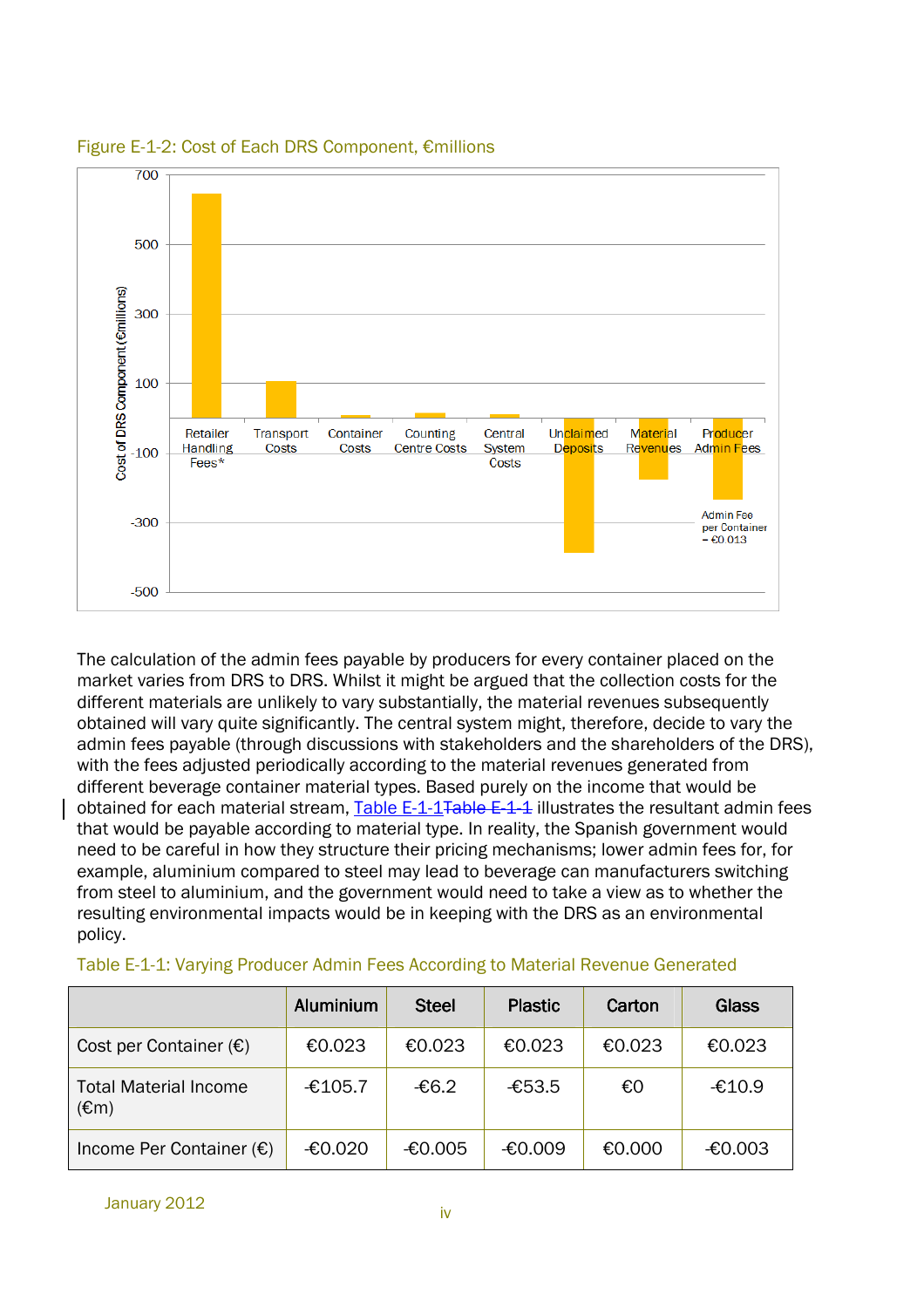Figure E-1-2: Cost of Each DRS Component, €millions

The calculation of the admin fees payable by producers for every container placed on the market varies from DRS to DRS. Whilst it might be argued that the collection costs for the different materials are unlikely to vary substantially, the material revenues subsequently obtained will vary quite significantly. The central system might, therefore, decide to vary the admin fees payable (through discussions with stakeholders and the shareholders of the DRS), with the fees adjusted periodically according to the material revenues generated from different beverage container material types. Based purely on the income that would be obtained for each material stream, Table E-1-1 illustrates the resultant admin fees that would be payable according to material type. In reality, the Spanish government would need to be careful in how they structure their pricing mechanisms; lower admin fees for, for example, aluminium compared to steel may lead to beverage can manufacturers switching from steel to aluminium, and the government would need to take a view as to whether the resulting environmental impacts would be in keeping with the DRS as an environmental policy.

Table E-1-1: Varying Producer Admin Fees According to Material Revenue Generated

| | Aluminium | Steel | Plastic | Carton | Glass |
|---|---|---|---|---|---|
| Cost per Container (€) | €0.023 | €0.023 | €0.023 | €0.023 | €0.023 |
| Total Material Income (€m) | -€105.7 | -€6.2 | -€53.5 | €0 | -€10.9 |
| Income Per Container (€) | -€0.020 | -€0.005 | -€0.009 | €0.000 | -€0.003 |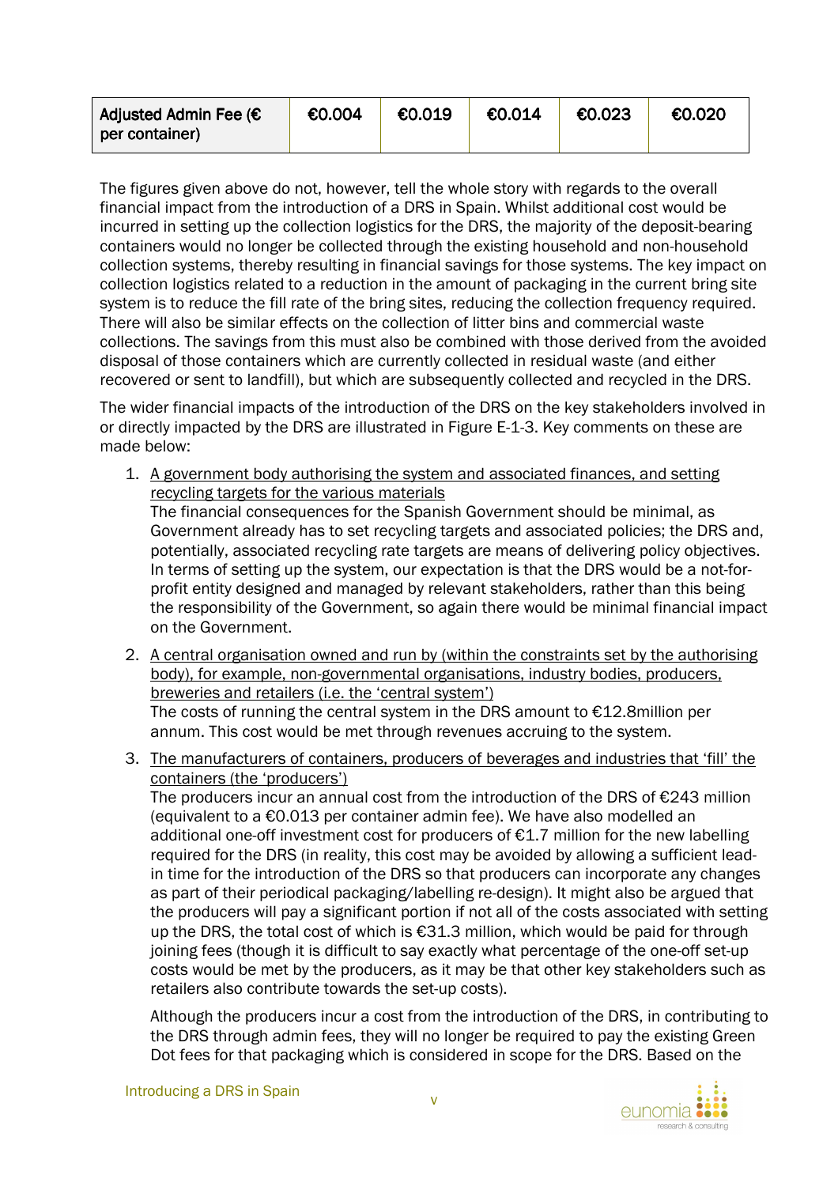| Adjusted Admin Fee (€ per container) | €0.004 | €0.019 | €0.014 | €0.023 | €0.020 |
|---|---|---|---|---|---|

The figures given above do not, however, tell the whole story with regards to the overall financial impact from the introduction of a DRS in Spain. Whilst additional cost would be incurred in setting up the collection logistics for the DRS, the majority of the deposit-bearing containers would no longer be collected through the existing household and non-household collection systems, thereby resulting in financial savings for those systems. The key impact on collection logistics related to a reduction in the amount of packaging in the current bring site system is to reduce the fill rate of the bring sites, reducing the collection frequency required. There will also be similar effects on the collection of litter bins and commercial waste collections. The savings from this must also be combined with those derived from the avoided disposal of those containers which are currently collected in residual waste (and either recovered or sent to landfill), but which are subsequently collected and recycled in the DRS.

The wider financial impacts of the introduction of the DRS on the key stakeholders involved in or directly impacted by the DRS are illustrated in Figure E-1-3. Key comments on these are made below:

1. A government body authorising the system and associated finances, and setting recycling targets for the various materials
   The financial consequences for the Spanish Government should be minimal, as Government already has to set recycling targets and associated policies; the DRS and, potentially, associated recycling rate targets are means of delivering policy objectives. In terms of setting up the system, our expectation is that the DRS would be a not-for-profit entity designed and managed by relevant stakeholders, rather than this being the responsibility of the Government, so again there would be minimal financial impact on the Government.

2. A central organisation owned and run by (within the constraints set by the authorising body), for example, non-governmental organisations, industry bodies, producers, breweries and retailers (i.e. the 'central system')
   The costs of running the central system in the DRS amount to €12.8million per annum. This cost would be met through revenues accruing to the system.

3. The manufacturers of containers, producers of beverages and industries that 'fill' the containers (the 'producers')
   The producers incur an annual cost from the introduction of the DRS of €243 million (equivalent to a €0.013 per container admin fee). We have also modelled an additional one-off investment cost for producers of €1.7 million for the new labelling required for the DRS (in reality, this cost may be avoided by allowing a sufficient lead-in time for the introduction of the DRS so that producers can incorporate any changes as part of their periodical packaging/labelling re-design). It might also be argued that the producers will pay a significant portion if not all of the costs associated with setting up the DRS, the total cost of which is €31.3 million, which would be paid for through joining fees (though it is difficult to say exactly what percentage of the one-off set-up costs would be met by the producers, as it may be that other key stakeholders such as retailers also contribute towards the set-up costs).

   Although the producers incur a cost from the introduction of the DRS, in contributing to the DRS through admin fees, they will no longer be required to pay the existing Green Dot fees for that packaging which is considered in scope for the DRS. Based on the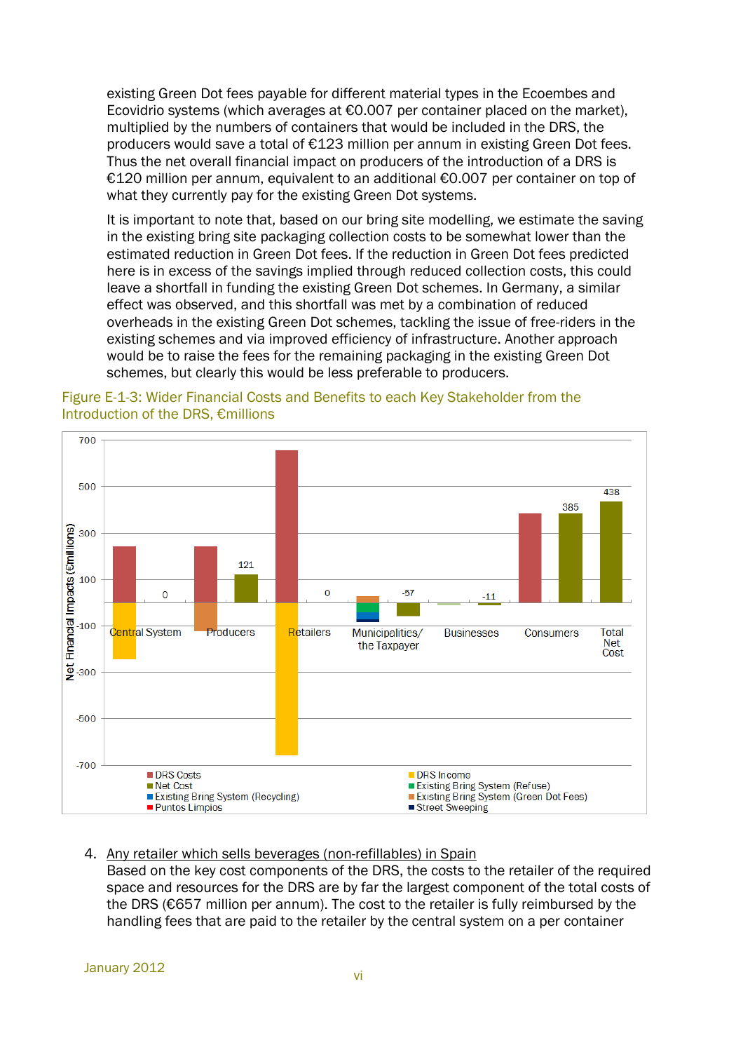existing Green Dot fees payable for different material types in the Ecoembes and Ecovidrio systems (which averages at €0.007 per container placed on the market), multiplied by the numbers of containers that would be included in the DRS, the producers would save a total of €123 million per annum in existing Green Dot fees. Thus the net overall financial impact on producers of the introduction of a DRS is €120 million per annum, equivalent to an additional €0.007 per container on top of what they currently pay for the existing Green Dot systems.

It is important to note that, based on our bring site modelling, we estimate the saving in the existing bring site packaging collection costs to be somewhat lower than the estimated reduction in Green Dot fees. If the reduction in Green Dot fees predicted here is in excess of the savings implied through reduced collection costs, this could leave a shortfall in funding the existing Green Dot schemes. In Germany, a similar effect was observed, and this shortfall was met by a combination of reduced overheads in the existing Green Dot schemes, tackling the issue of free-riders in the existing schemes and via improved efficiency of infrastructure. Another approach would be to raise the fees for the remaining packaging in the existing Green Dot schemes, but clearly this would be less preferable to producers.

Figure E-1-3: Wider Financial Costs and Benefits to each Key Stakeholder from the Introduction of the DRS, €millions

4. Any retailer which sells beverages (non-refillables) in Spain
   Based on the key cost components of the DRS, the costs to the retailer of the required space and resources for the DRS are by far the largest component of the total costs of the DRS (€657 million per annum). The cost to the retailer is fully reimbursed by the handling fees that are paid to the retailer by the central system on a per container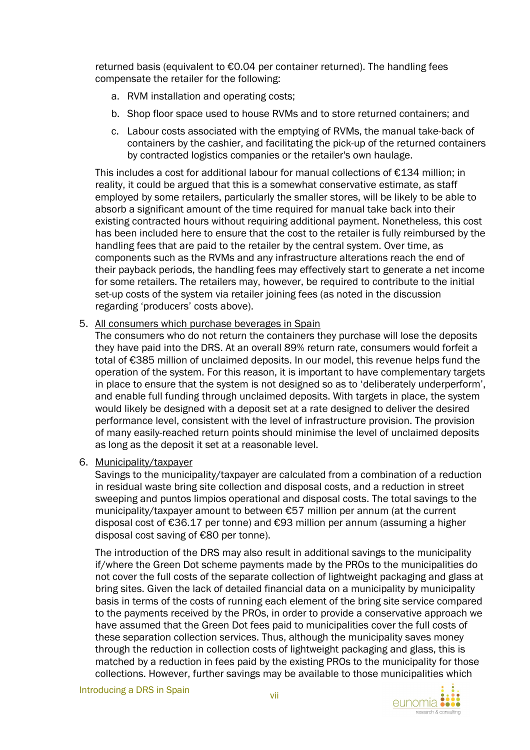returned basis (equivalent to €0.04 per container returned). The handling fees compensate the retailer for the following:

a. RVM installation and operating costs;

b. Shop floor space used to house RVMs and to store returned containers; and

c. Labour costs associated with the emptying of RVMs, the manual take-back of containers by the cashier, and facilitating the pick-up of the returned containers by contracted logistics companies or the retailer's own haulage.

This includes a cost for additional labour for manual collections of €134 million; in reality, it could be argued that this is a somewhat conservative estimate, as staff employed by some retailers, particularly the smaller stores, will be likely to be able to absorb a significant amount of the time required for manual take back into their existing contracted hours without requiring additional payment. Nonetheless, this cost has been included here to ensure that the cost to the retailer is fully reimbursed by the handling fees that are paid to the retailer by the central system. Over time, as components such as the RVMs and any infrastructure alterations reach the end of their payback periods, the handling fees may effectively start to generate a net income for some retailers. The retailers may, however, be required to contribute to the initial set-up costs of the system via retailer joining fees (as noted in the discussion regarding 'producers' costs above).

5. <u>All consumers which purchase beverages in Spain</u>
   The consumers who do not return the containers they purchase will lose the deposits they have paid into the DRS. At an overall 89% return rate, consumers would forfeit a total of €385 million of unclaimed deposits. In our model, this revenue helps fund the operation of the system. For this reason, it is important to have complementary targets in place to ensure that the system is not designed so as to 'deliberately underperform', and enable full funding through unclaimed deposits. With targets in place, the system would likely be designed with a deposit set at a rate designed to deliver the desired performance level, consistent with the level of infrastructure provision. The provision of many easily-reached return points should minimise the level of unclaimed deposits as long as the deposit it set at a reasonable level.

6. <u>Municipality/taxpayer</u>
   Savings to the municipality/taxpayer are calculated from a combination of a reduction in residual waste bring site collection and disposal costs, and a reduction in street sweeping and puntos limpios operational and disposal costs. The total savings to the municipality/taxpayer amount to between €57 million per annum (at the current disposal cost of €36.17 per tonne) and €93 million per annum (assuming a higher disposal cost saving of €80 per tonne).

   The introduction of the DRS may also result in additional savings to the municipality if/where the Green Dot scheme payments made by the PROs to the municipalities do not cover the full costs of the separate collection of lightweight packaging and glass at bring sites. Given the lack of detailed financial data on a municipality by municipality basis in terms of the costs of running each element of the bring site service compared to the payments received by the PROs, in order to provide a conservative approach we have assumed that the Green Dot fees paid to municipalities cover the full costs of these separation collection services. Thus, although the municipality saves money through the reduction in collection costs of lightweight packaging and glass, this is matched by a reduction in fees paid by the existing PROs to the municipality for those collections. However, further savings may be available to those municipalities which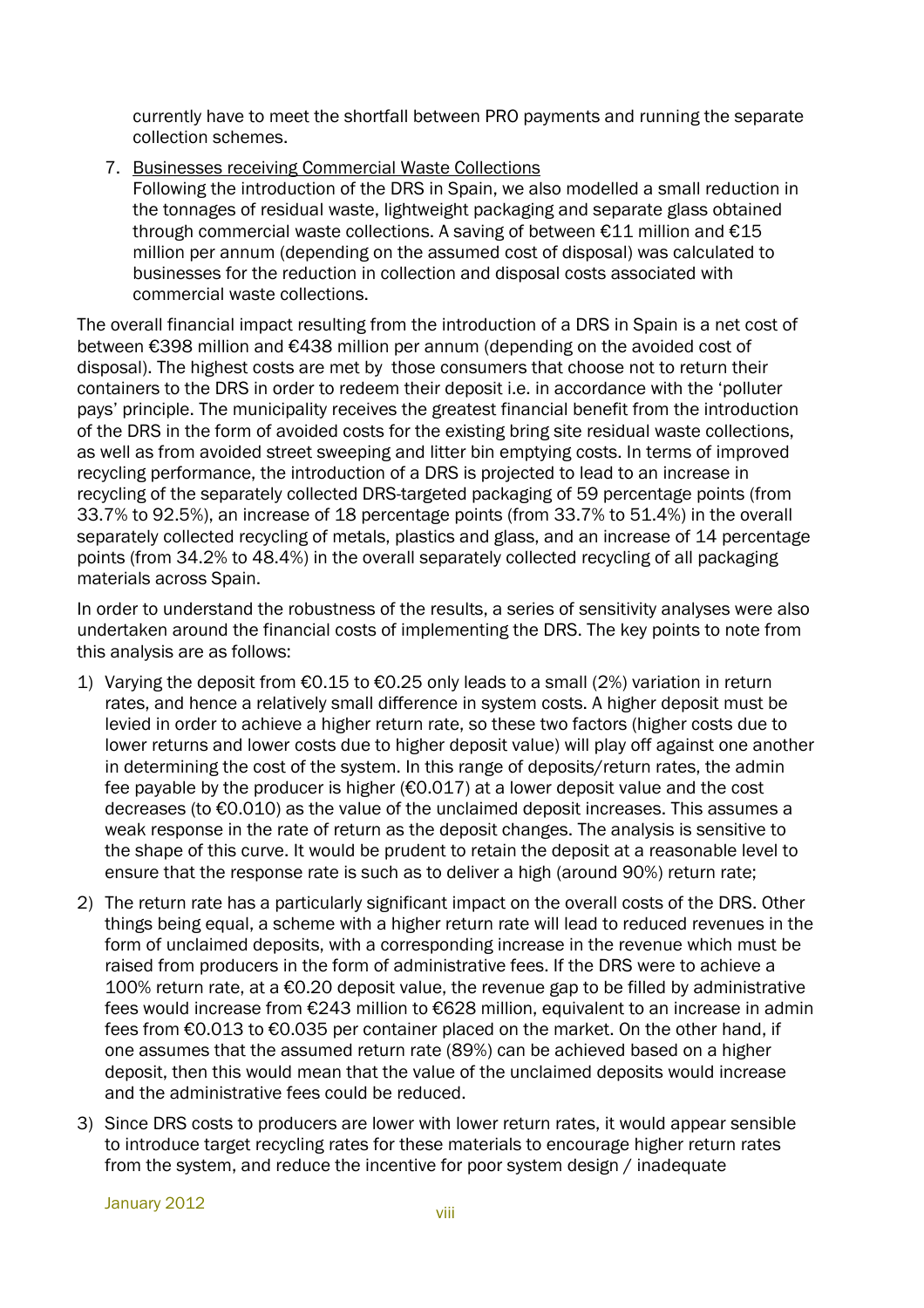currently have to meet the shortfall between PRO payments and running the separate collection schemes.

7. Businesses receiving Commercial Waste Collections
   Following the introduction of the DRS in Spain, we also modelled a small reduction in the tonnages of residual waste, lightweight packaging and separate glass obtained through commercial waste collections. A saving of between €11 million and €15 million per annum (depending on the assumed cost of disposal) was calculated to businesses for the reduction in collection and disposal costs associated with commercial waste collections.

The overall financial impact resulting from the introduction of a DRS in Spain is a net cost of between €398 million and €438 million per annum (depending on the avoided cost of disposal). The highest costs are met by those consumers that choose not to return their containers to the DRS in order to redeem their deposit i.e. in accordance with the 'polluter pays' principle. The municipality receives the greatest financial benefit from the introduction of the DRS in the form of avoided costs for the existing bring site residual waste collections, as well as from avoided street sweeping and litter bin emptying costs. In terms of improved recycling performance, the introduction of a DRS is projected to lead to an increase in recycling of the separately collected DRS-targeted packaging of 59 percentage points (from 33.7% to 92.5%), an increase of 18 percentage points (from 33.7% to 51.4%) in the overall separately collected recycling of metals, plastics and glass, and an increase of 14 percentage points (from 34.2% to 48.4%) in the overall separately collected recycling of all packaging materials across Spain.

In order to understand the robustness of the results, a series of sensitivity analyses were also undertaken around the financial costs of implementing the DRS. The key points to note from this analysis are as follows:

1) Varying the deposit from €0.15 to €0.25 only leads to a small (2%) variation in return rates, and hence a relatively small difference in system costs. A higher deposit must be levied in order to achieve a higher return rate, so these two factors (higher costs due to lower returns and lower costs due to higher deposit value) will play off against one another in determining the cost of the system. In this range of deposits/return rates, the admin fee payable by the producer is higher (€0.017) at a lower deposit value and the cost decreases (to €0.010) as the value of the unclaimed deposit increases. This assumes a weak response in the rate of return as the deposit changes. The analysis is sensitive to the shape of this curve. It would be prudent to retain the deposit at a reasonable level to ensure that the response rate is such as to deliver a high (around 90%) return rate;
2) The return rate has a particularly significant impact on the overall costs of the DRS. Other things being equal, a scheme with a higher return rate will lead to reduced revenues in the form of unclaimed deposits, with a corresponding increase in the revenue which must be raised from producers in the form of administrative fees. If the DRS were to achieve a 100% return rate, at a €0.20 deposit value, the revenue gap to be filled by administrative fees would increase from €243 million to €628 million, equivalent to an increase in admin fees from €0.013 to €0.035 per container placed on the market. On the other hand, if one assumes that the assumed return rate (89%) can be achieved based on a higher deposit, then this would mean that the value of the unclaimed deposits would increase and the administrative fees could be reduced.
3) Since DRS costs to producers are lower with lower return rates, it would appear sensible to introduce target recycling rates for these materials to encourage higher return rates from the system, and reduce the incentive for poor system design / inadequate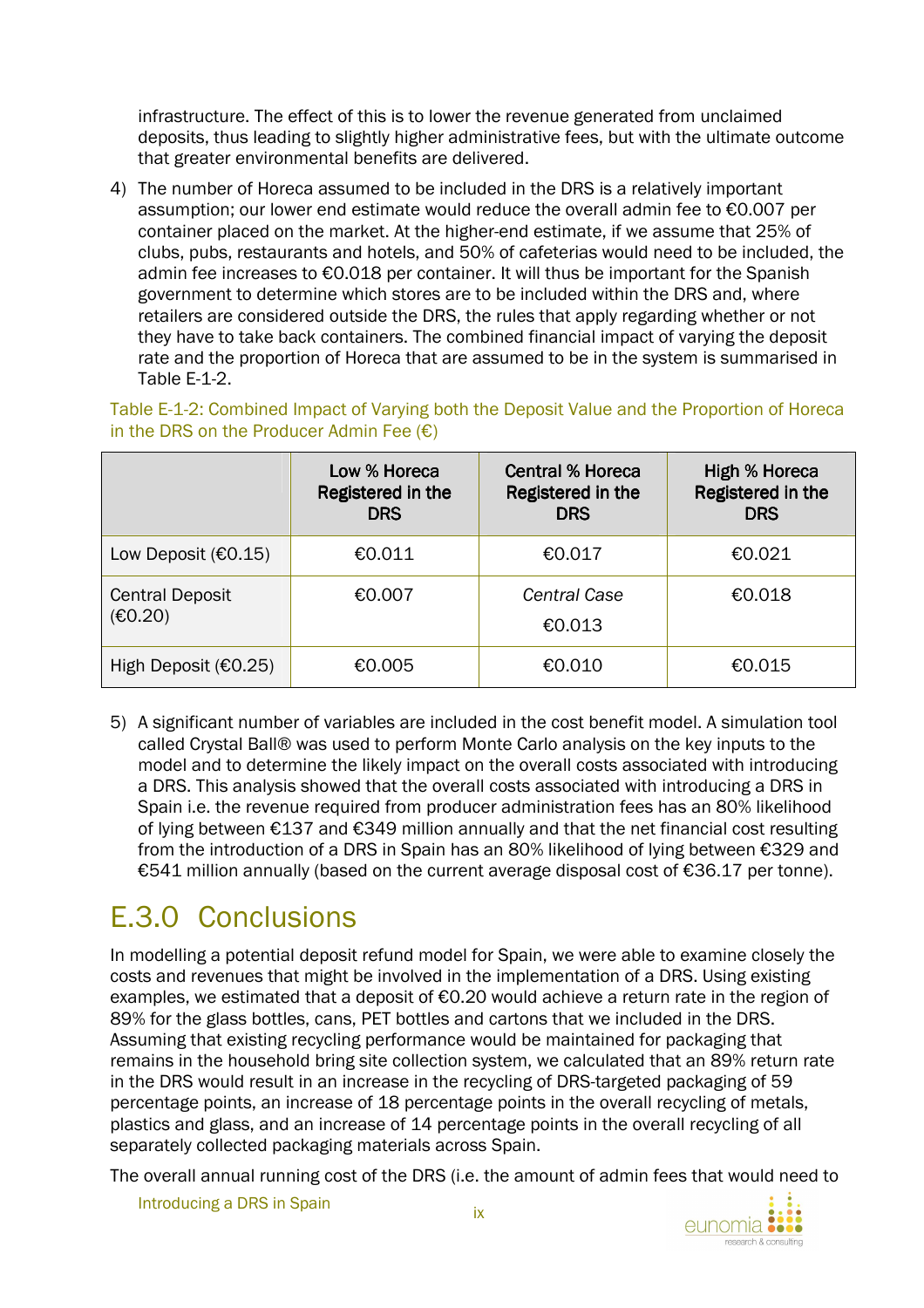infrastructure. The effect of this is to lower the revenue generated from unclaimed deposits, thus leading to slightly higher administrative fees, but with the ultimate outcome that greater environmental benefits are delivered.

4) The number of Horeca assumed to be included in the DRS is a relatively important assumption; our lower end estimate would reduce the overall admin fee to €0.007 per container placed on the market. At the higher-end estimate, if we assume that 25% of clubs, pubs, restaurants and hotels, and 50% of cafeterias would need to be included, the admin fee increases to €0.018 per container. It will thus be important for the Spanish government to determine which stores are to be included within the DRS and, where retailers are considered outside the DRS, the rules that apply regarding whether or not they have to take back containers. The combined financial impact of varying the deposit rate and the proportion of Horeca that are assumed to be in the system is summarised in Table E-1-2.

Table E-1-2: Combined Impact of Varying both the Deposit Value and the Proportion of Horeca in the DRS on the Producer Admin Fee (€)

| | Low % Horeca Registered in the DRS | Central % Horeca Registered in the DRS | High % Horeca Registered in the DRS |
|---|---|---|---|
| Low Deposit (€0.15) | €0.011 | €0.017 | €0.021 |
| Central Deposit (€0.20) | €0.007 | *Central Case* €0.013 | €0.018 |
| High Deposit (€0.25) | €0.005 | €0.010 | €0.015 |

5) A significant number of variables are included in the cost benefit model. A simulation tool called Crystal Ball® was used to perform Monte Carlo analysis on the key inputs to the model and to determine the likely impact on the overall costs associated with introducing a DRS. This analysis showed that the overall costs associated with introducing a DRS in Spain i.e. the revenue required from producer administration fees has an 80% likelihood of lying between €137 and €349 million annually and that the net financial cost resulting from the introduction of a DRS in Spain has an 80% likelihood of lying between €329 and €541 million annually (based on the current average disposal cost of €36.17 per tonne).

## E.3.0 Conclusions

In modelling a potential deposit refund model for Spain, we were able to examine closely the costs and revenues that might be involved in the implementation of a DRS. Using existing examples, we estimated that a deposit of €0.20 would achieve a return rate in the region of 89% for the glass bottles, cans, PET bottles and cartons that we included in the DRS. Assuming that existing recycling performance would be maintained for packaging that remains in the household bring site collection system, we calculated that an 89% return rate in the DRS would result in an increase in the recycling of DRS-targeted packaging of 59 percentage points, an increase of 18 percentage points in the overall recycling of metals, plastics and glass, and an increase of 14 percentage points in the overall recycling of all separately collected packaging materials across Spain.

The overall annual running cost of the DRS (i.e. the amount of admin fees that would need to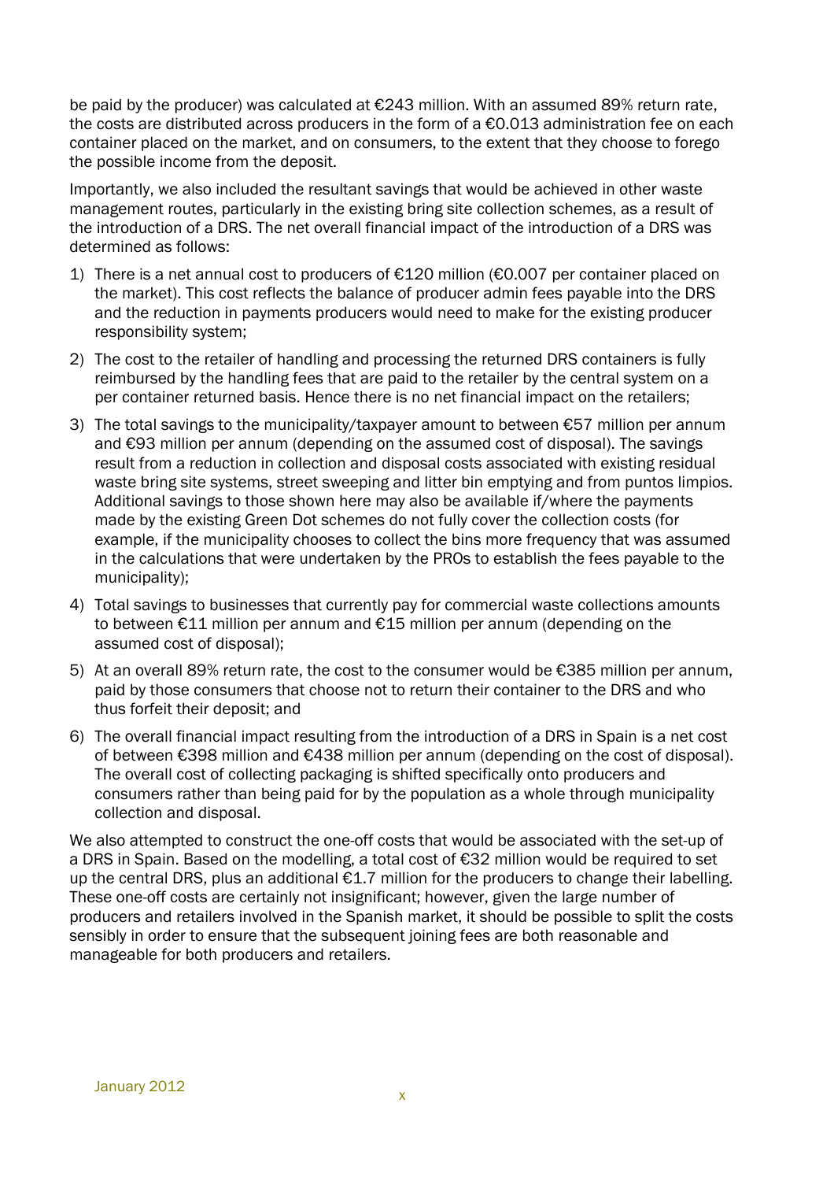be paid by the producer) was calculated at €243 million. With an assumed 89% return rate, the costs are distributed across producers in the form of a €0.013 administration fee on each container placed on the market, and on consumers, to the extent that they choose to forego the possible income from the deposit.

Importantly, we also included the resultant savings that would be achieved in other waste management routes, particularly in the existing bring site collection schemes, as a result of the introduction of a DRS. The net overall financial impact of the introduction of a DRS was determined as follows:

1) There is a net annual cost to producers of €120 million (€0.007 per container placed on the market). This cost reflects the balance of producer admin fees payable into the DRS and the reduction in payments producers would need to make for the existing producer responsibility system;
2) The cost to the retailer of handling and processing the returned DRS containers is fully reimbursed by the handling fees that are paid to the retailer by the central system on a per container returned basis. Hence there is no net financial impact on the retailers;
3) The total savings to the municipality/taxpayer amount to between €57 million per annum and €93 million per annum (depending on the assumed cost of disposal). The savings result from a reduction in collection and disposal costs associated with existing residual waste bring site systems, street sweeping and litter bin emptying and from puntos limpios. Additional savings to those shown here may also be available if/where the payments made by the existing Green Dot schemes do not fully cover the collection costs (for example, if the municipality chooses to collect the bins more frequency that was assumed in the calculations that were undertaken by the PROs to establish the fees payable to the municipality);
4) Total savings to businesses that currently pay for commercial waste collections amounts to between €11 million per annum and €15 million per annum (depending on the assumed cost of disposal);
5) At an overall 89% return rate, the cost to the consumer would be €385 million per annum, paid by those consumers that choose not to return their container to the DRS and who thus forfeit their deposit; and
6) The overall financial impact resulting from the introduction of a DRS in Spain is a net cost of between €398 million and €438 million per annum (depending on the cost of disposal). The overall cost of collecting packaging is shifted specifically onto producers and consumers rather than being paid for by the population as a whole through municipality collection and disposal.

We also attempted to construct the one-off costs that would be associated with the set-up of a DRS in Spain. Based on the modelling, a total cost of €32 million would be required to set up the central DRS, plus an additional €1.7 million for the producers to change their labelling. These one-off costs are certainly not insignificant; however, given the large number of producers and retailers involved in the Spanish market, it should be possible to split the costs sensibly in order to ensure that the subsequent joining fees are both reasonable and manageable for both producers and retailers.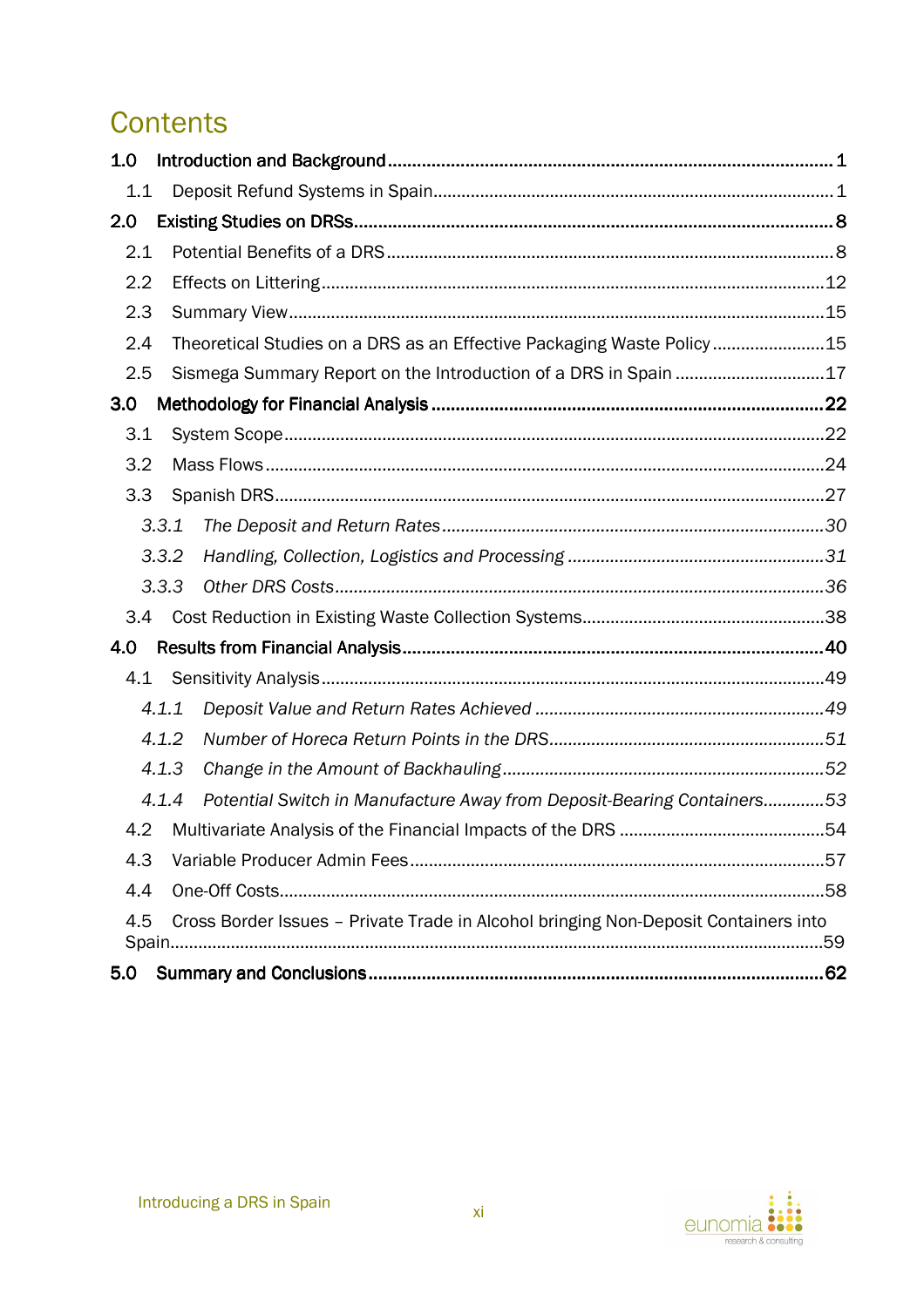# Contents

**1.0 Introduction and Background** ........................................................................................ **1**

1.1 Deposit Refund Systems in Spain ..................................................................................... 1

**2.0 Existing Studies on DRSs** .................................................................................................. **8**

2.1 Potential Benefits of a DRS ............................................................................................... 8

2.2 Effects on Littering ............................................................................................................ 12

2.3 Summary View .................................................................................................................. 15

2.4 Theoretical Studies on a DRS as an Effective Packaging Waste Policy ........................ 15

2.5 Sismega Summary Report on the Introduction of a DRS in Spain ................................ 17

**3.0 Methodology for Financial Analysis** ................................................................................ **22**

3.1 System Scope .................................................................................................................. 22

3.2 Mass Flows ....................................................................................................................... 24

3.3 Spanish DRS ..................................................................................................................... 27

*3.3.1 The Deposit and Return Rates* .................................................................................. *30*

*3.3.2 Handling, Collection, Logistics and Processing* ........................................................ *31*

*3.3.3 Other DRS Costs* ........................................................................................................ *36*

3.4 Cost Reduction in Existing Waste Collection Systems .................................................... 38

**4.0 Results from Financial Analysis** ...................................................................................... **40**

4.1 Sensitivity Analysis ........................................................................................................... 49

*4.1.1 Deposit Value and Return Rates Achieved* ............................................................... *49*

*4.1.2 Number of Horeca Return Points in the DRS* ........................................................... *51*

*4.1.3 Change in the Amount of Backhauling* ..................................................................... *52*

*4.1.4 Potential Switch in Manufacture Away from Deposit-Bearing Containers* ............... *53*

4.2 Multivariate Analysis of the Financial Impacts of the DRS ............................................ 54

4.3 Variable Producer Admin Fees ......................................................................................... 57

4.4 One-Off Costs .................................................................................................................... 58

4.5 Cross Border Issues – Private Trade in Alcohol bringing Non-Deposit Containers into Spain ............................................................................................................................................ 59

**5.0 Summary and Conclusions** ............................................................................................. **62**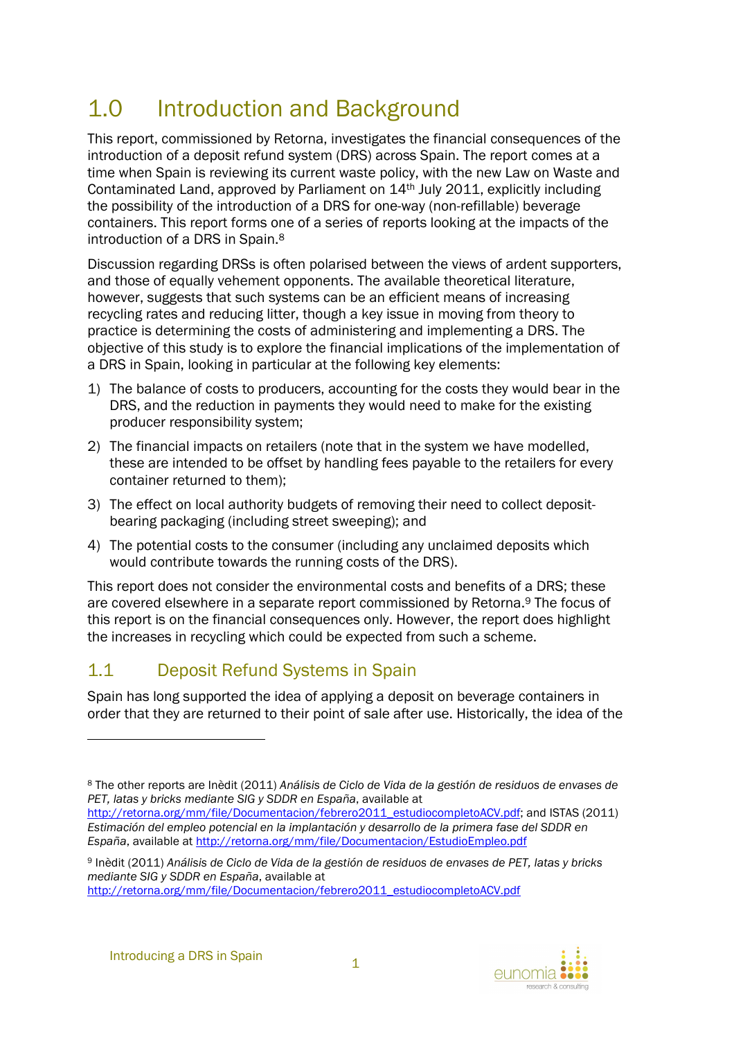# 1.0 Introduction and Background

This report, commissioned by Retorna, investigates the financial consequences of the introduction of a deposit refund system (DRS) across Spain. The report comes at a time when Spain is reviewing its current waste policy, with the new Law on Waste and Contaminated Land, approved by Parliament on 14th July 2011, explicitly including the possibility of the introduction of a DRS for one-way (non-refillable) beverage containers. This report forms one of a series of reports looking at the impacts of the introduction of a DRS in Spain.[8]

Discussion regarding DRSs is often polarised between the views of ardent supporters, and those of equally vehement opponents. The available theoretical literature, however, suggests that such systems can be an efficient means of increasing recycling rates and reducing litter, though a key issue in moving from theory to practice is determining the costs of administering and implementing a DRS. The objective of this study is to explore the financial implications of the implementation of a DRS in Spain, looking in particular at the following key elements:

1) The balance of costs to producers, accounting for the costs they would bear in the DRS, and the reduction in payments they would need to make for the existing producer responsibility system;
2) The financial impacts on retailers (note that in the system we have modelled, these are intended to be offset by handling fees payable to the retailers for every container returned to them);
3) The effect on local authority budgets of removing their need to collect deposit-bearing packaging (including street sweeping); and
4) The potential costs to the consumer (including any unclaimed deposits which would contribute towards the running costs of the DRS).

This report does not consider the environmental costs and benefits of a DRS; these are covered elsewhere in a separate report commissioned by Retorna.[9] The focus of this report is on the financial consequences only. However, the report does highlight the increases in recycling which could be expected from such a scheme.

## 1.1 Deposit Refund Systems in Spain

Spain has long supported the idea of applying a deposit on beverage containers in order that they are returned to their point of sale after use. Historically, the idea of the

---

[8] The other reports are Inèdit (2011) *Análisis de Ciclo de Vida de la gestión de residuos de envases de PET, latas y bricks mediante SIG y SDDR en España*, available at http://retorna.org/mm/file/Documentacion/febrero2011_estudiocompletoACV.pdf; and ISTAS (2011) *Estimación del empleo potencial en la implantación y desarrollo de la primera fase del SDDR en España*, available at http://retorna.org/mm/file/Documentacion/EstudioEmpleo.pdf

[9] Inèdit (2011) *Análisis de Ciclo de Vida de la gestión de residuos de envases de PET, latas y bricks mediante SIG y SDDR en España*, available at http://retorna.org/mm/file/Documentacion/febrero2011_estudiocompletoACV.pdf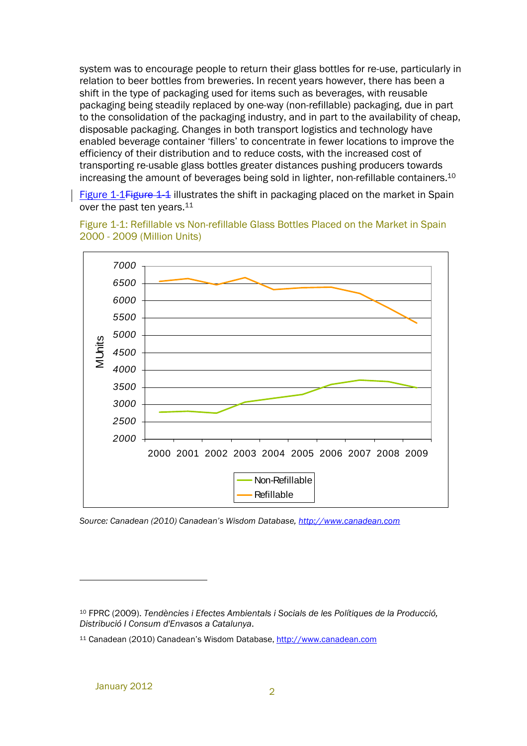system was to encourage people to return their glass bottles for re-use, particularly in relation to beer bottles from breweries. In recent years however, there has been a shift in the type of packaging used for items such as beverages, with reusable packaging being steadily replaced by one-way (non-refillable) packaging, due in part to the consolidation of the packaging industry, and in part to the availability of cheap, disposable packaging. Changes in both transport logistics and technology have enabled beverage container 'fillers' to concentrate in fewer locations to improve the efficiency of their distribution and to reduce costs, with the increased cost of transporting re-usable glass bottles greater distances pushing producers towards increasing the amount of beverages being sold in lighter, non-refillable containers.[10]

Figure 1-1 illustrates the shift in packaging placed on the market in Spain over the past ten years.[11]

Figure 1-1: Refillable vs Non-refillable Glass Bottles Placed on the Market in Spain 2000 - 2009 (Million Units)

*Source: Canadean (2010) Canadean's Wisdom Database, http://www.canadean.com*

---

[10] FPRC (2009). *Tendències i Efectes Ambientals i Socials de les Polítiques de la Producció, Distribució I Consum d'Envasos a Catalunya*.

[11] Canadean (2010) Canadean's Wisdom Database, http://www.canadean.com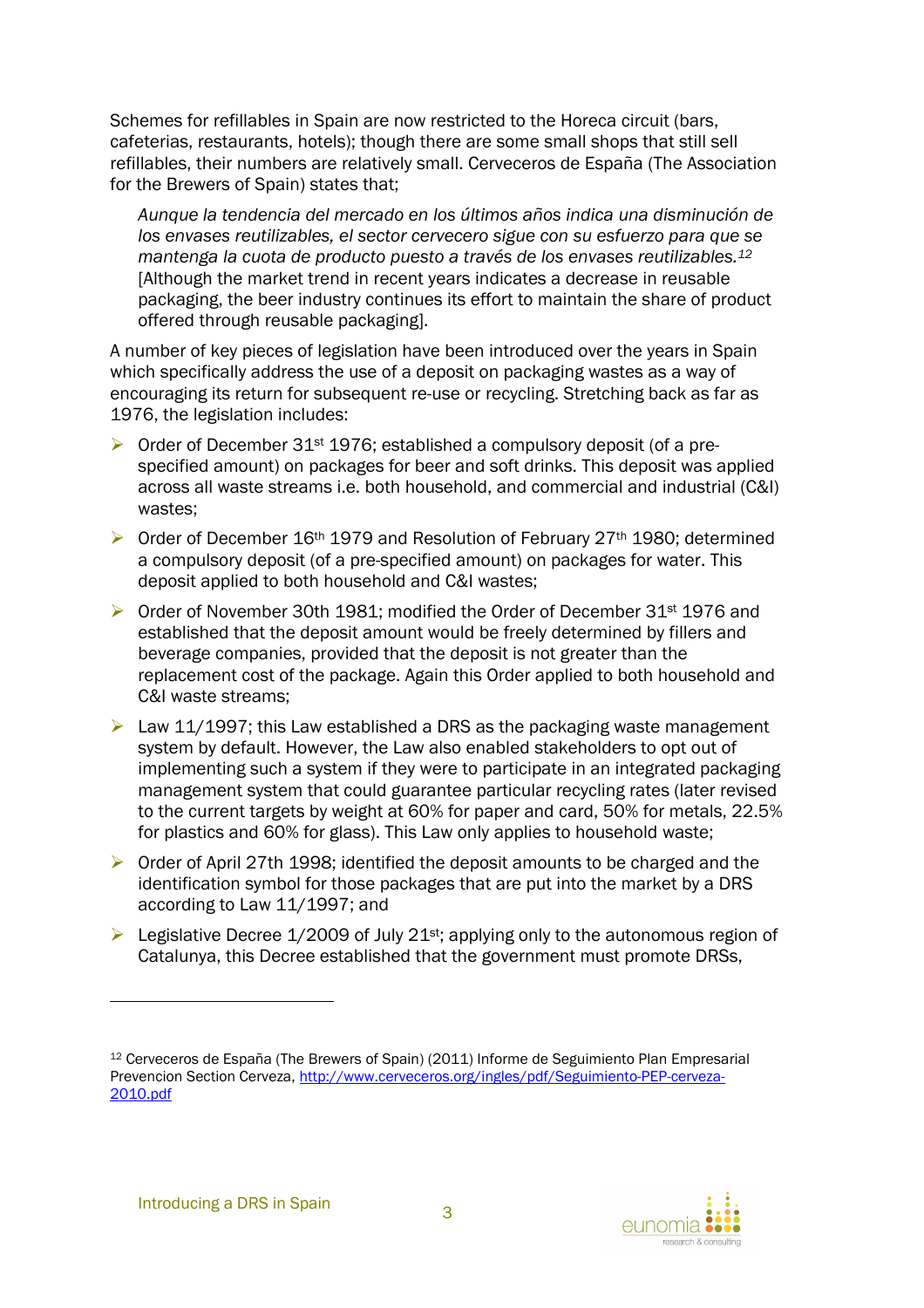Schemes for refillables in Spain are now restricted to the Horeca circuit (bars, cafeterias, restaurants, hotels); though there are some small shops that still sell refillables, their numbers are relatively small. Cerveceros de España (The Association for the Brewers of Spain) states that;

> *Aunque la tendencia del mercado en los últimos años indica una disminución de los envases reutilizables, el sector cervecero sigue con su esfuerzo para que se mantenga la cuota de producto puesto a través de los envases reutilizables.*[12] [Although the market trend in recent years indicates a decrease in reusable packaging, the beer industry continues its effort to maintain the share of product offered through reusable packaging].

A number of key pieces of legislation have been introduced over the years in Spain which specifically address the use of a deposit on packaging wastes as a way of encouraging its return for subsequent re-use or recycling. Stretching back as far as 1976, the legislation includes:

- Order of December 31st 1976; established a compulsory deposit (of a pre-specified amount) on packages for beer and soft drinks. This deposit was applied across all waste streams i.e. both household, and commercial and industrial (C&I) wastes;
- Order of December 16th 1979 and Resolution of February 27th 1980; determined a compulsory deposit (of a pre-specified amount) on packages for water. This deposit applied to both household and C&I wastes;
- Order of November 30th 1981; modified the Order of December 31st 1976 and established that the deposit amount would be freely determined by fillers and beverage companies, provided that the deposit is not greater than the replacement cost of the package. Again this Order applied to both household and C&I waste streams;
- Law 11/1997; this Law established a DRS as the packaging waste management system by default. However, the Law also enabled stakeholders to opt out of implementing such a system if they were to participate in an integrated packaging management system that could guarantee particular recycling rates (later revised to the current targets by weight at 60% for paper and card, 50% for metals, 22.5% for plastics and 60% for glass). This Law only applies to household waste;
- Order of April 27th 1998; identified the deposit amounts to be charged and the identification symbol for those packages that are put into the market by a DRS according to Law 11/1997; and
- Legislative Decree 1/2009 of July 21st; applying only to the autonomous region of Catalunya, this Decree established that the government must promote DRSs,

---

[12] Cerveceros de España (The Brewers of Spain) (2011) Informe de Seguimiento Plan Empresarial Prevencion Section Cerveza, http://www.cerveceros.org/ingles/pdf/Seguimiento-PEP-cerveza-2010.pdf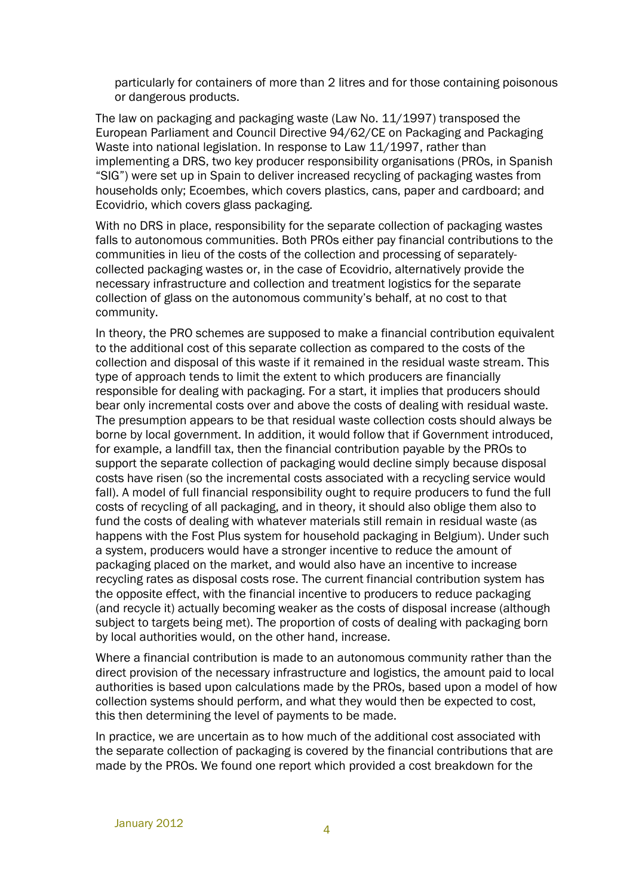particularly for containers of more than 2 litres and for those containing poisonous or dangerous products.

The law on packaging and packaging waste (Law No. 11/1997) transposed the European Parliament and Council Directive 94/62/CE on Packaging and Packaging Waste into national legislation. In response to Law 11/1997, rather than implementing a DRS, two key producer responsibility organisations (PROs, in Spanish "SIG") were set up in Spain to deliver increased recycling of packaging wastes from households only; Ecoembes, which covers plastics, cans, paper and cardboard; and Ecovidrio, which covers glass packaging.

With no DRS in place, responsibility for the separate collection of packaging wastes falls to autonomous communities. Both PROs either pay financial contributions to the communities in lieu of the costs of the collection and processing of separately-collected packaging wastes or, in the case of Ecovidrio, alternatively provide the necessary infrastructure and collection and treatment logistics for the separate collection of glass on the autonomous community's behalf, at no cost to that community.

In theory, the PRO schemes are supposed to make a financial contribution equivalent to the additional cost of this separate collection as compared to the costs of the collection and disposal of this waste if it remained in the residual waste stream. This type of approach tends to limit the extent to which producers are financially responsible for dealing with packaging. For a start, it implies that producers should bear only incremental costs over and above the costs of dealing with residual waste. The presumption appears to be that residual waste collection costs should always be borne by local government. In addition, it would follow that if Government introduced, for example, a landfill tax, then the financial contribution payable by the PROs to support the separate collection of packaging would decline simply because disposal costs have risen (so the incremental costs associated with a recycling service would fall). A model of full financial responsibility ought to require producers to fund the full costs of recycling of all packaging, and in theory, it should also oblige them also to fund the costs of dealing with whatever materials still remain in residual waste (as happens with the Fost Plus system for household packaging in Belgium). Under such a system, producers would have a stronger incentive to reduce the amount of packaging placed on the market, and would also have an incentive to increase recycling rates as disposal costs rose. The current financial contribution system has the opposite effect, with the financial incentive to producers to reduce packaging (and recycle it) actually becoming weaker as the costs of disposal increase (although subject to targets being met). The proportion of costs of dealing with packaging born by local authorities would, on the other hand, increase.

Where a financial contribution is made to an autonomous community rather than the direct provision of the necessary infrastructure and logistics, the amount paid to local authorities is based upon calculations made by the PROs, based upon a model of how collection systems should perform, and what they would then be expected to cost, this then determining the level of payments to be made.

In practice, we are uncertain as to how much of the additional cost associated with the separate collection of packaging is covered by the financial contributions that are made by the PROs. We found one report which provided a cost breakdown for the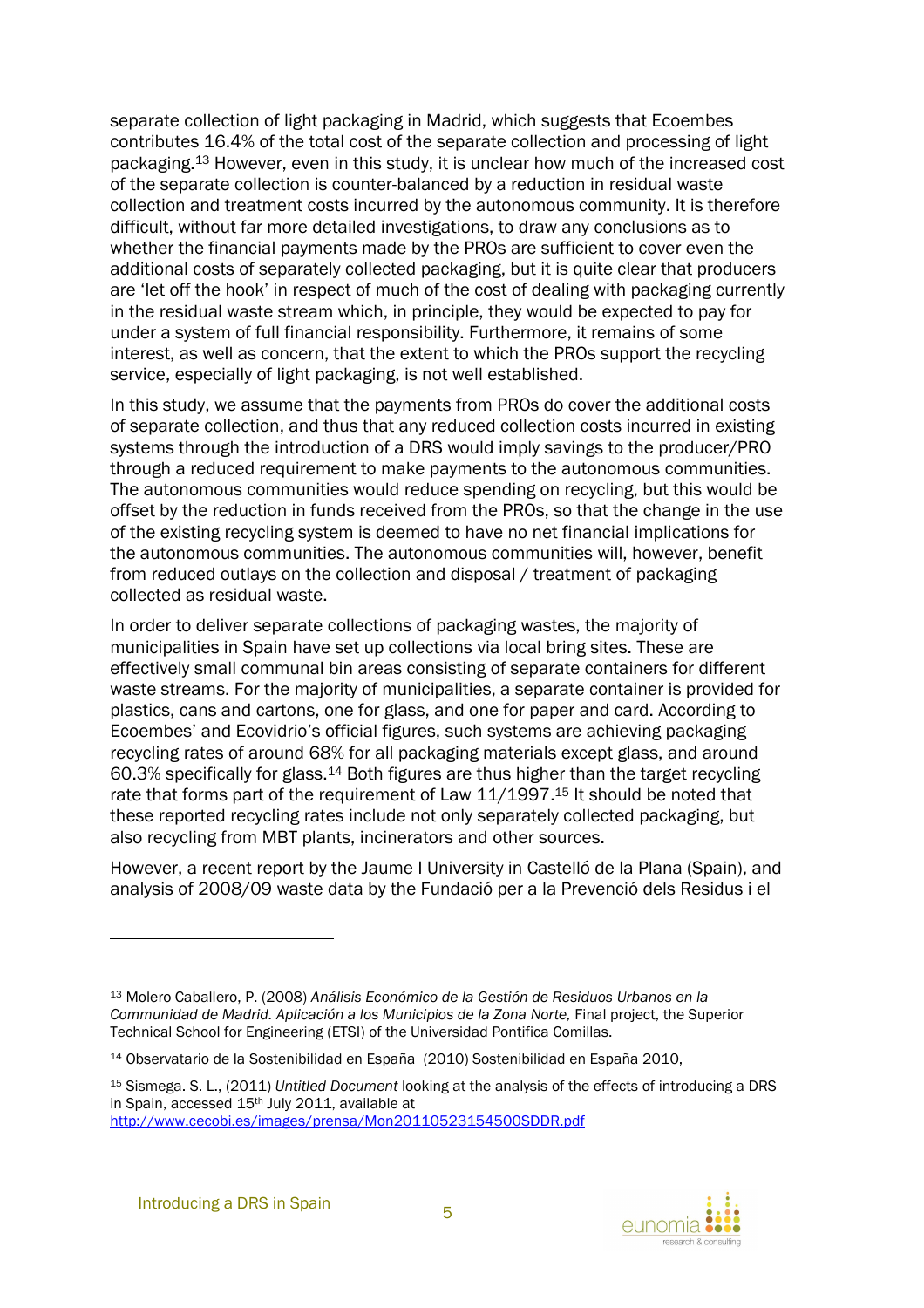separate collection of light packaging in Madrid, which suggests that Ecoembes contributes 16.4% of the total cost of the separate collection and processing of light packaging.[13] However, even in this study, it is unclear how much of the increased cost of the separate collection is counter-balanced by a reduction in residual waste collection and treatment costs incurred by the autonomous community. It is therefore difficult, without far more detailed investigations, to draw any conclusions as to whether the financial payments made by the PROs are sufficient to cover even the additional costs of separately collected packaging, but it is quite clear that producers are 'let off the hook' in respect of much of the cost of dealing with packaging currently in the residual waste stream which, in principle, they would be expected to pay for under a system of full financial responsibility. Furthermore, it remains of some interest, as well as concern, that the extent to which the PROs support the recycling service, especially of light packaging, is not well established.

In this study, we assume that the payments from PROs do cover the additional costs of separate collection, and thus that any reduced collection costs incurred in existing systems through the introduction of a DRS would imply savings to the producer/PRO through a reduced requirement to make payments to the autonomous communities. The autonomous communities would reduce spending on recycling, but this would be offset by the reduction in funds received from the PROs, so that the change in the use of the existing recycling system is deemed to have no net financial implications for the autonomous communities. The autonomous communities will, however, benefit from reduced outlays on the collection and disposal / treatment of packaging collected as residual waste.

In order to deliver separate collections of packaging wastes, the majority of municipalities in Spain have set up collections via local bring sites. These are effectively small communal bin areas consisting of separate containers for different waste streams. For the majority of municipalities, a separate container is provided for plastics, cans and cartons, one for glass, and one for paper and card. According to Ecoembes' and Ecovidrio's official figures, such systems are achieving packaging recycling rates of around 68% for all packaging materials except glass, and around 60.3% specifically for glass.[14] Both figures are thus higher than the target recycling rate that forms part of the requirement of Law 11/1997.[15] It should be noted that these reported recycling rates include not only separately collected packaging, but also recycling from MBT plants, incinerators and other sources.

However, a recent report by the Jaume I University in Castelló de la Plana (Spain), and analysis of 2008/09 waste data by the Fundació per a la Prevenció dels Residus i el

---

[13] Molero Caballero, P. (2008) *Análisis Económico de la Gestión de Residuos Urbanos en la Communidad de Madrid. Aplicación a los Municipios de la Zona Norte,* Final project, the Superior Technical School for Engineering (ETSI) of the Universidad Pontifica Comillas.

[14] Observatario de la Sostenibilidad en España (2010) Sostenibilidad en España 2010,

[15] Sismega. S. L., (2011) *Untitled Document* looking at the analysis of the effects of introducing a DRS in Spain, accessed 15th July 2011, available at http://www.cecobi.es/images/prensa/Mon20110523154500SDDR.pdf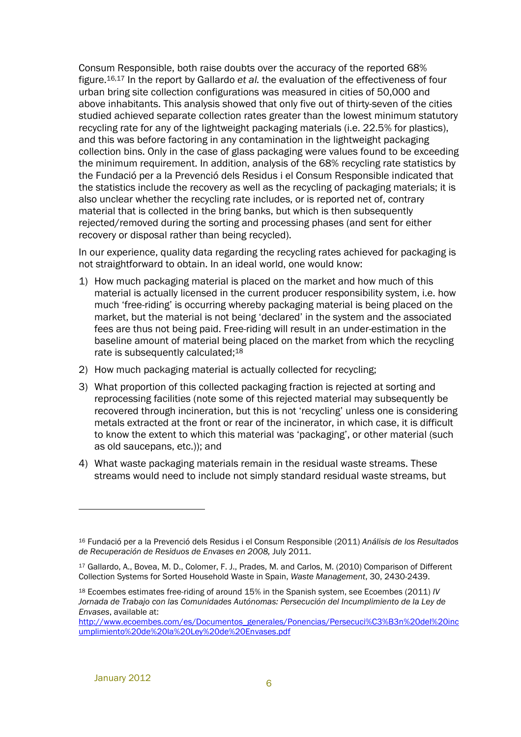Consum Responsible, both raise doubts over the accuracy of the reported 68% figure.[16,17] In the report by Gallardo *et al.* the evaluation of the effectiveness of four urban bring site collection configurations was measured in cities of 50,000 and above inhabitants. This analysis showed that only five out of thirty-seven of the cities studied achieved separate collection rates greater than the lowest minimum statutory recycling rate for any of the lightweight packaging materials (i.e. 22.5% for plastics), and this was before factoring in any contamination in the lightweight packaging collection bins. Only in the case of glass packaging were values found to be exceeding the minimum requirement. In addition, analysis of the 68% recycling rate statistics by the Fundació per a la Prevenció dels Residus i el Consum Responsible indicated that the statistics include the recovery as well as the recycling of packaging materials; it is also unclear whether the recycling rate includes, or is reported net of, contrary material that is collected in the bring banks, but which is then subsequently rejected/removed during the sorting and processing phases (and sent for either recovery or disposal rather than being recycled).

In our experience, quality data regarding the recycling rates achieved for packaging is not straightforward to obtain. In an ideal world, one would know:

1) How much packaging material is placed on the market and how much of this material is actually licensed in the current producer responsibility system, i.e. how much 'free-riding' is occurring whereby packaging material is being placed on the market, but the material is not being 'declared' in the system and the associated fees are thus not being paid. Free-riding will result in an under-estimation in the baseline amount of material being placed on the market from which the recycling rate is subsequently calculated;[18]
2) How much packaging material is actually collected for recycling;
3) What proportion of this collected packaging fraction is rejected at sorting and reprocessing facilities (note some of this rejected material may subsequently be recovered through incineration, but this is not 'recycling' unless one is considering metals extracted at the front or rear of the incinerator, in which case, it is difficult to know the extent to which this material was 'packaging', or other material (such as old saucepans, etc.)); and
4) What waste packaging materials remain in the residual waste streams. These streams would need to include not simply standard residual waste streams, but

---

[16] Fundació per a la Prevenció dels Residus i el Consum Responsible (2011) *Análisis de los Resultados de Recuperación de Residuos de Envases en 2008,* July 2011.

[17] Gallardo, A., Bovea, M. D., Colomer, F. J., Prades, M. and Carlos, M. (2010) Comparison of Different Collection Systems for Sorted Household Waste in Spain, *Waste Management*, 30, 2430-2439.

[18] Ecoembes estimates free-riding of around 15% in the Spanish system, see Ecoembes (2011) *IV Jornada de Trabajo con las Comunidades Autónomas: Persecución del Incumplimiento de la Ley de Envases*, available at: http://www.ecoembes.com/es/Documentos_generales/Ponencias/Persecuci%C3%B3n%20del%20incumplimiento%20de%20la%20Ley%20de%20Envases.pdf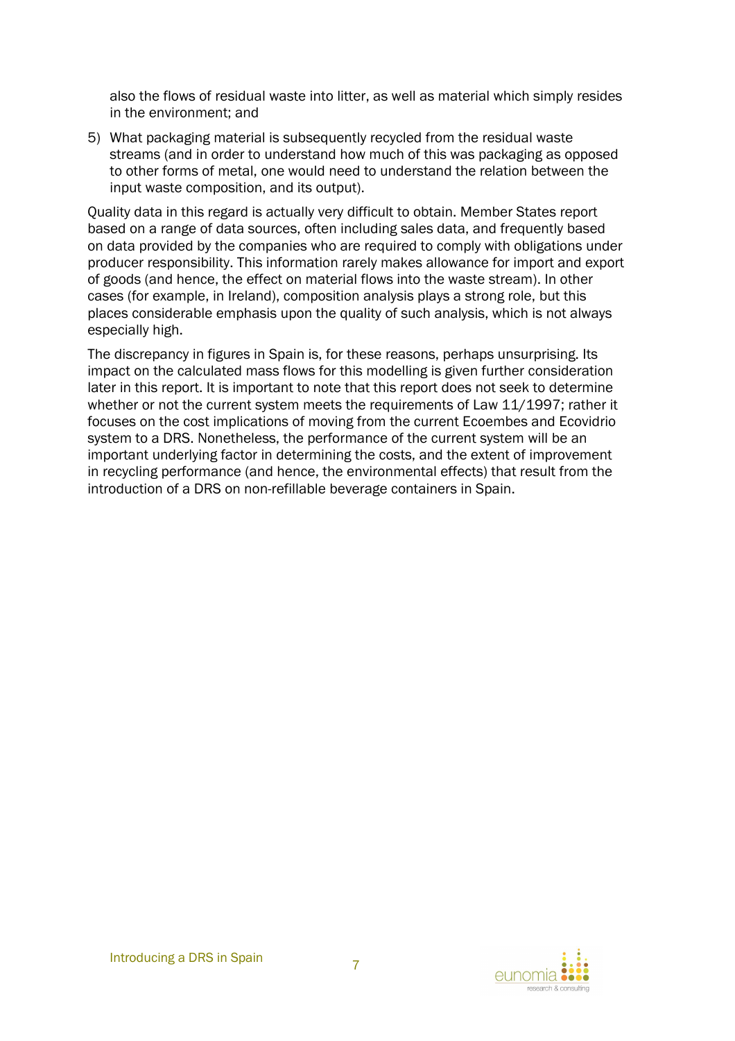also the flows of residual waste into litter, as well as material which simply resides in the environment; and

5) What packaging material is subsequently recycled from the residual waste streams (and in order to understand how much of this was packaging as opposed to other forms of metal, one would need to understand the relation between the input waste composition, and its output).

Quality data in this regard is actually very difficult to obtain. Member States report based on a range of data sources, often including sales data, and frequently based on data provided by the companies who are required to comply with obligations under producer responsibility. This information rarely makes allowance for import and export of goods (and hence, the effect on material flows into the waste stream). In other cases (for example, in Ireland), composition analysis plays a strong role, but this places considerable emphasis upon the quality of such analysis, which is not always especially high.

The discrepancy in figures in Spain is, for these reasons, perhaps unsurprising. Its impact on the calculated mass flows for this modelling is given further consideration later in this report. It is important to note that this report does not seek to determine whether or not the current system meets the requirements of Law 11/1997; rather it focuses on the cost implications of moving from the current Ecoembes and Ecovidrio system to a DRS. Nonetheless, the performance of the current system will be an important underlying factor in determining the costs, and the extent of improvement in recycling performance (and hence, the environmental effects) that result from the introduction of a DRS on non-refillable beverage containers in Spain.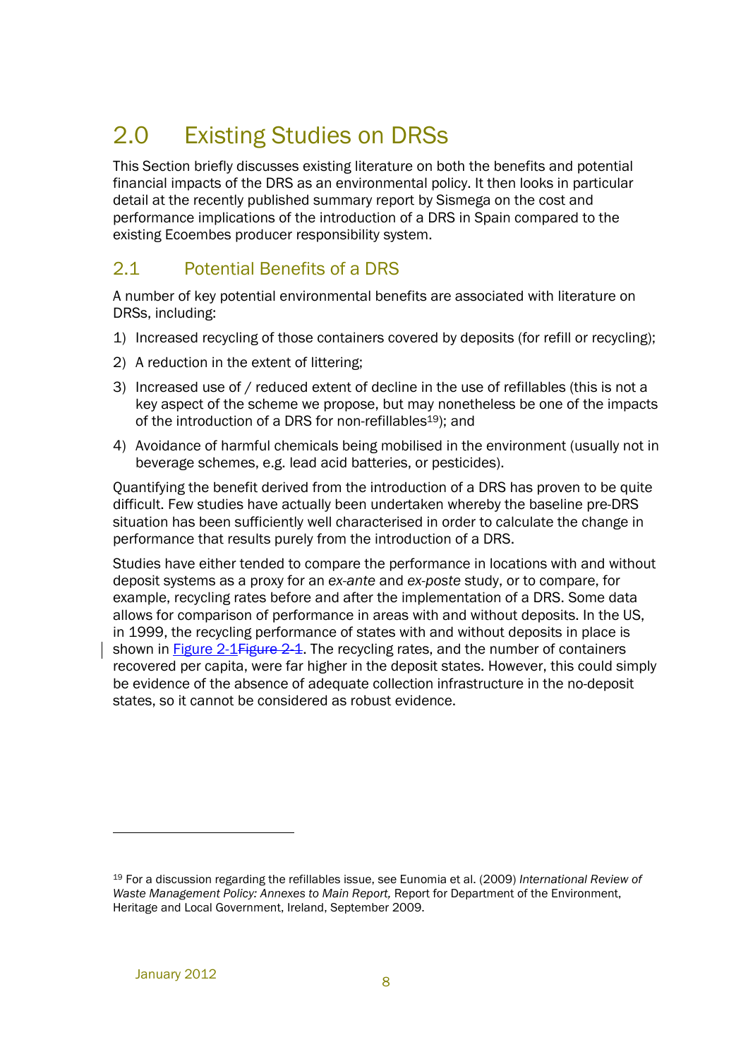# 2.0 Existing Studies on DRSs

This Section briefly discusses existing literature on both the benefits and potential financial impacts of the DRS as an environmental policy. It then looks in particular detail at the recently published summary report by Sismega on the cost and performance implications of the introduction of a DRS in Spain compared to the existing Ecoembes producer responsibility system.

## 2.1 Potential Benefits of a DRS

A number of key potential environmental benefits are associated with literature on DRSs, including:

1) Increased recycling of those containers covered by deposits (for refill or recycling);
2) A reduction in the extent of littering;
3) Increased use of / reduced extent of decline in the use of refillables (this is not a key aspect of the scheme we propose, but may nonetheless be one of the impacts of the introduction of a DRS for non-refillables[19]); and
4) Avoidance of harmful chemicals being mobilised in the environment (usually not in beverage schemes, e.g. lead acid batteries, or pesticides).

Quantifying the benefit derived from the introduction of a DRS has proven to be quite difficult. Few studies have actually been undertaken whereby the baseline pre-DRS situation has been sufficiently well characterised in order to calculate the change in performance that results purely from the introduction of a DRS.

Studies have either tended to compare the performance in locations with and without deposit systems as a proxy for an *ex-ante* and *ex-poste* study, or to compare, for example, recycling rates before and after the implementation of a DRS. Some data allows for comparison of performance in areas with and without deposits. In the US, in 1999, the recycling performance of states with and without deposits in place is shown in Figure 2-1. The recycling rates, and the number of containers recovered per capita, were far higher in the deposit states. However, this could simply be evidence of the absence of adequate collection infrastructure in the no-deposit states, so it cannot be considered as robust evidence.

---

[19] For a discussion regarding the refillables issue, see Eunomia et al. (2009) *International Review of Waste Management Policy: Annexes to Main Report,* Report for Department of the Environment, Heritage and Local Government, Ireland, September 2009.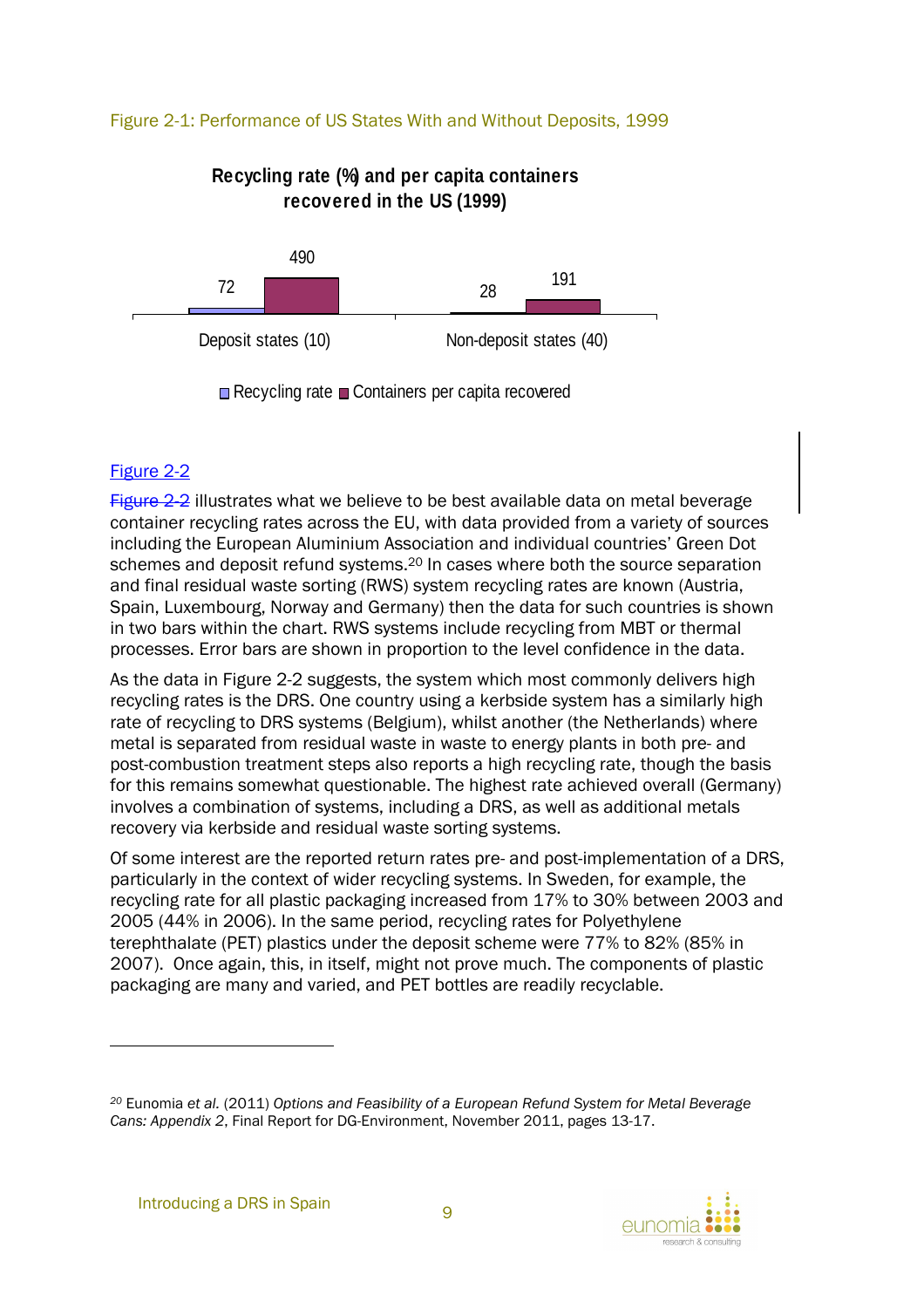Figure 2-1: Performance of US States With and Without Deposits, 1999

**Recycling rate (%) and per capita containers recovered in the US (1999)**

| | Recycling rate | Containers per capita recovered |
|---|---|---|
| Deposit states (10) | 72 | 490 |
| Non-deposit states (40) | 28 | 191 |

Figure 2-2

~~Figure 2-2~~ illustrates what we believe to be best available data on metal beverage container recycling rates across the EU, with data provided from a variety of sources including the European Aluminium Association and individual countries' Green Dot schemes and deposit refund systems.[20] In cases where both the source separation and final residual waste sorting (RWS) system recycling rates are known (Austria, Spain, Luxembourg, Norway and Germany) then the data for such countries is shown in two bars within the chart. RWS systems include recycling from MBT or thermal processes. Error bars are shown in proportion to the level confidence in the data.

As the data in Figure 2-2 suggests, the system which most commonly delivers high recycling rates is the DRS. One country using a kerbside system has a similarly high rate of recycling to DRS systems (Belgium), whilst another (the Netherlands) where metal is separated from residual waste in waste to energy plants in both pre- and post-combustion treatment steps also reports a high recycling rate, though the basis for this remains somewhat questionable. The highest rate achieved overall (Germany) involves a combination of systems, including a DRS, as well as additional metals recovery via kerbside and residual waste sorting systems.

Of some interest are the reported return rates pre- and post-implementation of a DRS, particularly in the context of wider recycling systems. In Sweden, for example, the recycling rate for all plastic packaging increased from 17% to 30% between 2003 and 2005 (44% in 2006). In the same period, recycling rates for Polyethylene terephthalate (PET) plastics under the deposit scheme were 77% to 82% (85% in 2007). Once again, this, in itself, might not prove much. The components of plastic packaging are many and varied, and PET bottles are readily recyclable.

[20] Eunomia *et al.* (2011) *Options and Feasibility of a European Refund System for Metal Beverage Cans: Appendix 2*, Final Report for DG-Environment, November 2011, pages 13-17.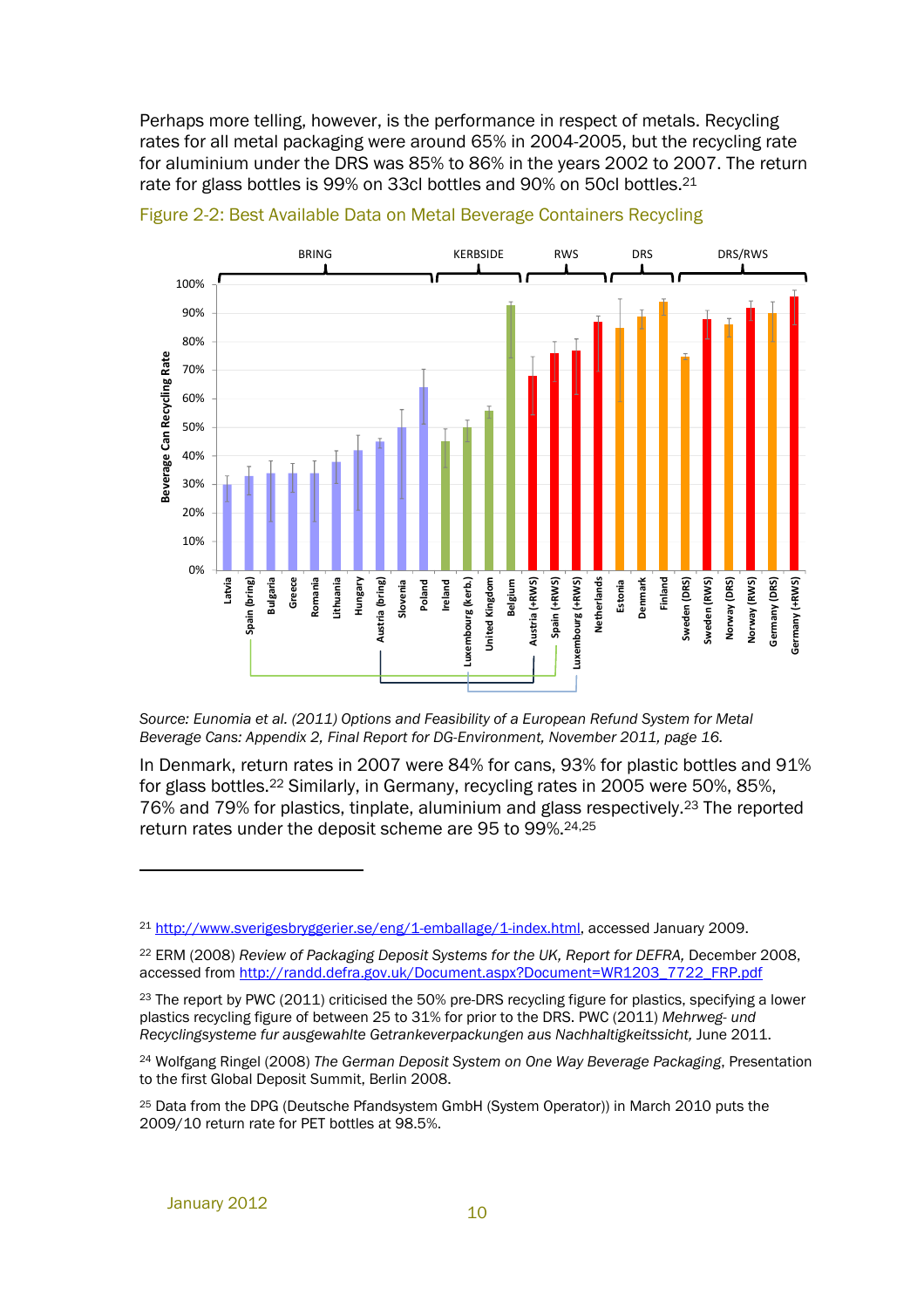Perhaps more telling, however, is the performance in respect of metals. Recycling rates for all metal packaging were around 65% in 2004-2005, but the recycling rate for aluminium under the DRS was 85% to 86% in the years 2002 to 2007. The return rate for glass bottles is 99% on 33cl bottles and 90% on 50cl bottles.[21]

Figure 2-2: Best Available Data on Metal Beverage Containers Recycling

Source: *Eunomia et al. (2011) Options and Feasibility of a European Refund System for Metal Beverage Cans: Appendix 2, Final Report for DG-Environment, November 2011, page 16.*

In Denmark, return rates in 2007 were 84% for cans, 93% for plastic bottles and 91% for glass bottles.[22] Similarly, in Germany, recycling rates in 2005 were 50%, 85%, 76% and 79% for plastics, tinplate, aluminium and glass respectively.[23] The reported return rates under the deposit scheme are 95 to 99%.[24,25]

---

[21] http://www.sverigesbryggerier.se/eng/1-emballage/1-index.html, accessed January 2009.

[22] ERM (2008) *Review of Packaging Deposit Systems for the UK, Report for DEFRA,* December 2008, accessed from http://randd.defra.gov.uk/Document.aspx?Document=WR1203_7722_FRP.pdf

[23] The report by PWC (2011) criticised the 50% pre-DRS recycling figure for plastics, specifying a lower plastics recycling figure of between 25 to 31% for prior to the DRS. PWC (2011) *Mehrweg- und Recyclingsysteme fur ausgewahlte Getrankeverpackungen aus Nachhaltigkeitssicht,* June 2011.

[24] Wolfgang Ringel (2008) *The German Deposit System on One Way Beverage Packaging*, Presentation to the first Global Deposit Summit, Berlin 2008.

[25] Data from the DPG (Deutsche Pfandsystem GmbH (System Operator)) in March 2010 puts the 2009/10 return rate for PET bottles at 98.5%.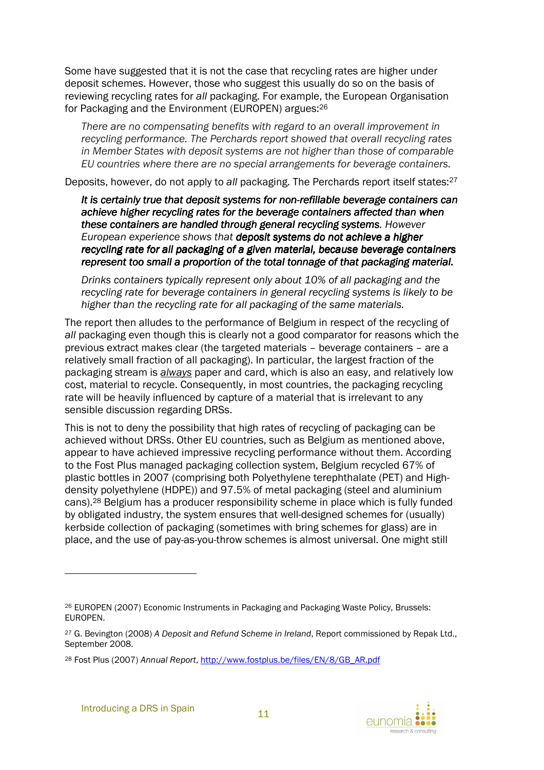Some have suggested that it is not the case that recycling rates are higher under deposit schemes. However, those who suggest this usually do so on the basis of reviewing recycling rates for *all* packaging. For example, the European Organisation for Packaging and the Environment (EUROPEN) argues:[26]

> *There are no compensating benefits with regard to an overall improvement in recycling performance. The Perchards report showed that overall recycling rates in Member States with deposit systems are not higher than those of comparable EU countries where there are no special arrangements for beverage containers.*

Deposits, however, do not apply to *all* packaging. The Perchards report itself states:[27]

> ***It is certainly true that deposit systems for non-refillable beverage containers can achieve higher recycling rates for the beverage containers affected than when these containers are handled through general recycling systems.*** *However European experience shows that* ***deposit systems do not achieve a higher recycling rate for all packaging of a given material, because beverage containers represent too small a proportion of the total tonnage of that packaging material.***
>
> *Drinks containers typically represent only about 10% of all packaging and the recycling rate for beverage containers in general recycling systems is likely to be higher than the recycling rate for all packaging of the same materials.*

The report then alludes to the performance of Belgium in respect of the recycling of *all* packaging even though this is clearly not a good comparator for reasons which the previous extract makes clear (the targeted materials – beverage containers – are a relatively small fraction of all packaging). In particular, the largest fraction of the packaging stream is ***always*** paper and card, which is also an easy, and relatively low cost, material to recycle. Consequently, in most countries, the packaging recycling rate will be heavily influenced by capture of a material that is irrelevant to any sensible discussion regarding DRSs.

This is not to deny the possibility that high rates of recycling of packaging can be achieved without DRSs. Other EU countries, such as Belgium as mentioned above, appear to have achieved impressive recycling performance without them. According to the Fost Plus managed packaging collection system, Belgium recycled 67% of plastic bottles in 2007 (comprising both Polyethylene terephthalate (PET) and High-density polyethylene (HDPE)) and 97.5% of metal packaging (steel and aluminium cans).[28] Belgium has a producer responsibility scheme in place which is fully funded by obligated industry, the system ensures that well-designed schemes for (usually) kerbside collection of packaging (sometimes with bring schemes for glass) are in place, and the use of pay-as-you-throw schemes is almost universal. One might still

---

[26] EUROPEN (2007) Economic Instruments in Packaging and Packaging Waste Policy, Brussels: EUROPEN.

[27] G. Bevington (2008) *A Deposit and Refund Scheme in Ireland*, Report commissioned by Repak Ltd., September 2008.

[28] Fost Plus (2007) *Annual Report*, http://www.fostplus.be/files/EN/8/GB_AR.pdf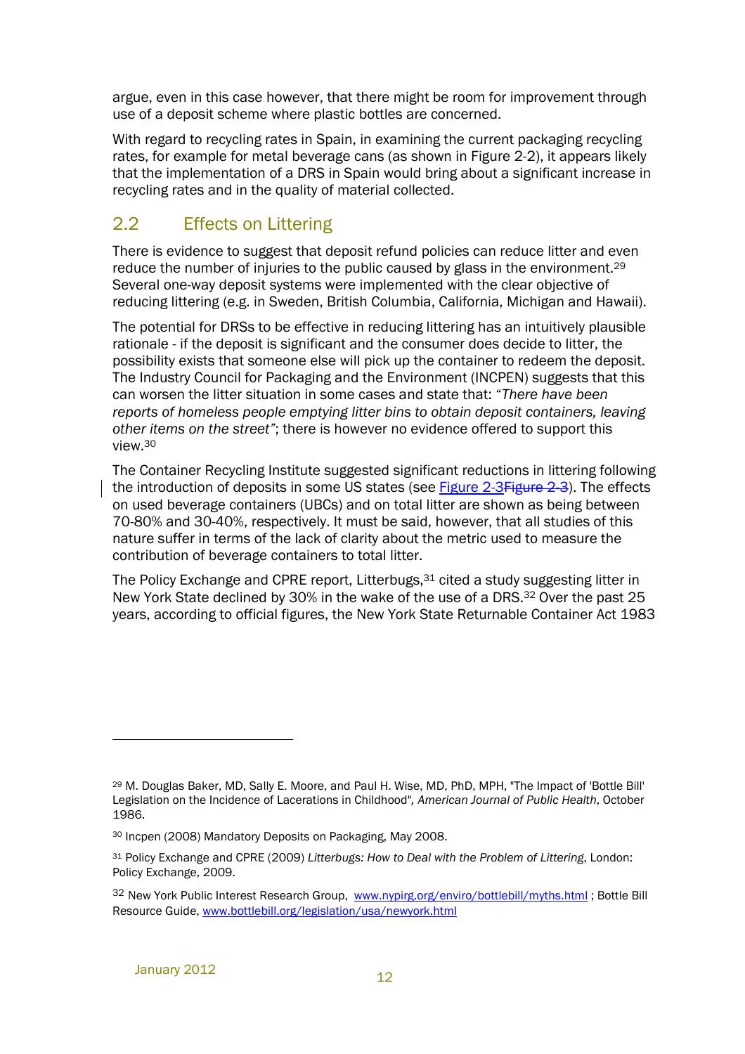argue, even in this case however, that there might be room for improvement through use of a deposit scheme where plastic bottles are concerned.

With regard to recycling rates in Spain, in examining the current packaging recycling rates, for example for metal beverage cans (as shown in Figure 2-2), it appears likely that the implementation of a DRS in Spain would bring about a significant increase in recycling rates and in the quality of material collected.

## 2.2 Effects on Littering

There is evidence to suggest that deposit refund policies can reduce litter and even reduce the number of injuries to the public caused by glass in the environment.[29] Several one-way deposit systems were implemented with the clear objective of reducing littering (e.g. in Sweden, British Columbia, California, Michigan and Hawaii).

The potential for DRSs to be effective in reducing littering has an intuitively plausible rationale - if the deposit is significant and the consumer does decide to litter, the possibility exists that someone else will pick up the container to redeem the deposit. The Industry Council for Packaging and the Environment (INCPEN) suggests that this can worsen the litter situation in some cases and state that: *"There have been reports of homeless people emptying litter bins to obtain deposit containers, leaving other items on the street"*; there is however no evidence offered to support this view.[30]

The Container Recycling Institute suggested significant reductions in littering following the introduction of deposits in some US states (see Figure 2-3~~Figure 2-3~~). The effects on used beverage containers (UBCs) and on total litter are shown as being between 70-80% and 30-40%, respectively. It must be said, however, that all studies of this nature suffer in terms of the lack of clarity about the metric used to measure the contribution of beverage containers to total litter.

The Policy Exchange and CPRE report, Litterbugs,[31] cited a study suggesting litter in New York State declined by 30% in the wake of the use of a DRS.[32] Over the past 25 years, according to official figures, the New York State Returnable Container Act 1983

---

[29] M. Douglas Baker, MD, Sally E. Moore, and Paul H. Wise, MD, PhD, MPH, "The Impact of 'Bottle Bill' Legislation on the Incidence of Lacerations in Childhood", *American Journal of Public Health*, October 1986.

[30] Incpen (2008) Mandatory Deposits on Packaging, May 2008.

[31] Policy Exchange and CPRE (2009) *Litterbugs: How to Deal with the Problem of Littering*, London: Policy Exchange, 2009.

[32] New York Public Interest Research Group, www.nypirg.org/enviro/bottlebill/myths.html ; Bottle Bill Resource Guide, www.bottlebill.org/legislation/usa/newyork.html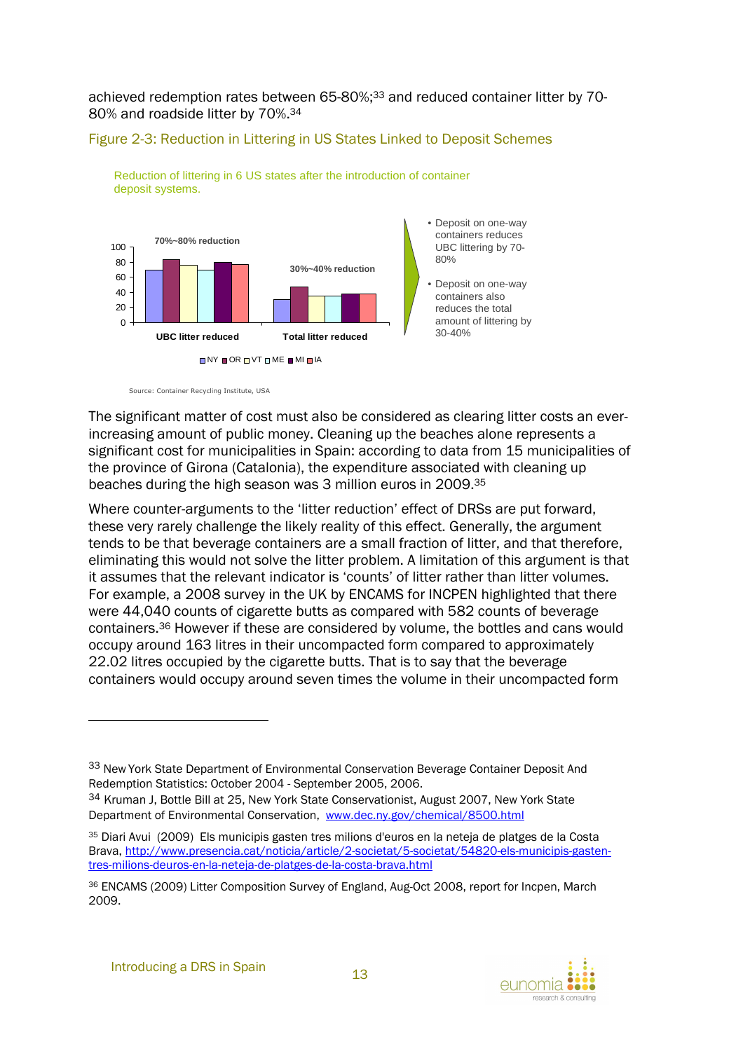achieved redemption rates between 65-80%;[33] and reduced container litter by 70-80% and roadside litter by 70%.[34]

Figure 2-3: Reduction in Littering in US States Linked to Deposit Schemes

Reduction of littering in 6 US states after the introduction of container deposit systems.

- Deposit on one-way containers reduces UBC littering by 70-80%
- Deposit on one-way containers also reduces the total amount of littering by 30-40%

Source: Container Recycling Institute, USA

The significant matter of cost must also be considered as clearing litter costs an ever-increasing amount of public money. Cleaning up the beaches alone represents a significant cost for municipalities in Spain: according to data from 15 municipalities of the province of Girona (Catalonia), the expenditure associated with cleaning up beaches during the high season was 3 million euros in 2009.[35]

Where counter-arguments to the 'litter reduction' effect of DRSs are put forward, these very rarely challenge the likely reality of this effect. Generally, the argument tends to be that beverage containers are a small fraction of litter, and that therefore, eliminating this would not solve the litter problem. A limitation of this argument is that it assumes that the relevant indicator is 'counts' of litter rather than litter volumes. For example, a 2008 survey in the UK by ENCAMS for INCPEN highlighted that there were 44,040 counts of cigarette butts as compared with 582 counts of beverage containers.[36] However if these are considered by volume, the bottles and cans would occupy around 163 litres in their uncompacted form compared to approximately 22.02 litres occupied by the cigarette butts. That is to say that the beverage containers would occupy around seven times the volume in their uncompacted form

---

[33] New York State Department of Environmental Conservation Beverage Container Deposit And Redemption Statistics: October 2004 - September 2005, 2006.

[34] Kruman J, Bottle Bill at 25, New York State Conservationist, August 2007, New York State Department of Environmental Conservation, www.dec.ny.gov/chemical/8500.html

[35] Diari Avui (2009) Els municipis gasten tres milions d'euros en la neteja de platges de la Costa Brava, http://www.presencia.cat/noticia/article/2-societat/5-societat/54820-els-municipis-gasten-tres-milions-deuros-en-la-neteja-de-platges-de-la-costa-brava.html

[36] ENCAMS (2009) Litter Composition Survey of England, Aug-Oct 2008, report for Incpen, March 2009.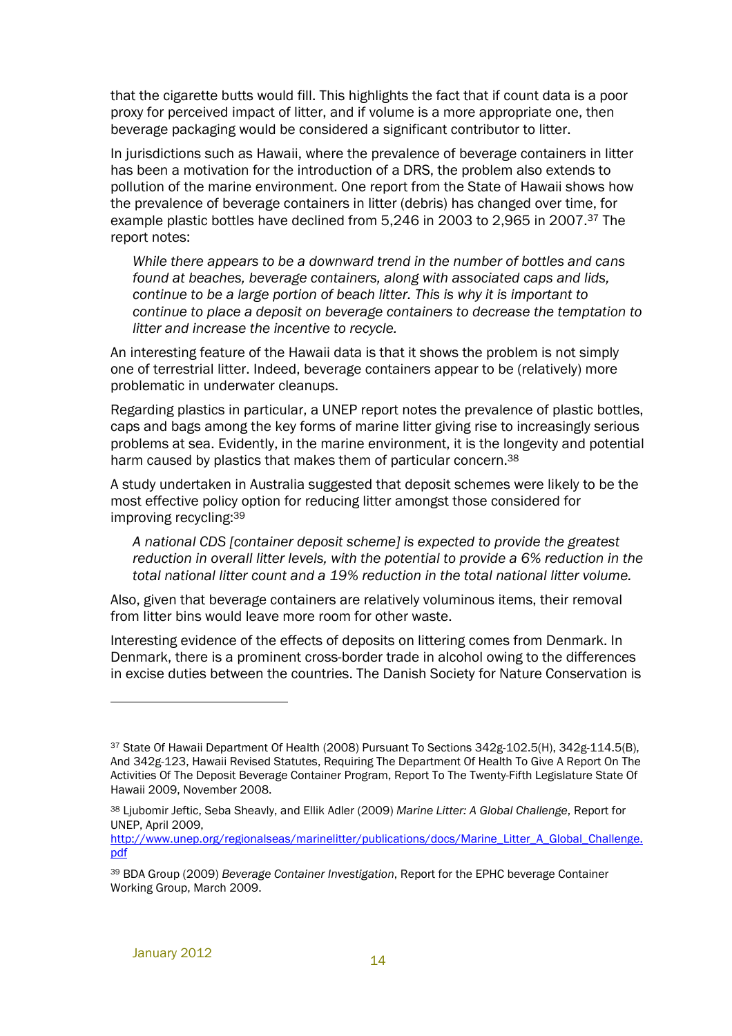that the cigarette butts would fill. This highlights the fact that if count data is a poor proxy for perceived impact of litter, and if volume is a more appropriate one, then beverage packaging would be considered a significant contributor to litter.

In jurisdictions such as Hawaii, where the prevalence of beverage containers in litter has been a motivation for the introduction of a DRS, the problem also extends to pollution of the marine environment. One report from the State of Hawaii shows how the prevalence of beverage containers in litter (debris) has changed over time, for example plastic bottles have declined from 5,246 in 2003 to 2,965 in 2007.[37] The report notes:

> *While there appears to be a downward trend in the number of bottles and cans found at beaches, beverage containers, along with associated caps and lids, continue to be a large portion of beach litter. This is why it is important to continue to place a deposit on beverage containers to decrease the temptation to litter and increase the incentive to recycle.*

An interesting feature of the Hawaii data is that it shows the problem is not simply one of terrestrial litter. Indeed, beverage containers appear to be (relatively) more problematic in underwater cleanups.

Regarding plastics in particular, a UNEP report notes the prevalence of plastic bottles, caps and bags among the key forms of marine litter giving rise to increasingly serious problems at sea. Evidently, in the marine environment, it is the longevity and potential harm caused by plastics that makes them of particular concern.[38]

A study undertaken in Australia suggested that deposit schemes were likely to be the most effective policy option for reducing litter amongst those considered for improving recycling:[39]

> *A national CDS [container deposit scheme] is expected to provide the greatest reduction in overall litter levels, with the potential to provide a 6% reduction in the total national litter count and a 19% reduction in the total national litter volume.*

Also, given that beverage containers are relatively voluminous items, their removal from litter bins would leave more room for other waste.

Interesting evidence of the effects of deposits on littering comes from Denmark. In Denmark, there is a prominent cross-border trade in alcohol owing to the differences in excise duties between the countries. The Danish Society for Nature Conservation is

---

[37] State Of Hawaii Department Of Health (2008) Pursuant To Sections 342g-102.5(H), 342g-114.5(B), And 342g-123, Hawaii Revised Statutes, Requiring The Department Of Health To Give A Report On The Activities Of The Deposit Beverage Container Program, Report To The Twenty-Fifth Legislature State Of Hawaii 2009, November 2008.

[38] Ljubomir Jeftic, Seba Sheavly, and Ellik Adler (2009) *Marine Litter: A Global Challenge*, Report for UNEP, April 2009, http://www.unep.org/regionalseas/marinelitter/publications/docs/Marine_Litter_A_Global_Challenge.pdf

[39] BDA Group (2009) *Beverage Container Investigation*, Report for the EPHC beverage Container Working Group, March 2009.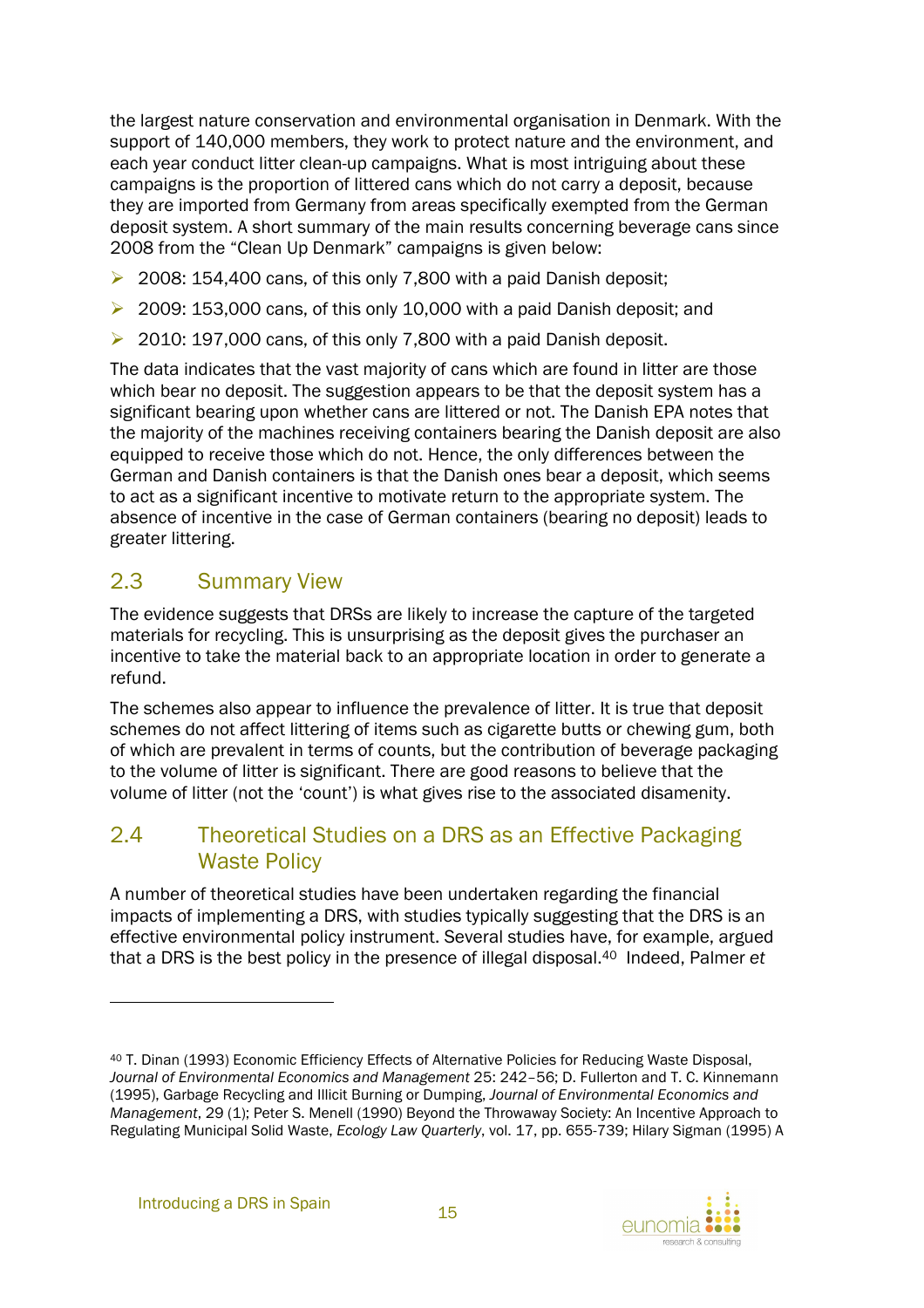the largest nature conservation and environmental organisation in Denmark. With the support of 140,000 members, they work to protect nature and the environment, and each year conduct litter clean-up campaigns. What is most intriguing about these campaigns is the proportion of littered cans which do not carry a deposit, because they are imported from Germany from areas specifically exempted from the German deposit system. A short summary of the main results concerning beverage cans since 2008 from the "Clean Up Denmark" campaigns is given below:

- 2008: 154,400 cans, of this only 7,800 with a paid Danish deposit;
- 2009: 153,000 cans, of this only 10,000 with a paid Danish deposit; and
- 2010: 197,000 cans, of this only 7,800 with a paid Danish deposit.

The data indicates that the vast majority of cans which are found in litter are those which bear no deposit. The suggestion appears to be that the deposit system has a significant bearing upon whether cans are littered or not. The Danish EPA notes that the majority of the machines receiving containers bearing the Danish deposit are also equipped to receive those which do not. Hence, the only differences between the German and Danish containers is that the Danish ones bear a deposit, which seems to act as a significant incentive to motivate return to the appropriate system. The absence of incentive in the case of German containers (bearing no deposit) leads to greater littering.

## 2.3 Summary View

The evidence suggests that DRSs are likely to increase the capture of the targeted materials for recycling. This is unsurprising as the deposit gives the purchaser an incentive to take the material back to an appropriate location in order to generate a refund.

The schemes also appear to influence the prevalence of litter. It is true that deposit schemes do not affect littering of items such as cigarette butts or chewing gum, both of which are prevalent in terms of counts, but the contribution of beverage packaging to the volume of litter is significant. There are good reasons to believe that the volume of litter (not the 'count') is what gives rise to the associated disamenity.

## 2.4 Theoretical Studies on a DRS as an Effective Packaging Waste Policy

A number of theoretical studies have been undertaken regarding the financial impacts of implementing a DRS, with studies typically suggesting that the DRS is an effective environmental policy instrument. Several studies have, for example, argued that a DRS is the best policy in the presence of illegal disposal.[40] Indeed, Palmer *et*

---

[40] T. Dinan (1993) Economic Efficiency Effects of Alternative Policies for Reducing Waste Disposal, *Journal of Environmental Economics and Management* 25: 242–56; D. Fullerton and T. C. Kinnemann (1995), Garbage Recycling and Illicit Burning or Dumping, *Journal of Environmental Economics and Management*, 29 (1); Peter S. Menell (1990) Beyond the Throwaway Society: An Incentive Approach to Regulating Municipal Solid Waste, *Ecology Law Quarterly*, vol. 17, pp. 655-739; Hilary Sigman (1995) A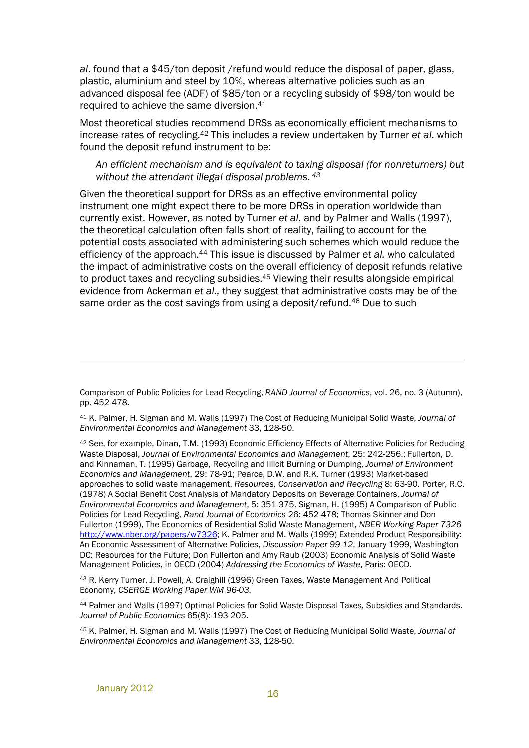*al*. found that a $45/ton deposit /refund would reduce the disposal of paper, glass, plastic, aluminium and steel by 10%, whereas alternative policies such as an advanced disposal fee (ADF) of $85/ton or a recycling subsidy of $98/ton would be required to achieve the same diversion.[41]

Most theoretical studies recommend DRSs as economically efficient mechanisms to increase rates of recycling.[42] This includes a review undertaken by Turner *et al*. which found the deposit refund instrument to be:

> *An efficient mechanism and is equivalent to taxing disposal (for nonreturners) but without the attendant illegal disposal problems.* [43]

Given the theoretical support for DRSs as an effective environmental policy instrument one might expect there to be more DRSs in operation worldwide than currently exist. However, as noted by Turner *et al.* and by Palmer and Walls (1997), the theoretical calculation often falls short of reality, failing to account for the potential costs associated with administering such schemes which would reduce the efficiency of the approach.[44] This issue is discussed by Palmer *et al.* who calculated the impact of administrative costs on the overall efficiency of deposit refunds relative to product taxes and recycling subsidies.[45] Viewing their results alongside empirical evidence from Ackerman *et al.,* they suggest that administrative costs may be of the same order as the cost savings from using a deposit/refund.[46] Due to such

---

Comparison of Public Policies for Lead Recycling, *RAND Journal of Economics*, vol. 26, no. 3 (Autumn), pp. 452-478.

[41] K. Palmer, H. Sigman and M. Walls (1997) The Cost of Reducing Municipal Solid Waste, *Journal of Environmental Economics and Management* 33, 128-50.

[42] See, for example, Dinan, T.M. (1993) Economic Efficiency Effects of Alternative Policies for Reducing Waste Disposal, *Journal of Environmental Economics and Management*, 25: 242-256.; Fullerton, D. and Kinnaman, T. (1995) Garbage, Recycling and Illicit Burning or Dumping, *Journal of Environment Economics and Management*, 29: 78-91; Pearce, D.W. and R.K. Turner (1993) Market-based approaches to solid waste management, *Resources, Conservation and Recycling* 8: 63-90. Porter, R.C. (1978) A Social Benefit Cost Analysis of Mandatory Deposits on Beverage Containers, *Journal of Environmental Economics and Management*, 5: 351-375. Sigman, H. (1995) A Comparison of Public Policies for Lead Recycling, *Rand Journal of Economics* 26: 452-478; Thomas Skinner and Don Fullerton (1999), The Economics of Residential Solid Waste Management, *NBER Working Paper 7326* http://www.nber.org/papers/w7326; K. Palmer and M. Walls (1999) Extended Product Responsibility: An Economic Assessment of Alternative Policies, *Discussion Paper 99-12*, January 1999, Washington DC: Resources for the Future; Don Fullerton and Amy Raub (2003) Economic Analysis of Solid Waste Management Policies, in OECD (2004) *Addressing the Economics of Waste*, Paris: OECD.

[43] R. Kerry Turner, J. Powell, A. Craighill (1996) Green Taxes, Waste Management And Political Economy, *CSERGE Working Paper WM 96-03.*

[44] Palmer and Walls (1997) Optimal Policies for Solid Waste Disposal Taxes, Subsidies and Standards. *Journal of Public Economics* 65(8): 193-205.

[45] K. Palmer, H. Sigman and M. Walls (1997) The Cost of Reducing Municipal Solid Waste, *Journal of Environmental Economics and Management* 33, 128-50.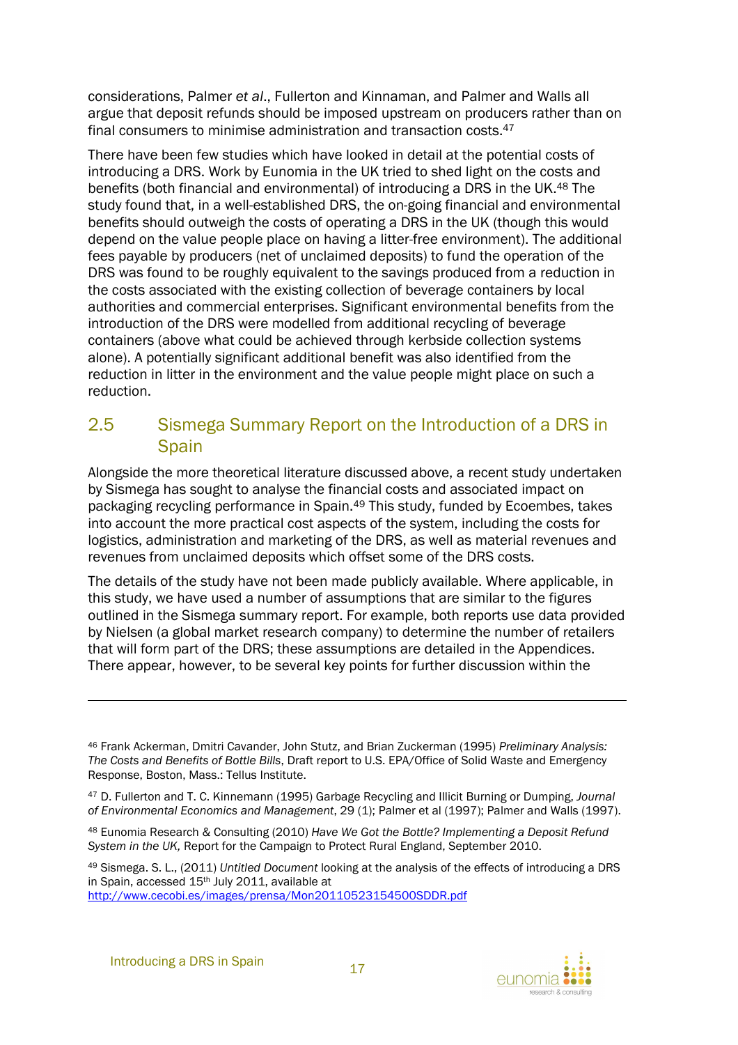considerations, Palmer *et al*., Fullerton and Kinnaman, and Palmer and Walls all argue that deposit refunds should be imposed upstream on producers rather than on final consumers to minimise administration and transaction costs.[47]

There have been few studies which have looked in detail at the potential costs of introducing a DRS. Work by Eunomia in the UK tried to shed light on the costs and benefits (both financial and environmental) of introducing a DRS in the UK.[48] The study found that, in a well-established DRS, the on-going financial and environmental benefits should outweigh the costs of operating a DRS in the UK (though this would depend on the value people place on having a litter-free environment). The additional fees payable by producers (net of unclaimed deposits) to fund the operation of the DRS was found to be roughly equivalent to the savings produced from a reduction in the costs associated with the existing collection of beverage containers by local authorities and commercial enterprises. Significant environmental benefits from the introduction of the DRS were modelled from additional recycling of beverage containers (above what could be achieved through kerbside collection systems alone). A potentially significant additional benefit was also identified from the reduction in litter in the environment and the value people might place on such a reduction.

## 2.5 Sismega Summary Report on the Introduction of a DRS in Spain

Alongside the more theoretical literature discussed above, a recent study undertaken by Sismega has sought to analyse the financial costs and associated impact on packaging recycling performance in Spain.[49] This study, funded by Ecoembes, takes into account the more practical cost aspects of the system, including the costs for logistics, administration and marketing of the DRS, as well as material revenues and revenues from unclaimed deposits which offset some of the DRS costs.

The details of the study have not been made publicly available. Where applicable, in this study, we have used a number of assumptions that are similar to the figures outlined in the Sismega summary report. For example, both reports use data provided by Nielsen (a global market research company) to determine the number of retailers that will form part of the DRS; these assumptions are detailed in the Appendices. There appear, however, to be several key points for further discussion within the

---

[46] Frank Ackerman, Dmitri Cavander, John Stutz, and Brian Zuckerman (1995) *Preliminary Analysis: The Costs and Benefits of Bottle Bills*, Draft report to U.S. EPA/Office of Solid Waste and Emergency Response, Boston, Mass.: Tellus Institute.

[47] D. Fullerton and T. C. Kinnemann (1995) Garbage Recycling and Illicit Burning or Dumping, *Journal of Environmental Economics and Management*, 29 (1); Palmer et al (1997); Palmer and Walls (1997).

[48] Eunomia Research & Consulting (2010) *Have We Got the Bottle? Implementing a Deposit Refund System in the UK,* Report for the Campaign to Protect Rural England, September 2010.

[49] Sismega. S. L., (2011) *Untitled Document* looking at the analysis of the effects of introducing a DRS in Spain, accessed 15th July 2011, available at http://www.cecobi.es/images/prensa/Mon20110523154500SDDR.pdf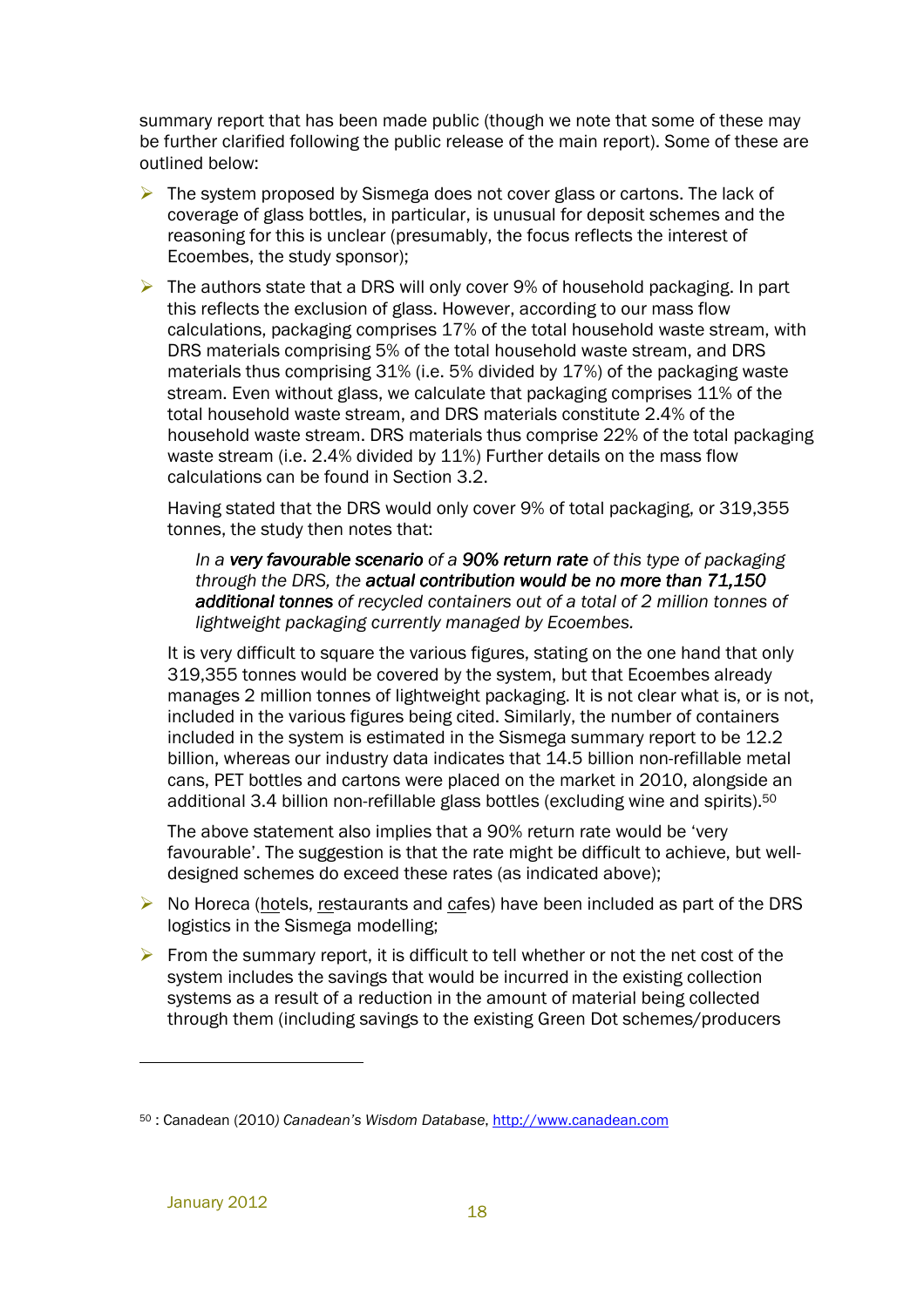summary report that has been made public (though we note that some of these may be further clarified following the public release of the main report). Some of these are outlined below:

- The system proposed by Sismega does not cover glass or cartons. The lack of coverage of glass bottles, in particular, is unusual for deposit schemes and the reasoning for this is unclear (presumably, the focus reflects the interest of Ecoembes, the study sponsor);

- The authors state that a DRS will only cover 9% of household packaging. In part this reflects the exclusion of glass. However, according to our mass flow calculations, packaging comprises 17% of the total household waste stream, with DRS materials comprising 5% of the total household waste stream, and DRS materials thus comprising 31% (i.e. 5% divided by 17%) of the packaging waste stream. Even without glass, we calculate that packaging comprises 11% of the total household waste stream, and DRS materials constitute 2.4% of the household waste stream. DRS materials thus comprise 22% of the total packaging waste stream (i.e. 2.4% divided by 11%) Further details on the mass flow calculations can be found in Section 3.2.

  Having stated that the DRS would only cover 9% of total packaging, or 319,355 tonnes, the study then notes that:

  > *In a **very favourable scenario** of a **90% return rate** of this type of packaging through the DRS, the **actual contribution would be no more than 71,150 additional tonnes** of recycled containers out of a total of 2 million tonnes of lightweight packaging currently managed by Ecoembes.*

  It is very difficult to square the various figures, stating on the one hand that only 319,355 tonnes would be covered by the system, but that Ecoembes already manages 2 million tonnes of lightweight packaging. It is not clear what is, or is not, included in the various figures being cited. Similarly, the number of containers included in the system is estimated in the Sismega summary report to be 12.2 billion, whereas our industry data indicates that 14.5 billion non-refillable metal cans, PET bottles and cartons were placed on the market in 2010, alongside an additional 3.4 billion non-refillable glass bottles (excluding wine and spirits).[50]

  The above statement also implies that a 90% return rate would be 'very favourable'. The suggestion is that the rate might be difficult to achieve, but well-designed schemes do exceed these rates (as indicated above);

- No Horeca (hotels, restaurants and cafes) have been included as part of the DRS logistics in the Sismega modelling;

- From the summary report, it is difficult to tell whether or not the net cost of the system includes the savings that would be incurred in the existing collection systems as a result of a reduction in the amount of material being collected through them (including savings to the existing Green Dot schemes/producers

[50] : Canadean (2010) *Canadean's Wisdom Database*, http://www.canadean.com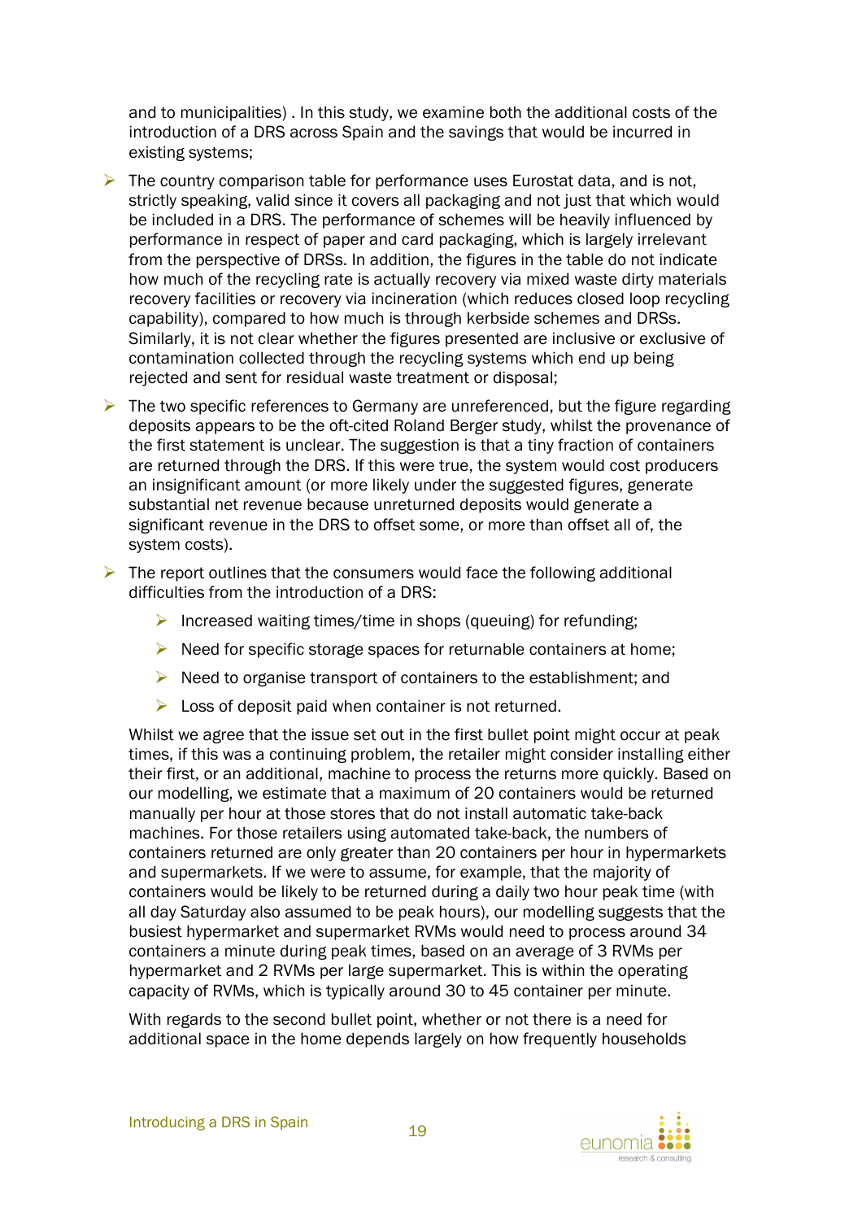and to municipalities) . In this study, we examine both the additional costs of the introduction of a DRS across Spain and the savings that would be incurred in existing systems;

- The country comparison table for performance uses Eurostat data, and is not, strictly speaking, valid since it covers all packaging and not just that which would be included in a DRS. The performance of schemes will be heavily influenced by performance in respect of paper and card packaging, which is largely irrelevant from the perspective of DRSs. In addition, the figures in the table do not indicate how much of the recycling rate is actually recovery via mixed waste dirty materials recovery facilities or recovery via incineration (which reduces closed loop recycling capability), compared to how much is through kerbside schemes and DRSs. Similarly, it is not clear whether the figures presented are inclusive or exclusive of contamination collected through the recycling systems which end up being rejected and sent for residual waste treatment or disposal;
- The two specific references to Germany are unreferenced, but the figure regarding deposits appears to be the oft-cited Roland Berger study, whilst the provenance of the first statement is unclear. The suggestion is that a tiny fraction of containers are returned through the DRS. If this were true, the system would cost producers an insignificant amount (or more likely under the suggested figures, generate substantial net revenue because unreturned deposits would generate a significant revenue in the DRS to offset some, or more than offset all of, the system costs).
- The report outlines that the consumers would face the following additional difficulties from the introduction of a DRS:
  - Increased waiting times/time in shops (queuing) for refunding;
  - Need for specific storage spaces for returnable containers at home;
  - Need to organise transport of containers to the establishment; and
  - Loss of deposit paid when container is not returned.

  Whilst we agree that the issue set out in the first bullet point might occur at peak times, if this was a continuing problem, the retailer might consider installing either their first, or an additional, machine to process the returns more quickly. Based on our modelling, we estimate that a maximum of 20 containers would be returned manually per hour at those stores that do not install automatic take-back machines. For those retailers using automated take-back, the numbers of containers returned are only greater than 20 containers per hour in hypermarkets and supermarkets. If we were to assume, for example, that the majority of containers would be likely to be returned during a daily two hour peak time (with all day Saturday also assumed to be peak hours), our modelling suggests that the busiest hypermarket and supermarket RVMs would need to process around 34 containers a minute during peak times, based on an average of 3 RVMs per hypermarket and 2 RVMs per large supermarket. This is within the operating capacity of RVMs, which is typically around 30 to 45 container per minute.

  With regards to the second bullet point, whether or not there is a need for additional space in the home depends largely on how frequently households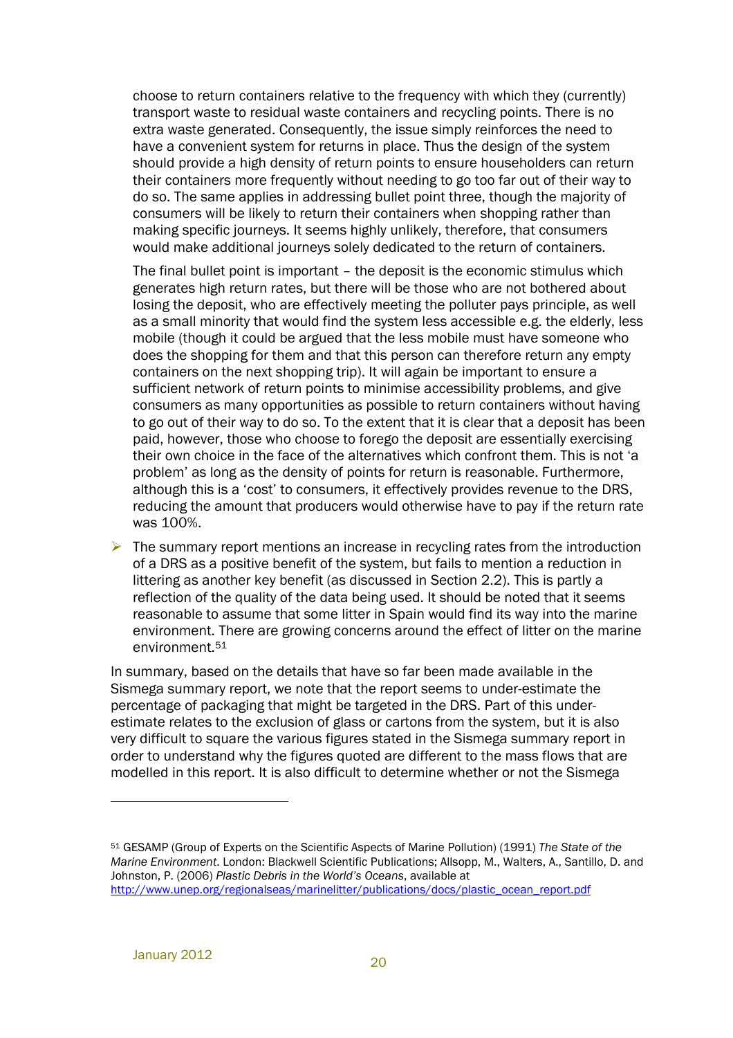choose to return containers relative to the frequency with which they (currently) transport waste to residual waste containers and recycling points. There is no extra waste generated. Consequently, the issue simply reinforces the need to have a convenient system for returns in place. Thus the design of the system should provide a high density of return points to ensure householders can return their containers more frequently without needing to go too far out of their way to do so. The same applies in addressing bullet point three, though the majority of consumers will be likely to return their containers when shopping rather than making specific journeys. It seems highly unlikely, therefore, that consumers would make additional journeys solely dedicated to the return of containers.

The final bullet point is important – the deposit is the economic stimulus which generates high return rates, but there will be those who are not bothered about losing the deposit, who are effectively meeting the polluter pays principle, as well as a small minority that would find the system less accessible e.g. the elderly, less mobile (though it could be argued that the less mobile must have someone who does the shopping for them and that this person can therefore return any empty containers on the next shopping trip). It will again be important to ensure a sufficient network of return points to minimise accessibility problems, and give consumers as many opportunities as possible to return containers without having to go out of their way to do so. To the extent that it is clear that a deposit has been paid, however, those who choose to forego the deposit are essentially exercising their own choice in the face of the alternatives which confront them. This is not 'a problem' as long as the density of points for return is reasonable. Furthermore, although this is a 'cost' to consumers, it effectively provides revenue to the DRS, reducing the amount that producers would otherwise have to pay if the return rate was 100%.

- The summary report mentions an increase in recycling rates from the introduction of a DRS as a positive benefit of the system, but fails to mention a reduction in littering as another key benefit (as discussed in Section 2.2). This is partly a reflection of the quality of the data being used. It should be noted that it seems reasonable to assume that some litter in Spain would find its way into the marine environment. There are growing concerns around the effect of litter on the marine environment.[51]

In summary, based on the details that have so far been made available in the Sismega summary report, we note that the report seems to under-estimate the percentage of packaging that might be targeted in the DRS. Part of this under-estimate relates to the exclusion of glass or cartons from the system, but it is also very difficult to square the various figures stated in the Sismega summary report in order to understand why the figures quoted are different to the mass flows that are modelled in this report. It is also difficult to determine whether or not the Sismega

---

[51] GESAMP (Group of Experts on the Scientific Aspects of Marine Pollution) (1991) *The State of the Marine Environment*. London: Blackwell Scientific Publications; Allsopp, M., Walters, A., Santillo, D. and Johnston, P. (2006) *Plastic Debris in the World's Oceans*, available at http://www.unep.org/regionalseas/marinelitter/publications/docs/plastic_ocean_report.pdf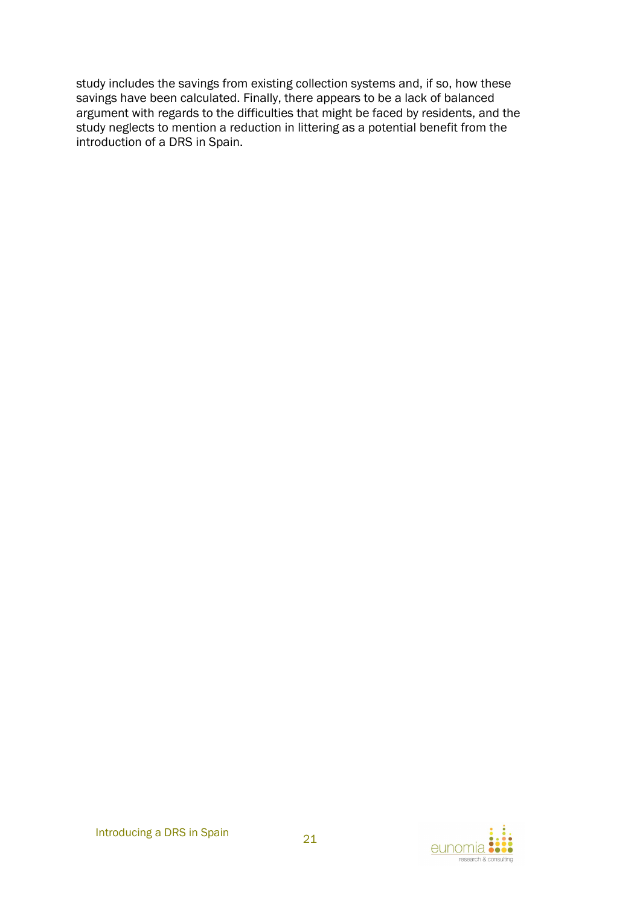study includes the savings from existing collection systems and, if so, how these savings have been calculated. Finally, there appears to be a lack of balanced argument with regards to the difficulties that might be faced by residents, and the study neglects to mention a reduction in littering as a potential benefit from the introduction of a DRS in Spain.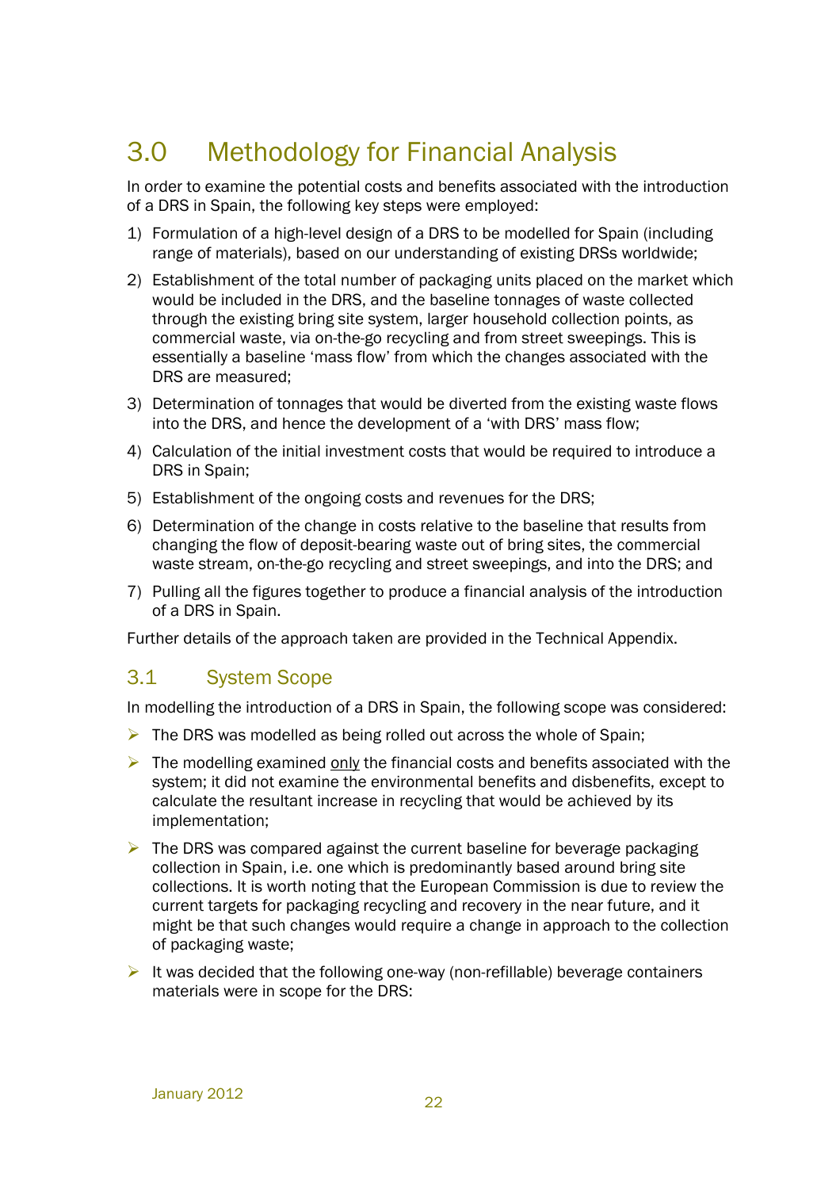# 3.0 Methodology for Financial Analysis

In order to examine the potential costs and benefits associated with the introduction of a DRS in Spain, the following key steps were employed:

1) Formulation of a high-level design of a DRS to be modelled for Spain (including range of materials), based on our understanding of existing DRSs worldwide;
2) Establishment of the total number of packaging units placed on the market which would be included in the DRS, and the baseline tonnages of waste collected through the existing bring site system, larger household collection points, as commercial waste, via on-the-go recycling and from street sweepings. This is essentially a baseline 'mass flow' from which the changes associated with the DRS are measured;
3) Determination of tonnages that would be diverted from the existing waste flows into the DRS, and hence the development of a 'with DRS' mass flow;
4) Calculation of the initial investment costs that would be required to introduce a DRS in Spain;
5) Establishment of the ongoing costs and revenues for the DRS;
6) Determination of the change in costs relative to the baseline that results from changing the flow of deposit-bearing waste out of bring sites, the commercial waste stream, on-the-go recycling and street sweepings, and into the DRS; and
7) Pulling all the figures together to produce a financial analysis of the introduction of a DRS in Spain.

Further details of the approach taken are provided in the Technical Appendix.

## 3.1 System Scope

In modelling the introduction of a DRS in Spain, the following scope was considered:

- The DRS was modelled as being rolled out across the whole of Spain;
- The modelling examined <u>only</u> the financial costs and benefits associated with the system; it did not examine the environmental benefits and disbenefits, except to calculate the resultant increase in recycling that would be achieved by its implementation;
- The DRS was compared against the current baseline for beverage packaging collection in Spain, i.e. one which is predominantly based around bring site collections. It is worth noting that the European Commission is due to review the current targets for packaging recycling and recovery in the near future, and it might be that such changes would require a change in approach to the collection of packaging waste;
- It was decided that the following one-way (non-refillable) beverage containers materials were in scope for the DRS: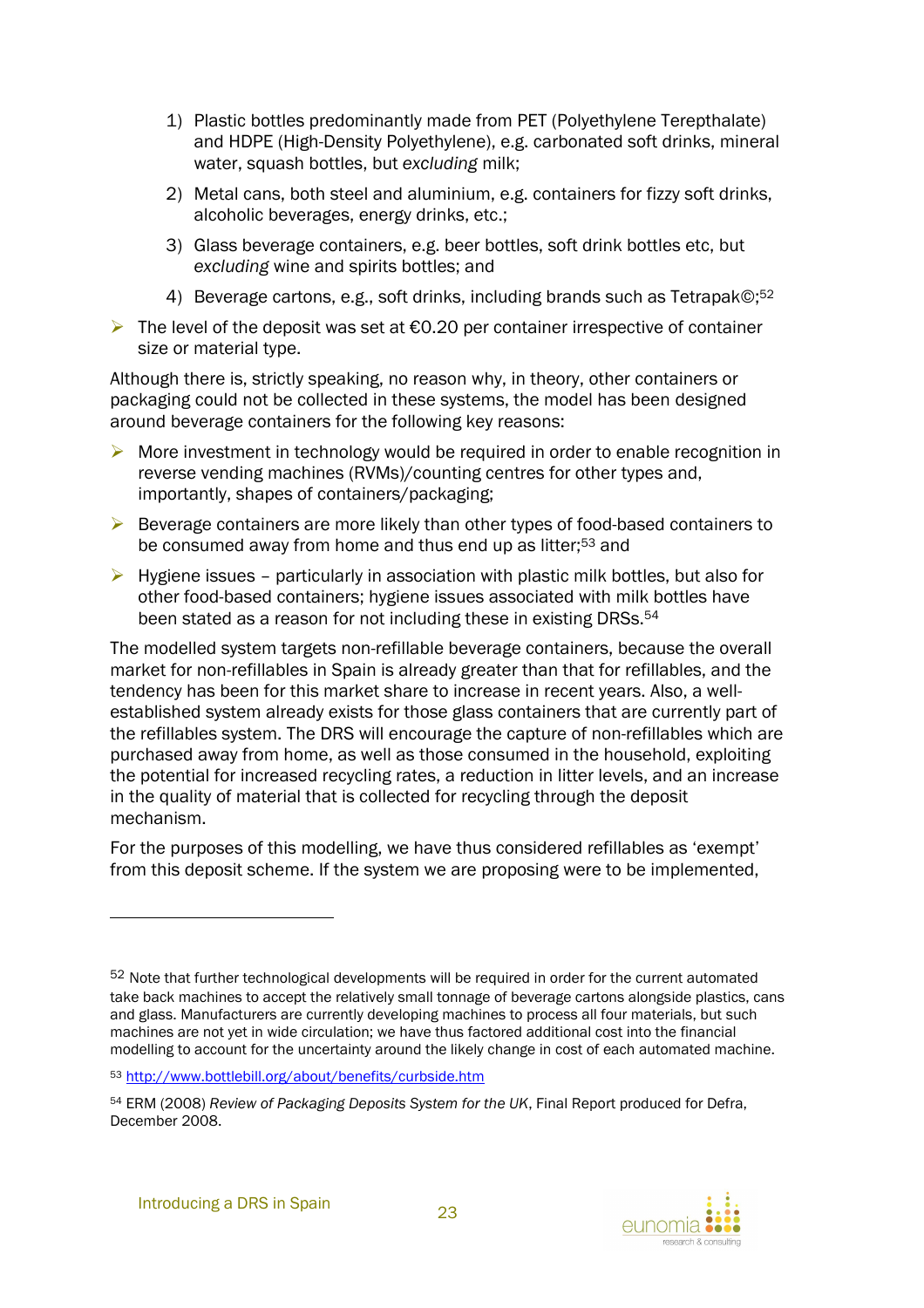1) Plastic bottles predominantly made from PET (Polyethylene Terepthalate) and HDPE (High-Density Polyethylene), e.g. carbonated soft drinks, mineral water, squash bottles, but *excluding* milk;
2) Metal cans, both steel and aluminium, e.g. containers for fizzy soft drinks, alcoholic beverages, energy drinks, etc.;
3) Glass beverage containers, e.g. beer bottles, soft drink bottles etc, but *excluding* wine and spirits bottles; and
4) Beverage cartons, e.g., soft drinks, including brands such as Tetrapak©;[52]

- The level of the deposit was set at €0.20 per container irrespective of container size or material type.

Although there is, strictly speaking, no reason why, in theory, other containers or packaging could not be collected in these systems, the model has been designed around beverage containers for the following key reasons:

- More investment in technology would be required in order to enable recognition in reverse vending machines (RVMs)/counting centres for other types and, importantly, shapes of containers/packaging;
- Beverage containers are more likely than other types of food-based containers to be consumed away from home and thus end up as litter;[53] and
- Hygiene issues – particularly in association with plastic milk bottles, but also for other food-based containers; hygiene issues associated with milk bottles have been stated as a reason for not including these in existing DRSs.[54]

The modelled system targets non-refillable beverage containers, because the overall market for non-refillables in Spain is already greater than that for refillables, and the tendency has been for this market share to increase in recent years. Also, a well-established system already exists for those glass containers that are currently part of the refillables system. The DRS will encourage the capture of non-refillables which are purchased away from home, as well as those consumed in the household, exploiting the potential for increased recycling rates, a reduction in litter levels, and an increase in the quality of material that is collected for recycling through the deposit mechanism.

For the purposes of this modelling, we have thus considered refillables as 'exempt' from this deposit scheme. If the system we are proposing were to be implemented,

---

[52] Note that further technological developments will be required in order for the current automated take back machines to accept the relatively small tonnage of beverage cartons alongside plastics, cans and glass. Manufacturers are currently developing machines to process all four materials, but such machines are not yet in wide circulation; we have thus factored additional cost into the financial modelling to account for the uncertainty around the likely change in cost of each automated machine.

[53] http://www.bottlebill.org/about/benefits/curbside.htm

[54] ERM (2008) *Review of Packaging Deposits System for the UK*, Final Report produced for Defra, December 2008.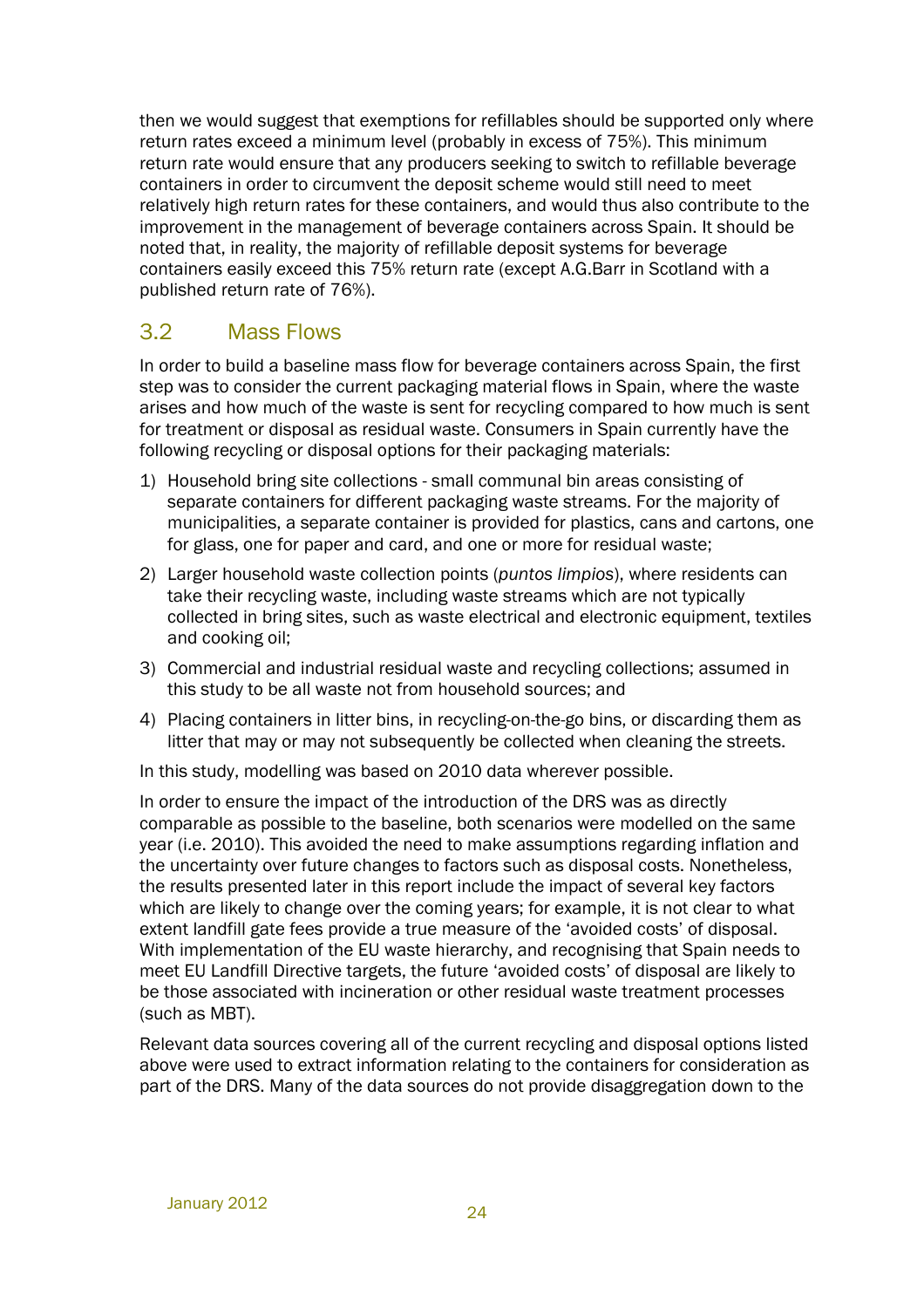then we would suggest that exemptions for refillables should be supported only where return rates exceed a minimum level (probably in excess of 75%). This minimum return rate would ensure that any producers seeking to switch to refillable beverage containers in order to circumvent the deposit scheme would still need to meet relatively high return rates for these containers, and would thus also contribute to the improvement in the management of beverage containers across Spain. It should be noted that, in reality, the majority of refillable deposit systems for beverage containers easily exceed this 75% return rate (except A.G.Barr in Scotland with a published return rate of 76%).

## 3.2 Mass Flows

In order to build a baseline mass flow for beverage containers across Spain, the first step was to consider the current packaging material flows in Spain, where the waste arises and how much of the waste is sent for recycling compared to how much is sent for treatment or disposal as residual waste. Consumers in Spain currently have the following recycling or disposal options for their packaging materials:

1) Household bring site collections - small communal bin areas consisting of separate containers for different packaging waste streams. For the majority of municipalities, a separate container is provided for plastics, cans and cartons, one for glass, one for paper and card, and one or more for residual waste;
2) Larger household waste collection points (*puntos limpios*), where residents can take their recycling waste, including waste streams which are not typically collected in bring sites, such as waste electrical and electronic equipment, textiles and cooking oil;
3) Commercial and industrial residual waste and recycling collections; assumed in this study to be all waste not from household sources; and
4) Placing containers in litter bins, in recycling-on-the-go bins, or discarding them as litter that may or may not subsequently be collected when cleaning the streets.

In this study, modelling was based on 2010 data wherever possible.

In order to ensure the impact of the introduction of the DRS was as directly comparable as possible to the baseline, both scenarios were modelled on the same year (i.e. 2010). This avoided the need to make assumptions regarding inflation and the uncertainty over future changes to factors such as disposal costs. Nonetheless, the results presented later in this report include the impact of several key factors which are likely to change over the coming years; for example, it is not clear to what extent landfill gate fees provide a true measure of the 'avoided costs' of disposal. With implementation of the EU waste hierarchy, and recognising that Spain needs to meet EU Landfill Directive targets, the future 'avoided costs' of disposal are likely to be those associated with incineration or other residual waste treatment processes (such as MBT).

Relevant data sources covering all of the current recycling and disposal options listed above were used to extract information relating to the containers for consideration as part of the DRS. Many of the data sources do not provide disaggregation down to the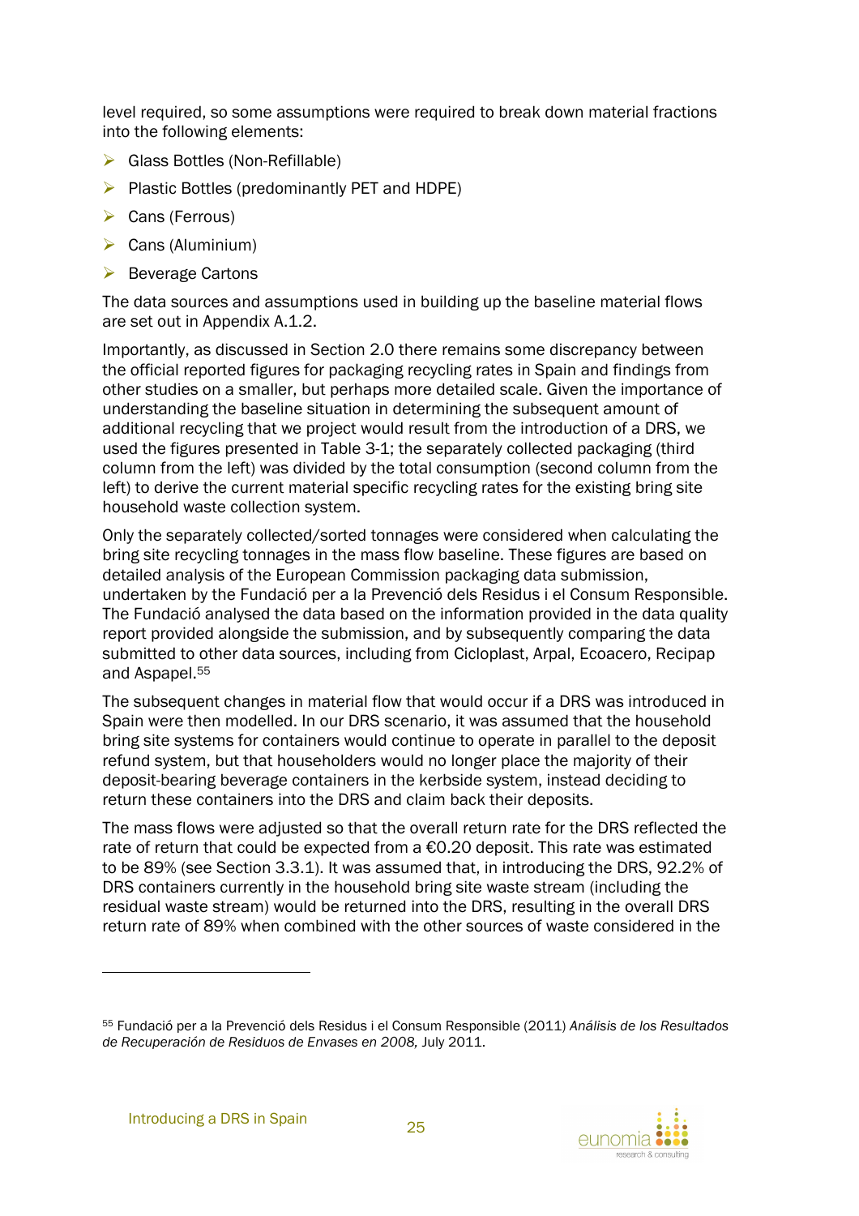level required, so some assumptions were required to break down material fractions into the following elements:

- Glass Bottles (Non-Refillable)
- Plastic Bottles (predominantly PET and HDPE)
- Cans (Ferrous)
- Cans (Aluminium)
- Beverage Cartons

The data sources and assumptions used in building up the baseline material flows are set out in Appendix A.1.2.

Importantly, as discussed in Section 2.0 there remains some discrepancy between the official reported figures for packaging recycling rates in Spain and findings from other studies on a smaller, but perhaps more detailed scale. Given the importance of understanding the baseline situation in determining the subsequent amount of additional recycling that we project would result from the introduction of a DRS, we used the figures presented in Table 3-1; the separately collected packaging (third column from the left) was divided by the total consumption (second column from the left) to derive the current material specific recycling rates for the existing bring site household waste collection system.

Only the separately collected/sorted tonnages were considered when calculating the bring site recycling tonnages in the mass flow baseline. These figures are based on detailed analysis of the European Commission packaging data submission, undertaken by the Fundació per a la Prevenció dels Residus i el Consum Responsible. The Fundació analysed the data based on the information provided in the data quality report provided alongside the submission, and by subsequently comparing the data submitted to other data sources, including from Cicloplast, Arpal, Ecoacero, Recipap and Aspapel.[55]

The subsequent changes in material flow that would occur if a DRS was introduced in Spain were then modelled. In our DRS scenario, it was assumed that the household bring site systems for containers would continue to operate in parallel to the deposit refund system, but that householders would no longer place the majority of their deposit-bearing beverage containers in the kerbside system, instead deciding to return these containers into the DRS and claim back their deposits.

The mass flows were adjusted so that the overall return rate for the DRS reflected the rate of return that could be expected from a €0.20 deposit. This rate was estimated to be 89% (see Section 3.3.1). It was assumed that, in introducing the DRS, 92.2% of DRS containers currently in the household bring site waste stream (including the residual waste stream) would be returned into the DRS, resulting in the overall DRS return rate of 89% when combined with the other sources of waste considered in the

[55] Fundació per a la Prevenció dels Residus i el Consum Responsible (2011) *Análisis de los Resultados de Recuperación de Residuos de Envases en 2008,* July 2011.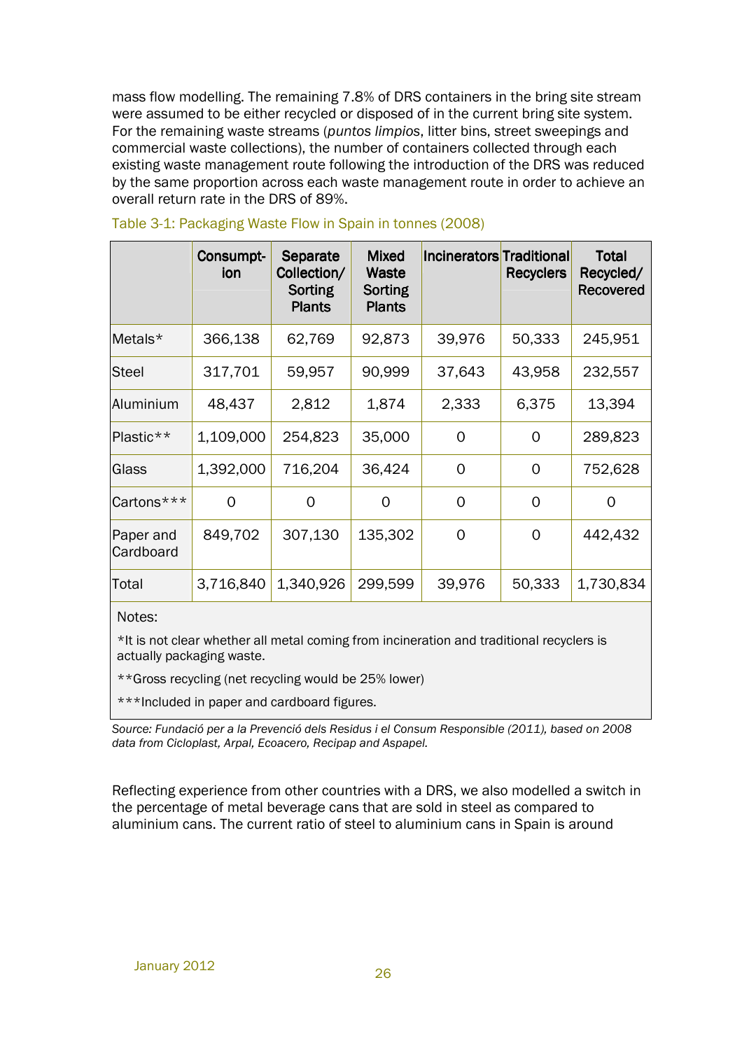mass flow modelling. The remaining 7.8% of DRS containers in the bring site stream were assumed to be either recycled or disposed of in the current bring site system. For the remaining waste streams (*puntos limpios*, litter bins, street sweepings and commercial waste collections), the number of containers collected through each existing waste management route following the introduction of the DRS was reduced by the same proportion across each waste management route in order to achieve an overall return rate in the DRS of 89%.

Table 3-1: Packaging Waste Flow in Spain in tonnes (2008)

| | Consumption | Separate Collection/ Sorting Plants | Mixed Waste Sorting Plants | Incinerators | Traditional Recyclers | Total Recycled/ Recovered |
|---|---|---|---|---|---|---|
| Metals* | 366,138 | 62,769 | 92,873 | 39,976 | 50,333 | 245,951 |
| Steel | 317,701 | 59,957 | 90,999 | 37,643 | 43,958 | 232,557 |
| Aluminium | 48,437 | 2,812 | 1,874 | 2,333 | 6,375 | 13,394 |
| Plastic** | 1,109,000 | 254,823 | 35,000 | 0 | 0 | 289,823 |
| Glass | 1,392,000 | 716,204 | 36,424 | 0 | 0 | 752,628 |
| Cartons*** | 0 | 0 | 0 | 0 | 0 | 0 |
| Paper and Cardboard | 849,702 | 307,130 | 135,302 | 0 | 0 | 442,432 |
| Total | 3,716,840 | 1,340,926 | 299,599 | 39,976 | 50,333 | 1,730,834 |

Notes:

*It is not clear whether all metal coming from incineration and traditional recyclers is actually packaging waste.

**Gross recycling (net recycling would be 25% lower)

***Included in paper and cardboard figures.

*Source: Fundació per a la Prevenció dels Residus i el Consum Responsible (2011), based on 2008 data from Cicloplast, Arpal, Ecoacero, Recipap and Aspapel.*

Reflecting experience from other countries with a DRS, we also modelled a switch in the percentage of metal beverage cans that are sold in steel as compared to aluminium cans. The current ratio of steel to aluminium cans in Spain is around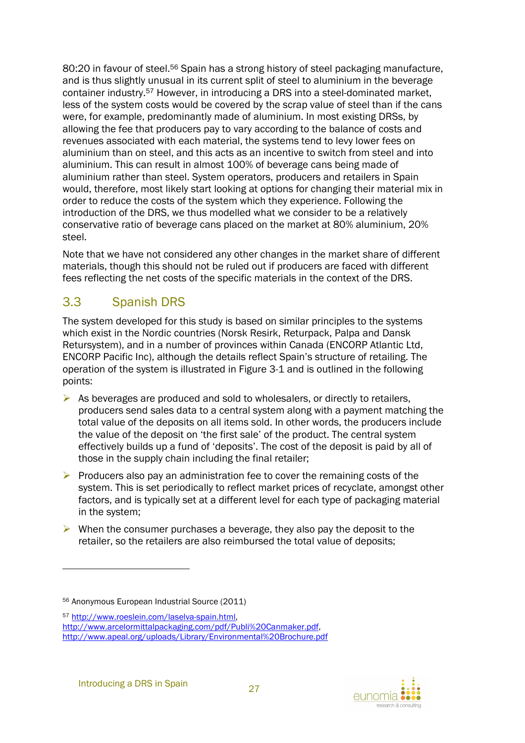80:20 in favour of steel.[56] Spain has a strong history of steel packaging manufacture, and is thus slightly unusual in its current split of steel to aluminium in the beverage container industry.[57] However, in introducing a DRS into a steel-dominated market, less of the system costs would be covered by the scrap value of steel than if the cans were, for example, predominantly made of aluminium. In most existing DRSs, by allowing the fee that producers pay to vary according to the balance of costs and revenues associated with each material, the systems tend to levy lower fees on aluminium than on steel, and this acts as an incentive to switch from steel and into aluminium. This can result in almost 100% of beverage cans being made of aluminium rather than steel. System operators, producers and retailers in Spain would, therefore, most likely start looking at options for changing their material mix in order to reduce the costs of the system which they experience. Following the introduction of the DRS, we thus modelled what we consider to be a relatively conservative ratio of beverage cans placed on the market at 80% aluminium, 20% steel.

Note that we have not considered any other changes in the market share of different materials, though this should not be ruled out if producers are faced with different fees reflecting the net costs of the specific materials in the context of the DRS.

## 3.3 Spanish DRS

The system developed for this study is based on similar principles to the systems which exist in the Nordic countries (Norsk Resirk, Returpack, Palpa and Dansk Retursystem), and in a number of provinces within Canada (ENCORP Atlantic Ltd, ENCORP Pacific Inc), although the details reflect Spain's structure of retailing. The operation of the system is illustrated in Figure 3-1 and is outlined in the following points:

- As beverages are produced and sold to wholesalers, or directly to retailers, producers send sales data to a central system along with a payment matching the total value of the deposits on all items sold. In other words, the producers include the value of the deposit on 'the first sale' of the product. The central system effectively builds up a fund of 'deposits'. The cost of the deposit is paid by all of those in the supply chain including the final retailer;
- Producers also pay an administration fee to cover the remaining costs of the system. This is set periodically to reflect market prices of recyclate, amongst other factors, and is typically set at a different level for each type of packaging material in the system;
- When the consumer purchases a beverage, they also pay the deposit to the retailer, so the retailers are also reimbursed the total value of deposits;

---

[56] Anonymous European Industrial Source (2011)

[57] http://www.roeslein.com/laselva-spain.html, http://www.arcelormittalpackaging.com/pdf/Publi%20Canmaker.pdf, http://www.apeal.org/uploads/Library/Environmental%20Brochure.pdf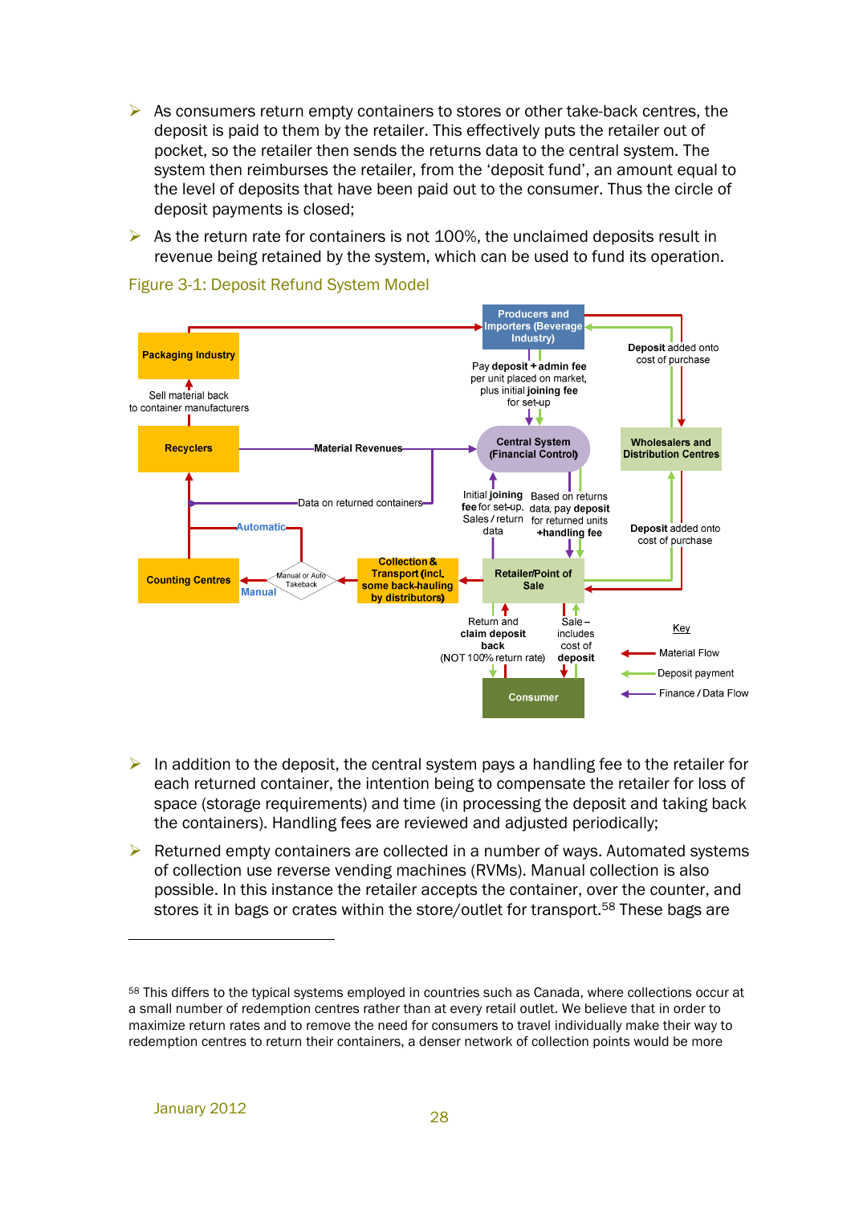- As consumers return empty containers to stores or other take-back centres, the deposit is paid to them by the retailer. This effectively puts the retailer out of pocket, so the retailer then sends the returns data to the central system. The system then reimburses the retailer, from the 'deposit fund', an amount equal to the level of deposits that have been paid out to the consumer. Thus the circle of deposit payments is closed;
- As the return rate for containers is not 100%, the unclaimed deposits result in revenue being retained by the system, which can be used to fund its operation.

Figure 3-1: Deposit Refund System Model

- In addition to the deposit, the central system pays a handling fee to the retailer for each returned container, the intention being to compensate the retailer for loss of space (storage requirements) and time (in processing the deposit and taking back the containers). Handling fees are reviewed and adjusted periodically;
- Returned empty containers are collected in a number of ways. Automated systems of collection use reverse vending machines (RVMs). Manual collection is also possible. In this instance the retailer accepts the container, over the counter, and stores it in bags or crates within the store/outlet for transport.[58] These bags are

---

[58] This differs to the typical systems employed in countries such as Canada, where collections occur at a small number of redemption centres rather than at every retail outlet. We believe that in order to maximize return rates and to remove the need for consumers to travel individually make their way to redemption centres to return their containers, a denser network of collection points would be more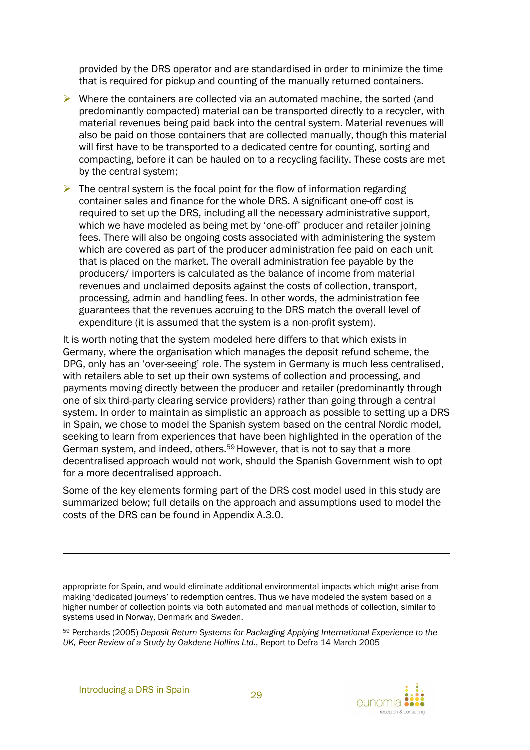provided by the DRS operator and are standardised in order to minimize the time that is required for pickup and counting of the manually returned containers.

- Where the containers are collected via an automated machine, the sorted (and predominantly compacted) material can be transported directly to a recycler, with material revenues being paid back into the central system. Material revenues will also be paid on those containers that are collected manually, though this material will first have to be transported to a dedicated centre for counting, sorting and compacting, before it can be hauled on to a recycling facility. These costs are met by the central system;
- The central system is the focal point for the flow of information regarding container sales and finance for the whole DRS. A significant one-off cost is required to set up the DRS, including all the necessary administrative support, which we have modeled as being met by 'one-off' producer and retailer joining fees. There will also be ongoing costs associated with administering the system which are covered as part of the producer administration fee paid on each unit that is placed on the market. The overall administration fee payable by the producers/ importers is calculated as the balance of income from material revenues and unclaimed deposits against the costs of collection, transport, processing, admin and handling fees. In other words, the administration fee guarantees that the revenues accruing to the DRS match the overall level of expenditure (it is assumed that the system is a non-profit system).

It is worth noting that the system modeled here differs to that which exists in Germany, where the organisation which manages the deposit refund scheme, the DPG, only has an 'over-seeing' role. The system in Germany is much less centralised, with retailers able to set up their own systems of collection and processing, and payments moving directly between the producer and retailer (predominantly through one of six third-party clearing service providers) rather than going through a central system. In order to maintain as simplistic an approach as possible to setting up a DRS in Spain, we chose to model the Spanish system based on the central Nordic model, seeking to learn from experiences that have been highlighted in the operation of the German system, and indeed, others.[59] However, that is not to say that a more decentralised approach would not work, should the Spanish Government wish to opt for a more decentralised approach.

Some of the key elements forming part of the DRS cost model used in this study are summarized below; full details on the approach and assumptions used to model the costs of the DRS can be found in Appendix A.3.0.

---

appropriate for Spain, and would eliminate additional environmental impacts which might arise from making 'dedicated journeys' to redemption centres. Thus we have modeled the system based on a higher number of collection points via both automated and manual methods of collection, similar to systems used in Norway, Denmark and Sweden.

[59] Perchards (2005) *Deposit Return Systems for Packaging Applying International Experience to the UK, Peer Review of a Study by Oakdene Hollins Ltd.*, Report to Defra 14 March 2005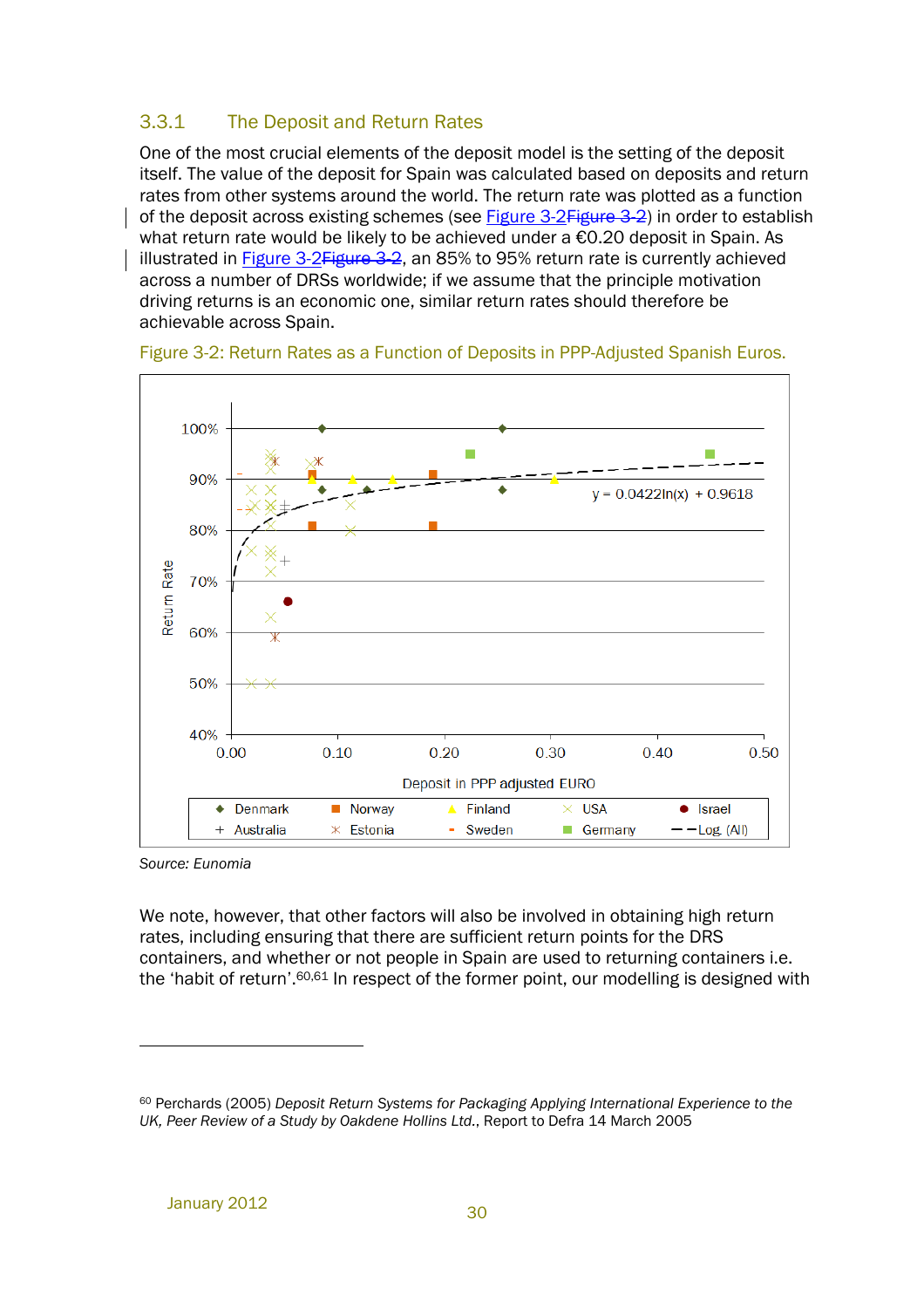### 3.3.1 The Deposit and Return Rates

One of the most crucial elements of the deposit model is the setting of the deposit itself. The value of the deposit for Spain was calculated based on deposits and return rates from other systems around the world. The return rate was plotted as a function of the deposit across existing schemes (see Figure 3-2~~Figure 3-2~~) in order to establish what return rate would be likely to be achieved under a €0.20 deposit in Spain. As illustrated in Figure 3-2~~Figure 3-2~~, an 85% to 95% return rate is currently achieved across a number of DRSs worldwide; if we assume that the principle motivation driving returns is an economic one, similar return rates should therefore be achievable across Spain.

Figure 3-2: Return Rates as a Function of Deposits in PPP-Adjusted Spanish Euros.

Source: *Eunomia*

We note, however, that other factors will also be involved in obtaining high return rates, including ensuring that there are sufficient return points for the DRS containers, and whether or not people in Spain are used to returning containers i.e. the 'habit of return'.[60,61] In respect of the former point, our modelling is designed with

[60] Perchards (2005) *Deposit Return Systems for Packaging Applying International Experience to the UK, Peer Review of a Study by Oakdene Hollins Ltd.*, Report to Defra 14 March 2005

January 2012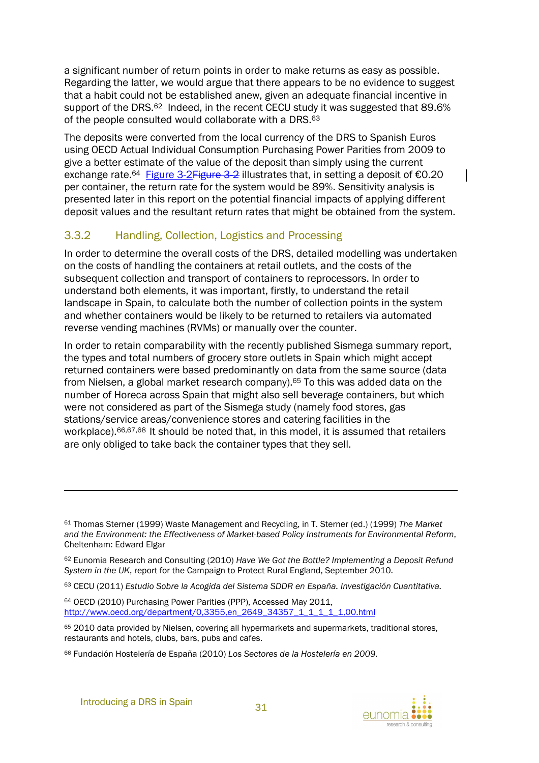a significant number of return points in order to make returns as easy as possible. Regarding the latter, we would argue that there appears to be no evidence to suggest that a habit could not be established anew, given an adequate financial incentive in support of the DRS.[62] Indeed, in the recent CECU study it was suggested that 89.6% of the people consulted would collaborate with a DRS.[63]

The deposits were converted from the local currency of the DRS to Spanish Euros using OECD Actual Individual Consumption Purchasing Power Parities from 2009 to give a better estimate of the value of the deposit than simply using the current exchange rate.[64] Figure 3-2~~Figure 3-2~~ illustrates that, in setting a deposit of €0.20 per container, the return rate for the system would be 89%. Sensitivity analysis is presented later in this report on the potential financial impacts of applying different deposit values and the resultant return rates that might be obtained from the system.

### 3.3.2 Handling, Collection, Logistics and Processing

In order to determine the overall costs of the DRS, detailed modelling was undertaken on the costs of handling the containers at retail outlets, and the costs of the subsequent collection and transport of containers to reprocessors. In order to understand both elements, it was important, firstly, to understand the retail landscape in Spain, to calculate both the number of collection points in the system and whether containers would be likely to be returned to retailers via automated reverse vending machines (RVMs) or manually over the counter.

In order to retain comparability with the recently published Sismega summary report, the types and total numbers of grocery store outlets in Spain which might accept returned containers were based predominantly on data from the same source (data from Nielsen, a global market research company).[65] To this was added data on the number of Horeca across Spain that might also sell beverage containers, but which were not considered as part of the Sismega study (namely food stores, gas stations/service areas/convenience stores and catering facilities in the workplace).[66,67,68] It should be noted that, in this model, it is assumed that retailers are only obliged to take back the container types that they sell.

---

[61] Thomas Sterner (1999) Waste Management and Recycling, in T. Sterner (ed.) (1999) *The Market and the Environment: the Effectiveness of Market-based Policy Instruments for Environmental Reform*, Cheltenham: Edward Elgar

[62] Eunomia Research and Consulting (2010) *Have We Got the Bottle? Implementing a Deposit Refund System in the UK*, report for the Campaign to Protect Rural England, September 2010.

[63] CECU (2011) *Estudio Sobre la Acogida del Sistema SDDR en España. Investigación Cuantitativa.*

[64] OECD (2010) Purchasing Power Parities (PPP), Accessed May 2011, http://www.oecd.org/department/0,3355,en_2649_34357_1_1_1_1_1,00.html

[65] 2010 data provided by Nielsen, covering all hypermarkets and supermarkets, traditional stores, restaurants and hotels, clubs, bars, pubs and cafes.

[66] Fundación Hostelería de España (2010) *Los Sectores de la Hostelería en 2009.*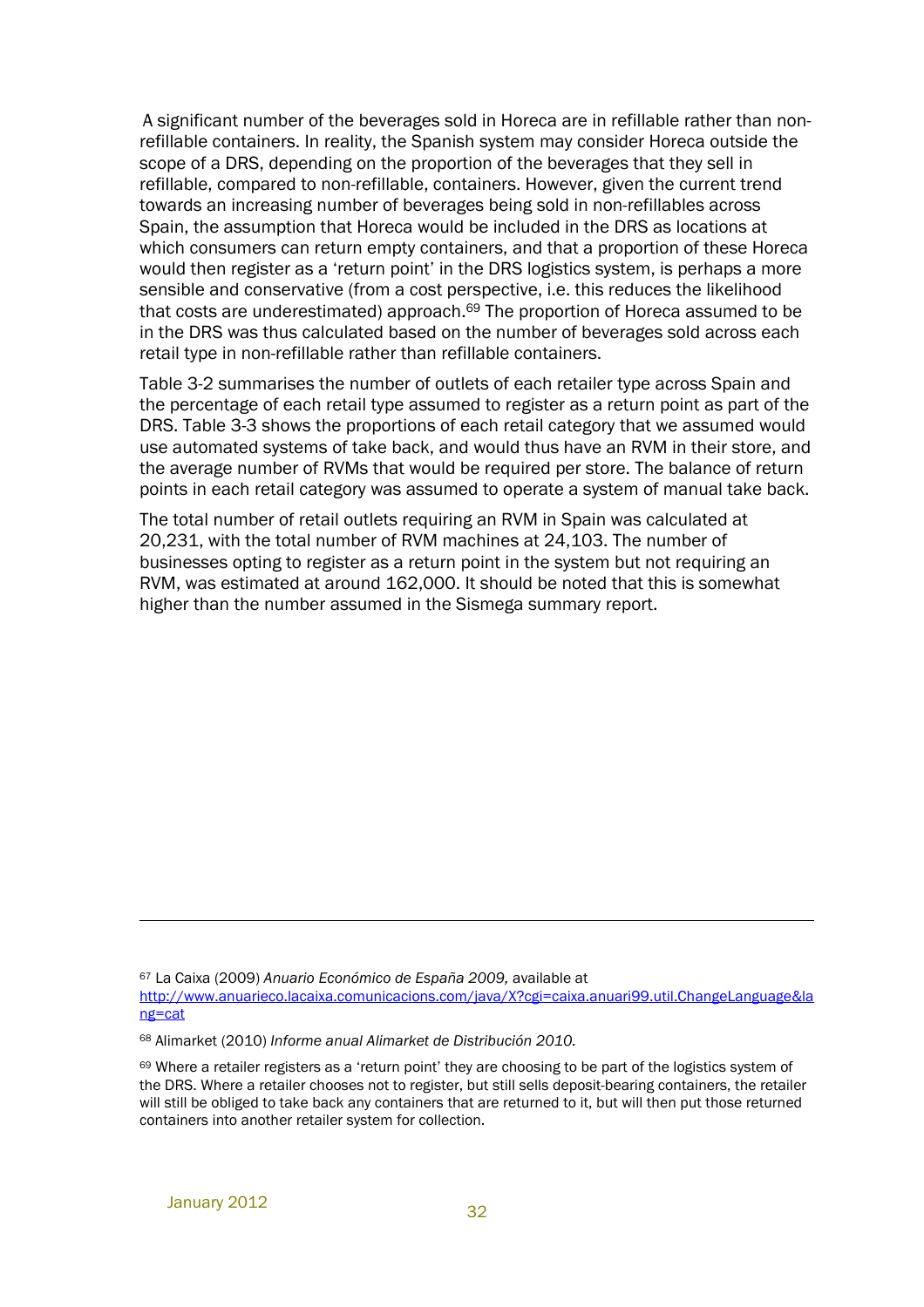A significant number of the beverages sold in Horeca are in refillable rather than non-refillable containers. In reality, the Spanish system may consider Horeca outside the scope of a DRS, depending on the proportion of the beverages that they sell in refillable, compared to non-refillable, containers. However, given the current trend towards an increasing number of beverages being sold in non-refillables across Spain, the assumption that Horeca would be included in the DRS as locations at which consumers can return empty containers, and that a proportion of these Horeca would then register as a 'return point' in the DRS logistics system, is perhaps a more sensible and conservative (from a cost perspective, i.e. this reduces the likelihood that costs are underestimated) approach.[69] The proportion of Horeca assumed to be in the DRS was thus calculated based on the number of beverages sold across each retail type in non-refillable rather than refillable containers.

Table 3-2 summarises the number of outlets of each retailer type across Spain and the percentage of each retail type assumed to register as a return point as part of the DRS. Table 3-3 shows the proportions of each retail category that we assumed would use automated systems of take back, and would thus have an RVM in their store, and the average number of RVMs that would be required per store. The balance of return points in each retail category was assumed to operate a system of manual take back.

The total number of retail outlets requiring an RVM in Spain was calculated at 20,231, with the total number of RVM machines at 24,103. The number of businesses opting to register as a return point in the system but not requiring an RVM, was estimated at around 162,000. It should be noted that this is somewhat higher than the number assumed in the Sismega summary report.

---

[67] La Caixa (2009) *Anuario Económico de España 2009,* available at http://www.anuarieco.lacaixa.comunicacions.com/java/X?cgi=caixa.anuari99.util.ChangeLanguage&lang=cat

[68] Alimarket (2010) *Informe anual Alimarket de Distribución 2010.*

[69] Where a retailer registers as a 'return point' they are choosing to be part of the logistics system of the DRS. Where a retailer chooses not to register, but still sells deposit-bearing containers, the retailer will still be obliged to take back any containers that are returned to it, but will then put those returned containers into another retailer system for collection.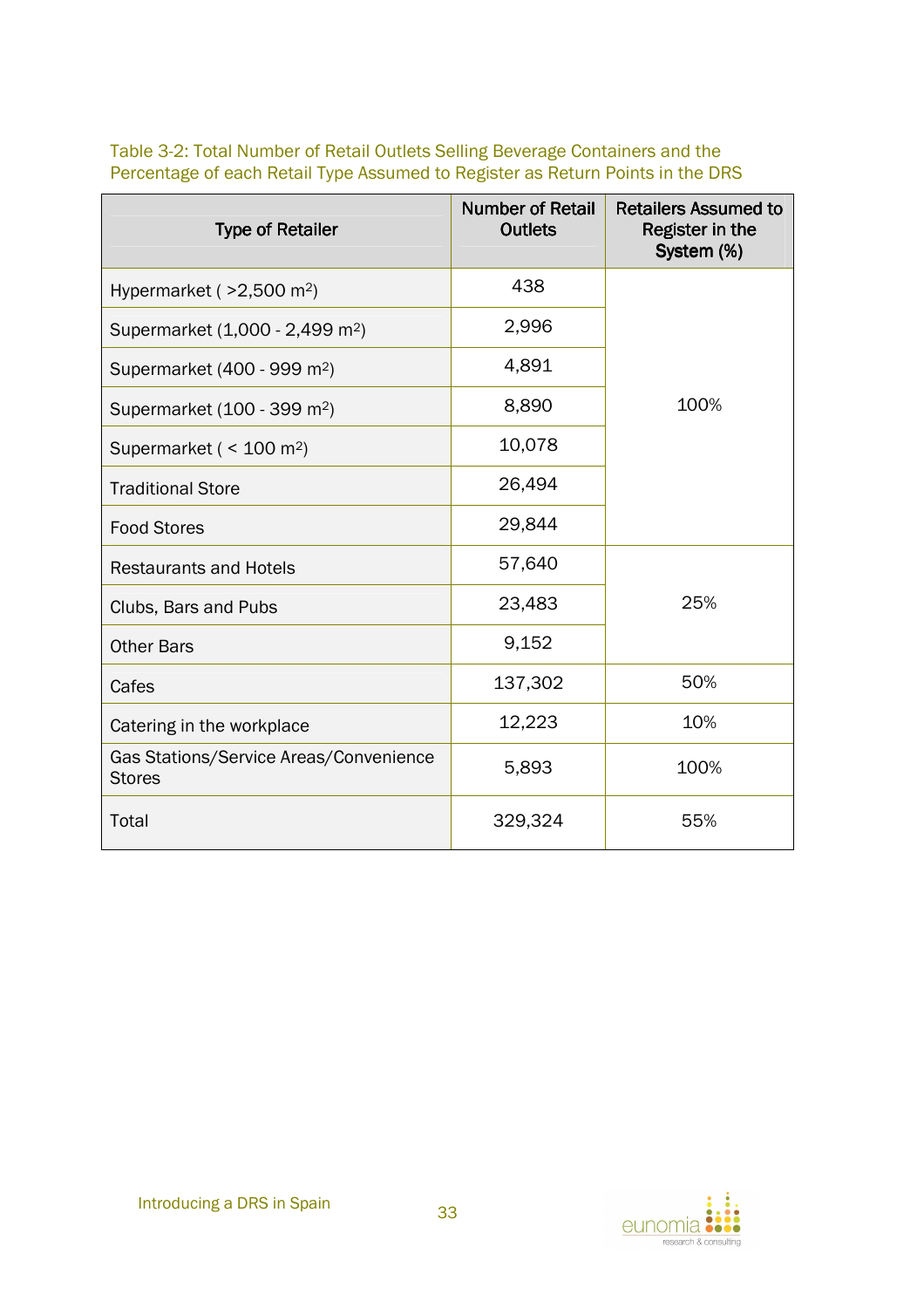Table 3-2: Total Number of Retail Outlets Selling Beverage Containers and the Percentage of each Retail Type Assumed to Register as Return Points in the DRS

| Type of Retailer | Number of Retail Outlets | Retailers Assumed to Register in the System (%) |
|---|---|---|
| Hypermarket ( >2,500 $m^2$) | 438 | 100% |
| Supermarket (1,000 - 2,499 $m^2$) | 2,996 | |
| Supermarket (400 - 999 $m^2$) | 4,891 | |
| Supermarket (100 - 399 $m^2$) | 8,890 | |
| Supermarket ( < 100 $m^2$) | 10,078 | |
| Traditional Store | 26,494 | |
| Food Stores | 29,844 | |
| Restaurants and Hotels | 57,640 | 25% |
| Clubs, Bars and Pubs | 23,483 | |
| Other Bars | 9,152 | |
| Cafes | 137,302 | 50% |
| Catering in the workplace | 12,223 | 10% |
| Gas Stations/Service Areas/Convenience Stores | 5,893 | 100% |
| Total | 329,324 | 55% |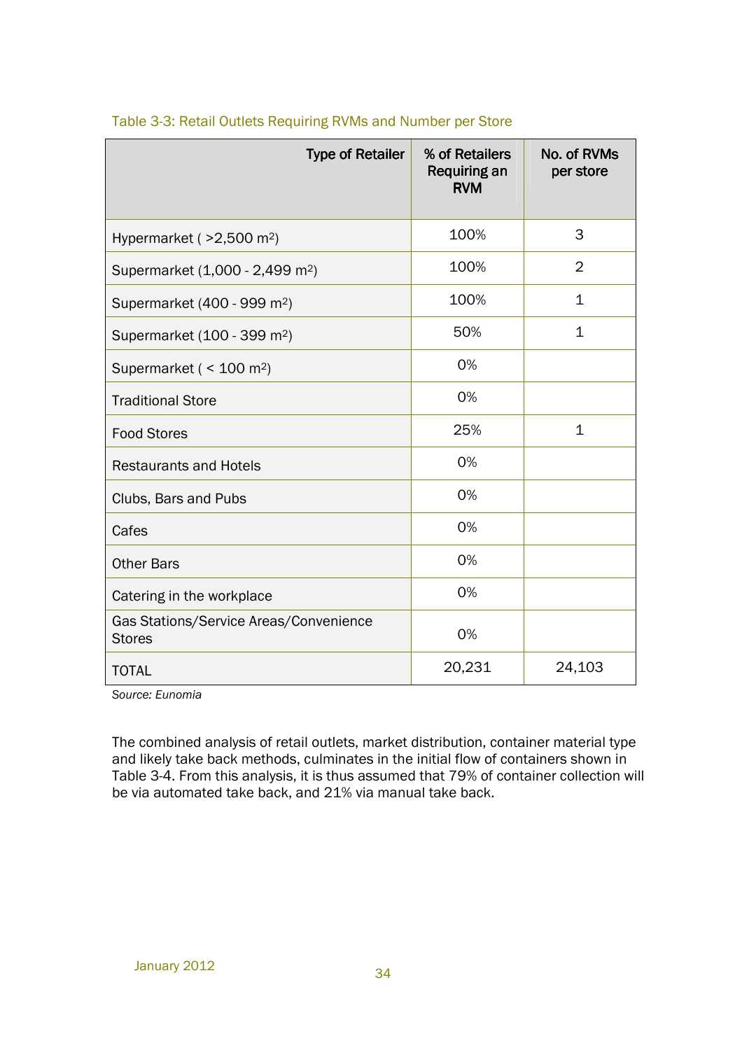Table 3-3: Retail Outlets Requiring RVMs and Number per Store

| Type of Retailer | % of Retailers Requiring an RVM | No. of RVMs per store |
|---|---|---|
| Hypermarket ( >2,500 $m^2$) | 100% | 3 |
| Supermarket (1,000 - 2,499 $m^2$) | 100% | 2 |
| Supermarket (400 - 999 $m^2$) | 100% | 1 |
| Supermarket (100 - 399 $m^2$) | 50% | 1 |
| Supermarket ( < 100 $m^2$) | 0% | |
| Traditional Store | 0% | |
| Food Stores | 25% | 1 |
| Restaurants and Hotels | 0% | |
| Clubs, Bars and Pubs | 0% | |
| Cafes | 0% | |
| Other Bars | 0% | |
| Catering in the workplace | 0% | |
| Gas Stations/Service Areas/Convenience Stores | 0% | |
| TOTAL | 20,231 | 24,103 |

*Source: Eunomia*

The combined analysis of retail outlets, market distribution, container material type and likely take back methods, culminates in the initial flow of containers shown in Table 3-4. From this analysis, it is thus assumed that 79% of container collection will be via automated take back, and 21% via manual take back.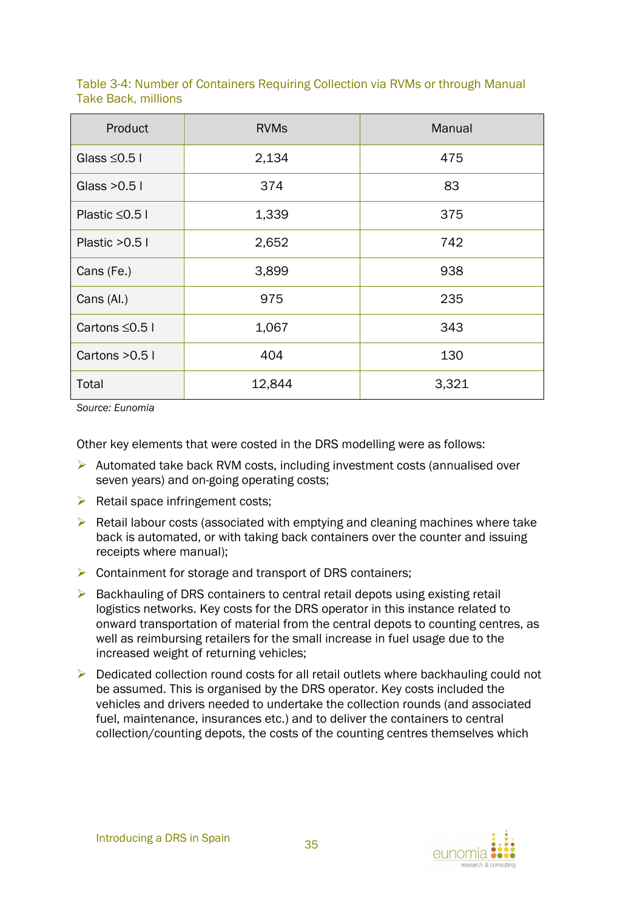Table 3-4: Number of Containers Requiring Collection via RVMs or through Manual Take Back, millions

| Product | RVMs | Manual |
|---|---|---|
| Glass ≤0.5 l | 2,134 | 475 |
| Glass >0.5 l | 374 | 83 |
| Plastic ≤0.5 l | 1,339 | 375 |
| Plastic >0.5 l | 2,652 | 742 |
| Cans (Fe.) | 3,899 | 938 |
| Cans (Al.) | 975 | 235 |
| Cartons ≤0.5 l | 1,067 | 343 |
| Cartons >0.5 l | 404 | 130 |
| Total | 12,844 | 3,321 |

*Source: Eunomia*

Other key elements that were costed in the DRS modelling were as follows:

- Automated take back RVM costs, including investment costs (annualised over seven years) and on-going operating costs;
- Retail space infringement costs;
- Retail labour costs (associated with emptying and cleaning machines where take back is automated, or with taking back containers over the counter and issuing receipts where manual);
- Containment for storage and transport of DRS containers;
- Backhauling of DRS containers to central retail depots using existing retail logistics networks. Key costs for the DRS operator in this instance related to onward transportation of material from the central depots to counting centres, as well as reimbursing retailers for the small increase in fuel usage due to the increased weight of returning vehicles;
- Dedicated collection round costs for all retail outlets where backhauling could not be assumed. This is organised by the DRS operator. Key costs included the vehicles and drivers needed to undertake the collection rounds (and associated fuel, maintenance, insurances etc.) and to deliver the containers to central collection/counting depots, the costs of the counting centres themselves which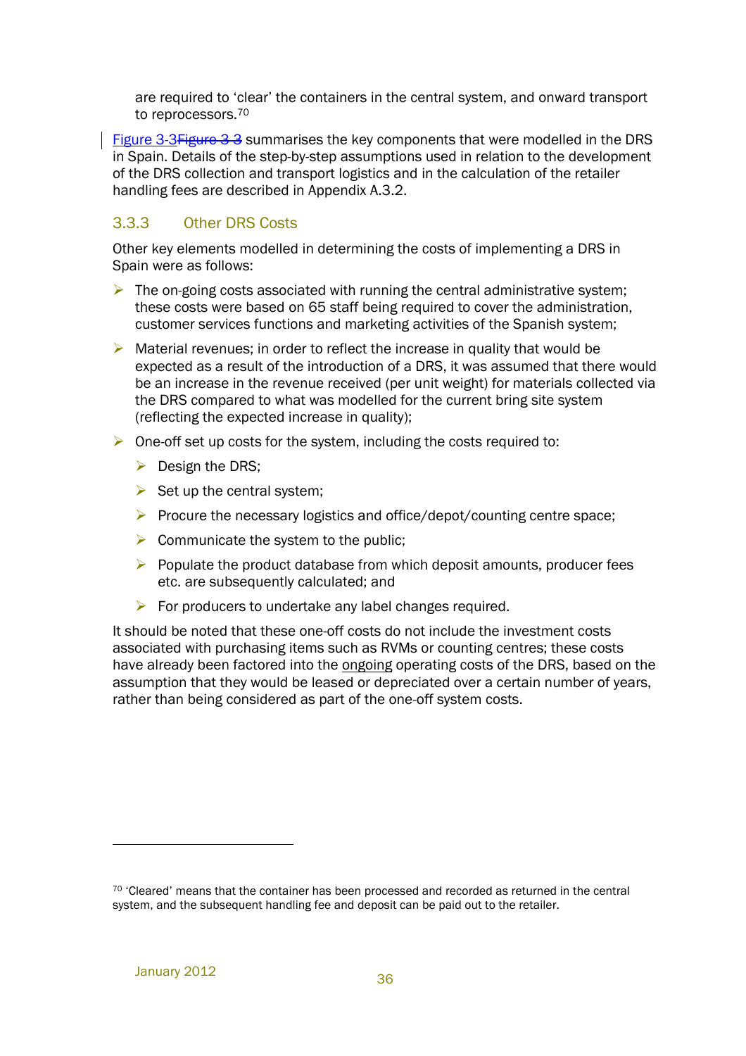are required to 'clear' the containers in the central system, and onward transport to reprocessors.[70]

Figure 3-3 summarises the key components that were modelled in the DRS in Spain. Details of the step-by-step assumptions used in relation to the development of the DRS collection and transport logistics and in the calculation of the retailer handling fees are described in Appendix A.3.2.

### 3.3.3 Other DRS Costs

Other key elements modelled in determining the costs of implementing a DRS in Spain were as follows:

- The on-going costs associated with running the central administrative system; these costs were based on 65 staff being required to cover the administration, customer services functions and marketing activities of the Spanish system;
- Material revenues; in order to reflect the increase in quality that would be expected as a result of the introduction of a DRS, it was assumed that there would be an increase in the revenue received (per unit weight) for materials collected via the DRS compared to what was modelled for the current bring site system (reflecting the expected increase in quality);
- One-off set up costs for the system, including the costs required to:
  - Design the DRS;
  - Set up the central system;
  - Procure the necessary logistics and office/depot/counting centre space;
  - Communicate the system to the public;
  - Populate the product database from which deposit amounts, producer fees etc. are subsequently calculated; and
  - For producers to undertake any label changes required.

It should be noted that these one-off costs do not include the investment costs associated with purchasing items such as RVMs or counting centres; these costs have already been factored into the ongoing operating costs of the DRS, based on the assumption that they would be leased or depreciated over a certain number of years, rather than being considered as part of the one-off system costs.

[70] 'Cleared' means that the container has been processed and recorded as returned in the central system, and the subsequent handling fee and deposit can be paid out to the retailer.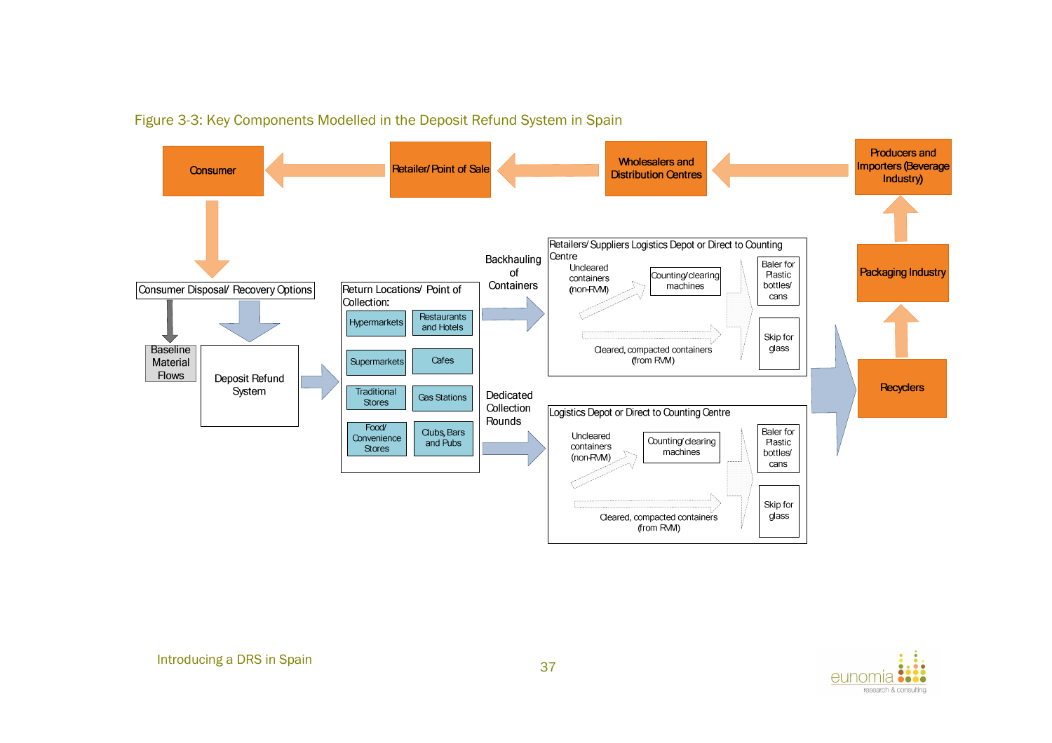Figure 3-3: Key Components Modelled in the Deposit Refund System in Spain

Consumer

Retailer/ Point of Sale

Wholesalers and Distribution Centres

Producers and Importers (Beverage Industry)

Consumer Disposal/ Recovery Options

Baseline Material Flows

Deposit Refund System

Return Locations/ Point of Collection:

- Hypermarkets
- Restaurants and Hotels
- Supermarkets
- Cafes
- Traditional Stores
- Gas Stations
- Food/ Convenience Stores
- Clubs, Bars and Pubs

Backhauling of Containers

Retailers/ Suppliers Logistics Depot or Direct to Counting Centre

Uncleared containers (non-RVM)

Counting/clearing machines

Cleared, compacted containers (from RVM)

Baler for Plastic bottles/ cans

Skip for glass

Dedicated Collection Rounds

Logistics Depot or Direct to Counting Centre

Uncleared containers (non-RVM)

Counting/clearing machines

Cleared, compacted containers (from RVM)

Baler for Plastic bottles/ cans

Skip for glass

Packaging Industry

Recyclers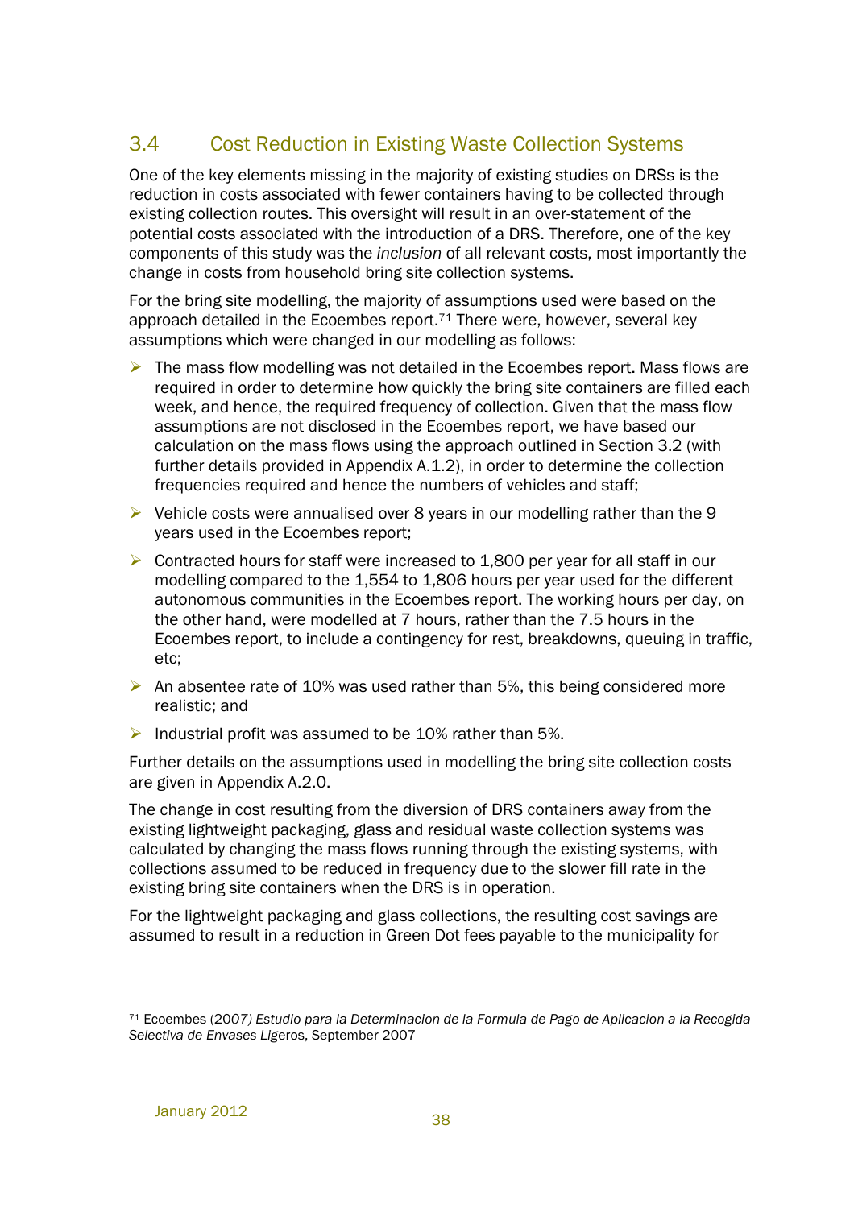## 3.4 Cost Reduction in Existing Waste Collection Systems

One of the key elements missing in the majority of existing studies on DRSs is the reduction in costs associated with fewer containers having to be collected through existing collection routes. This oversight will result in an over-statement of the potential costs associated with the introduction of a DRS. Therefore, one of the key components of this study was the *inclusion* of all relevant costs, most importantly the change in costs from household bring site collection systems.

For the bring site modelling, the majority of assumptions used were based on the approach detailed in the Ecoembes report.[71] There were, however, several key assumptions which were changed in our modelling as follows:

- The mass flow modelling was not detailed in the Ecoembes report. Mass flows are required in order to determine how quickly the bring site containers are filled each week, and hence, the required frequency of collection. Given that the mass flow assumptions are not disclosed in the Ecoembes report, we have based our calculation on the mass flows using the approach outlined in Section 3.2 (with further details provided in Appendix A.1.2), in order to determine the collection frequencies required and hence the numbers of vehicles and staff;
- Vehicle costs were annualised over 8 years in our modelling rather than the 9 years used in the Ecoembes report;
- Contracted hours for staff were increased to 1,800 per year for all staff in our modelling compared to the 1,554 to 1,806 hours per year used for the different autonomous communities in the Ecoembes report. The working hours per day, on the other hand, were modelled at 7 hours, rather than the 7.5 hours in the Ecoembes report, to include a contingency for rest, breakdowns, queuing in traffic, etc;
- An absentee rate of 10% was used rather than 5%, this being considered more realistic; and
- Industrial profit was assumed to be 10% rather than 5%.

Further details on the assumptions used in modelling the bring site collection costs are given in Appendix A.2.0.

The change in cost resulting from the diversion of DRS containers away from the existing lightweight packaging, glass and residual waste collection systems was calculated by changing the mass flows running through the existing systems, with collections assumed to be reduced in frequency due to the slower fill rate in the existing bring site containers when the DRS is in operation.

For the lightweight packaging and glass collections, the resulting cost savings are assumed to result in a reduction in Green Dot fees payable to the municipality for

[71] Ecoembes (2007) *Estudio para la Determinacion de la Formula de Pago de Aplicacion a la Recogida Selectiva de Envases Ligeros*, September 2007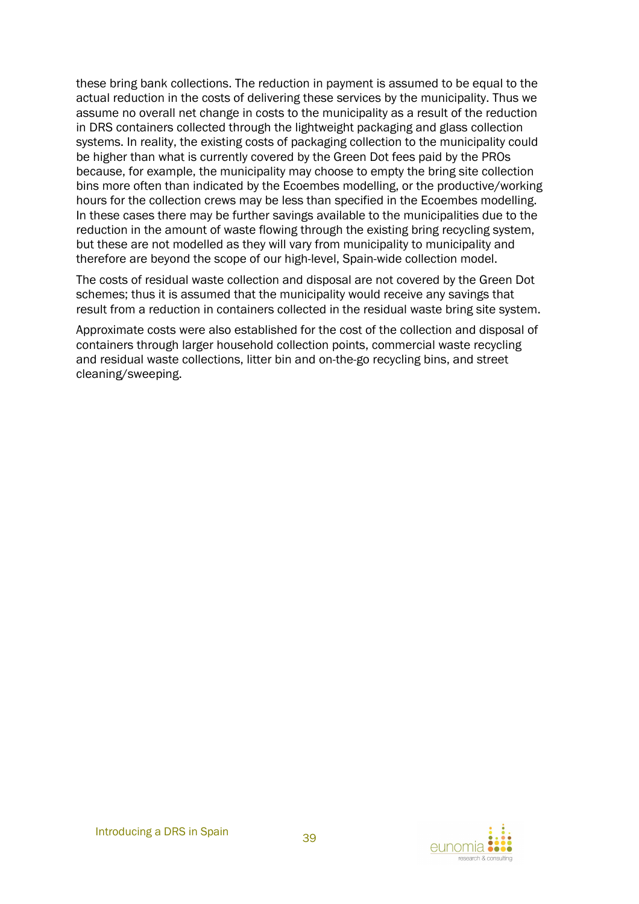these bring bank collections. The reduction in payment is assumed to be equal to the actual reduction in the costs of delivering these services by the municipality. Thus we assume no overall net change in costs to the municipality as a result of the reduction in DRS containers collected through the lightweight packaging and glass collection systems. In reality, the existing costs of packaging collection to the municipality could be higher than what is currently covered by the Green Dot fees paid by the PROs because, for example, the municipality may choose to empty the bring site collection bins more often than indicated by the Ecoembes modelling, or the productive/working hours for the collection crews may be less than specified in the Ecoembes modelling. In these cases there may be further savings available to the municipalities due to the reduction in the amount of waste flowing through the existing bring recycling system, but these are not modelled as they will vary from municipality to municipality and therefore are beyond the scope of our high-level, Spain-wide collection model.

The costs of residual waste collection and disposal are not covered by the Green Dot schemes; thus it is assumed that the municipality would receive any savings that result from a reduction in containers collected in the residual waste bring site system.

Approximate costs were also established for the cost of the collection and disposal of containers through larger household collection points, commercial waste recycling and residual waste collections, litter bin and on-the-go recycling bins, and street cleaning/sweeping.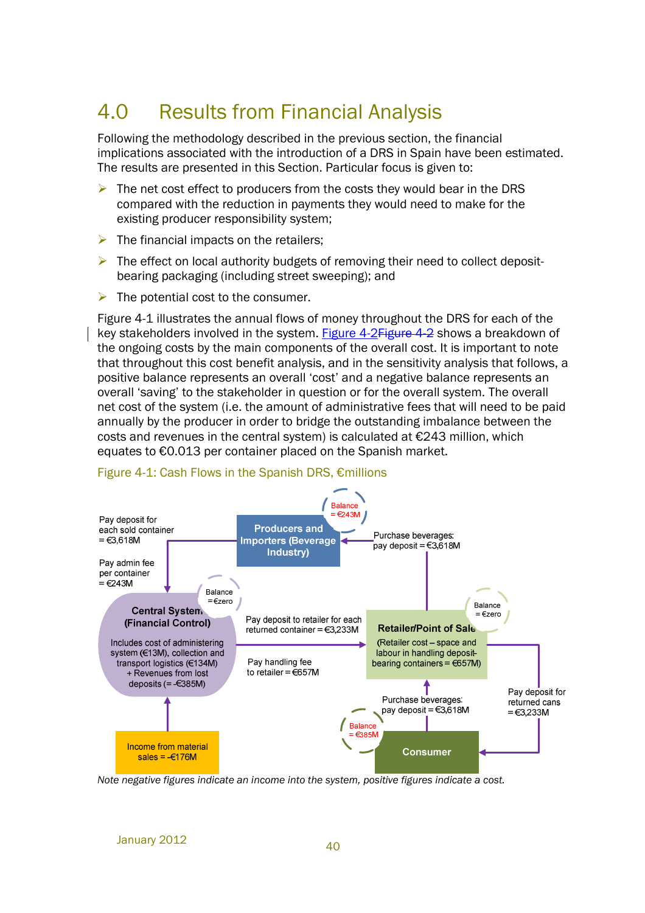# 4.0 Results from Financial Analysis

Following the methodology described in the previous section, the financial implications associated with the introduction of a DRS in Spain have been estimated. The results are presented in this Section. Particular focus is given to:

- The net cost effect to producers from the costs they would bear in the DRS compared with the reduction in payments they would need to make for the existing producer responsibility system;
- The financial impacts on the retailers;
- The effect on local authority budgets of removing their need to collect deposit-bearing packaging (including street sweeping); and
- The potential cost to the consumer.

Figure 4-1 illustrates the annual flows of money throughout the DRS for each of the key stakeholders involved in the system. Figure 4-2 shows a breakdown of the ongoing costs by the main components of the overall cost. It is important to note that throughout this cost benefit analysis, and in the sensitivity analysis that follows, a positive balance represents an overall 'cost' and a negative balance represents an overall 'saving' to the stakeholder in question or for the overall system. The overall net cost of the system (i.e. the amount of administrative fees that will need to be paid annually by the producer in order to bridge the outstanding imbalance between the costs and revenues in the central system) is calculated at €243 million, which equates to €0.013 per container placed on the Spanish market.

Figure 4-1: Cash Flows in the Spanish DRS, €millions

Producers and Importers (Beverage Industry) — Balance = €243M

Pay deposit for each sold container = €3,618M

Pay admin fee per container = €243M

Purchase beverages: pay deposit = €3,618M

Central System (Financial Control) — Balance = €zero
Includes cost of administering system (€13M), collection and transport logistics (€134M) + Revenues from lost deposits (= -€385M)

Pay deposit to retailer for each returned container = €3,233M

Pay handling fee to retailer = €657M

Retailer/Point of Sale — Balance = €zero
(Retailer cost – space and labour in handling deposit-bearing containers = €657M)

Pay deposit for returned cans = €3,233M

Purchase beverages: pay deposit = €3,618M

Consumer — Balance = €385M

Income from material sales = -€176M

*Note negative figures indicate an income into the system, positive figures indicate a cost.*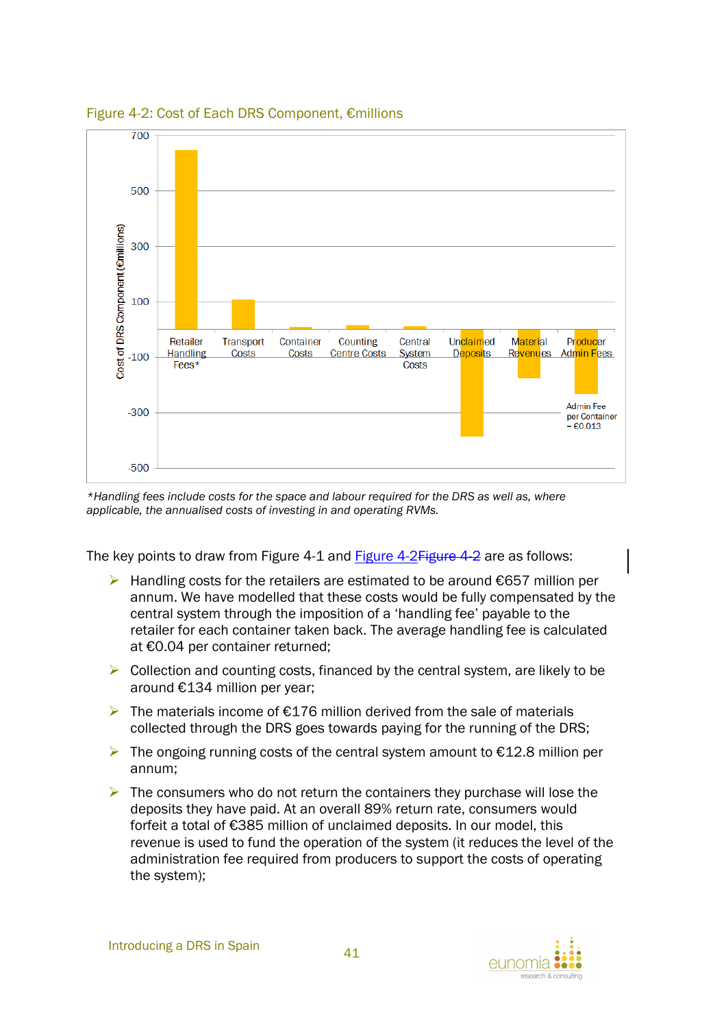Figure 4-2: Cost of Each DRS Component, €millions

*Handling fees include costs for the space and labour required for the DRS as well as, where applicable, the annualised costs of investing in and operating RVMs.

The key points to draw from Figure 4-1 and Figure 4-2 are as follows:

- Handling costs for the retailers are estimated to be around €657 million per annum. We have modelled that these costs would be fully compensated by the central system through the imposition of a 'handling fee' payable to the retailer for each container taken back. The average handling fee is calculated at €0.04 per container returned;
- Collection and counting costs, financed by the central system, are likely to be around €134 million per year;
- The materials income of €176 million derived from the sale of materials collected through the DRS goes towards paying for the running of the DRS;
- The ongoing running costs of the central system amount to €12.8 million per annum;
- The consumers who do not return the containers they purchase will lose the deposits they have paid. At an overall 89% return rate, consumers would forfeit a total of €385 million of unclaimed deposits. In our model, this revenue is used to fund the operation of the system (it reduces the level of the administration fee required from producers to support the costs of operating the system);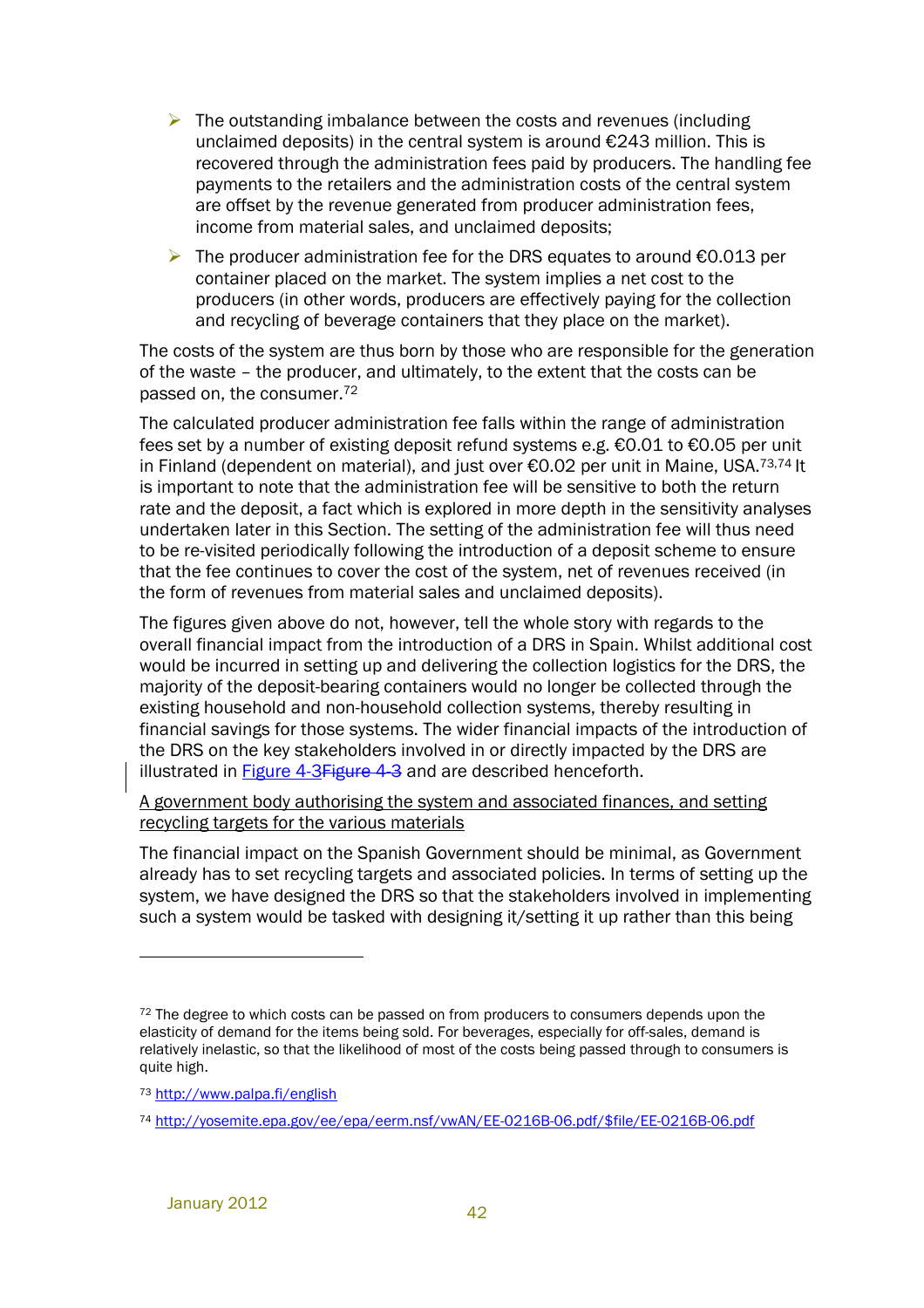- The outstanding imbalance between the costs and revenues (including unclaimed deposits) in the central system is around €243 million. This is recovered through the administration fees paid by producers. The handling fee payments to the retailers and the administration costs of the central system are offset by the revenue generated from producer administration fees, income from material sales, and unclaimed deposits;
- The producer administration fee for the DRS equates to around €0.013 per container placed on the market. The system implies a net cost to the producers (in other words, producers are effectively paying for the collection and recycling of beverage containers that they place on the market).

The costs of the system are thus born by those who are responsible for the generation of the waste – the producer, and ultimately, to the extent that the costs can be passed on, the consumer.[72]

The calculated producer administration fee falls within the range of administration fees set by a number of existing deposit refund systems e.g. €0.01 to €0.05 per unit in Finland (dependent on material), and just over €0.02 per unit in Maine, USA.[73,74] It is important to note that the administration fee will be sensitive to both the return rate and the deposit, a fact which is explored in more depth in the sensitivity analyses undertaken later in this Section. The setting of the administration fee will thus need to be re-visited periodically following the introduction of a deposit scheme to ensure that the fee continues to cover the cost of the system, net of revenues received (in the form of revenues from material sales and unclaimed deposits).

The figures given above do not, however, tell the whole story with regards to the overall financial impact from the introduction of a DRS in Spain. Whilst additional cost would be incurred in setting up and delivering the collection logistics for the DRS, the majority of the deposit-bearing containers would no longer be collected through the existing household and non-household collection systems, thereby resulting in financial savings for those systems. The wider financial impacts of the introduction of the DRS on the key stakeholders involved in or directly impacted by the DRS are illustrated in Figure 4-3 and are described henceforth.

A government body authorising the system and associated finances, and setting recycling targets for the various materials

The financial impact on the Spanish Government should be minimal, as Government already has to set recycling targets and associated policies. In terms of setting up the system, we have designed the DRS so that the stakeholders involved in implementing such a system would be tasked with designing it/setting it up rather than this being

---

[72] The degree to which costs can be passed on from producers to consumers depends upon the elasticity of demand for the items being sold. For beverages, especially for off-sales, demand is relatively inelastic, so that the likelihood of most of the costs being passed through to consumers is quite high.

[73] http://www.palpa.fi/english

[74] http://yosemite.epa.gov/ee/epa/eerm.nsf/vwAN/EE-0216B-06.pdf/$file/EE-0216B-06.pdf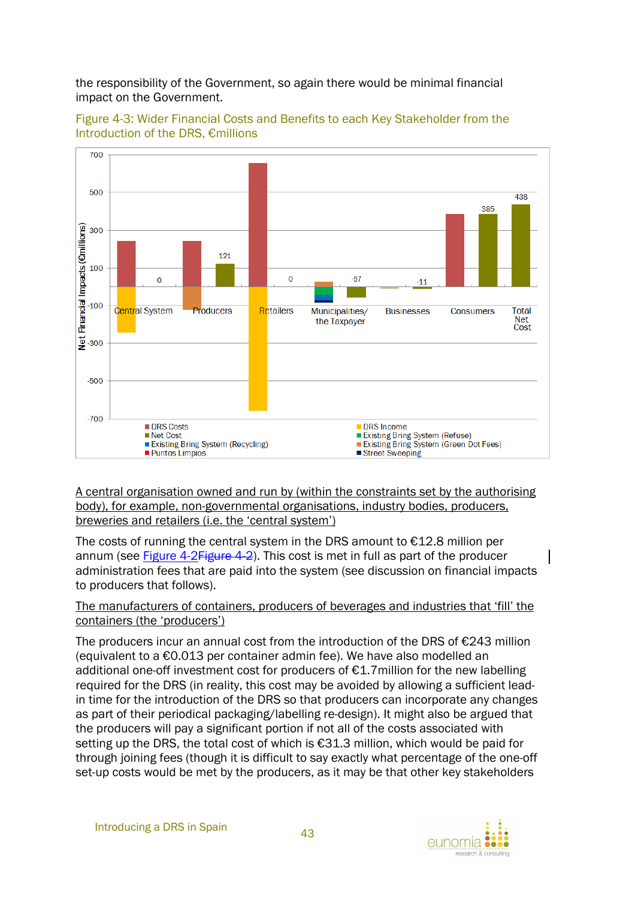the responsibility of the Government, so again there would be minimal financial impact on the Government.

Figure 4-3: Wider Financial Costs and Benefits to each Key Stakeholder from the Introduction of the DRS, €millions

A central organisation owned and run by (within the constraints set by the authorising body), for example, non-governmental organisations, industry bodies, producers, breweries and retailers (i.e. the 'central system')

The costs of running the central system in the DRS amount to €12.8 million per annum (see Figure 4-2Figure 4-2). This cost is met in full as part of the producer administration fees that are paid into the system (see discussion on financial impacts to producers that follows).

The manufacturers of containers, producers of beverages and industries that 'fill' the containers (the 'producers')

The producers incur an annual cost from the introduction of the DRS of €243 million (equivalent to a €0.013 per container admin fee). We have also modelled an additional one-off investment cost for producers of €1.7million for the new labelling required for the DRS (in reality, this cost may be avoided by allowing a sufficient lead-in time for the introduction of the DRS so that producers can incorporate any changes as part of their periodical packaging/labelling re-design). It might also be argued that the producers will pay a significant portion if not all of the costs associated with setting up the DRS, the total cost of which is €31.3 million, which would be paid for through joining fees (though it is difficult to say exactly what percentage of the one-off set-up costs would be met by the producers, as it may be that other key stakeholders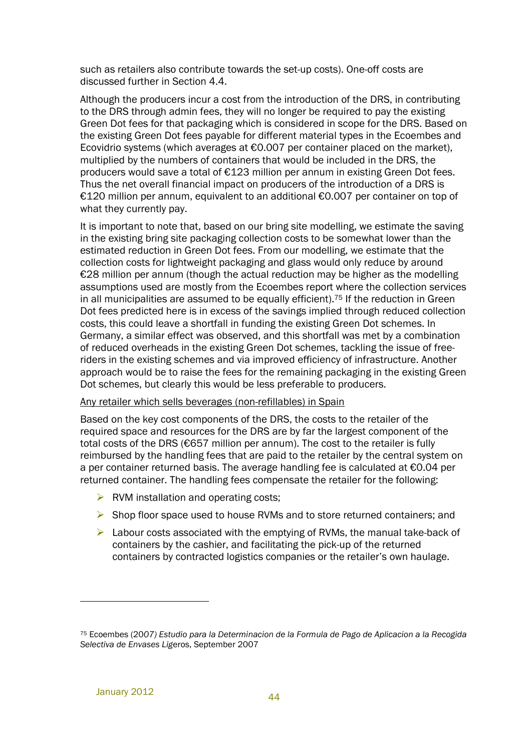such as retailers also contribute towards the set-up costs). One-off costs are discussed further in Section 4.4.

Although the producers incur a cost from the introduction of the DRS, in contributing to the DRS through admin fees, they will no longer be required to pay the existing Green Dot fees for that packaging which is considered in scope for the DRS. Based on the existing Green Dot fees payable for different material types in the Ecoembes and Ecovidrio systems (which averages at €0.007 per container placed on the market), multiplied by the numbers of containers that would be included in the DRS, the producers would save a total of €123 million per annum in existing Green Dot fees. Thus the net overall financial impact on producers of the introduction of a DRS is €120 million per annum, equivalent to an additional €0.007 per container on top of what they currently pay.

It is important to note that, based on our bring site modelling, we estimate the saving in the existing bring site packaging collection costs to be somewhat lower than the estimated reduction in Green Dot fees. From our modelling, we estimate that the collection costs for lightweight packaging and glass would only reduce by around €28 million per annum (though the actual reduction may be higher as the modelling assumptions used are mostly from the Ecoembes report where the collection services in all municipalities are assumed to be equally efficient).[75] If the reduction in Green Dot fees predicted here is in excess of the savings implied through reduced collection costs, this could leave a shortfall in funding the existing Green Dot schemes. In Germany, a similar effect was observed, and this shortfall was met by a combination of reduced overheads in the existing Green Dot schemes, tackling the issue of free-riders in the existing schemes and via improved efficiency of infrastructure. Another approach would be to raise the fees for the remaining packaging in the existing Green Dot schemes, but clearly this would be less preferable to producers.

<u>Any retailer which sells beverages (non-refillables) in Spain</u>

Based on the key cost components of the DRS, the costs to the retailer of the required space and resources for the DRS are by far the largest component of the total costs of the DRS (€657 million per annum). The cost to the retailer is fully reimbursed by the handling fees that are paid to the retailer by the central system on a per container returned basis. The average handling fee is calculated at €0.04 per returned container. The handling fees compensate the retailer for the following:

- RVM installation and operating costs;
- Shop floor space used to house RVMs and to store returned containers; and
- Labour costs associated with the emptying of RVMs, the manual take-back of containers by the cashier, and facilitating the pick-up of the returned containers by contracted logistics companies or the retailer's own haulage.

---

[75] Ecoembes (2007) *Estudio para la Determinacion de la Formula de Pago de Aplicacion a la Recogida Selectiva de Envases Ligeros*, September 2007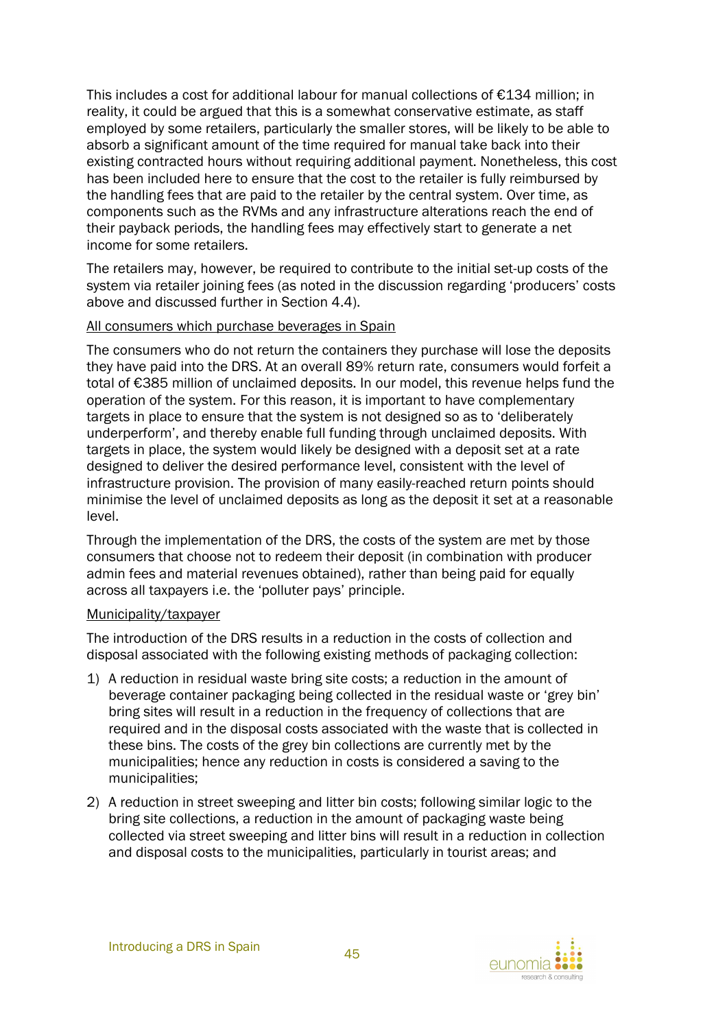This includes a cost for additional labour for manual collections of €134 million; in reality, it could be argued that this is a somewhat conservative estimate, as staff employed by some retailers, particularly the smaller stores, will be likely to be able to absorb a significant amount of the time required for manual take back into their existing contracted hours without requiring additional payment. Nonetheless, this cost has been included here to ensure that the cost to the retailer is fully reimbursed by the handling fees that are paid to the retailer by the central system. Over time, as components such as the RVMs and any infrastructure alterations reach the end of their payback periods, the handling fees may effectively start to generate a net income for some retailers.

The retailers may, however, be required to contribute to the initial set-up costs of the system via retailer joining fees (as noted in the discussion regarding 'producers' costs above and discussed further in Section 4.4).

<u>All consumers which purchase beverages in Spain</u>

The consumers who do not return the containers they purchase will lose the deposits they have paid into the DRS. At an overall 89% return rate, consumers would forfeit a total of €385 million of unclaimed deposits. In our model, this revenue helps fund the operation of the system. For this reason, it is important to have complementary targets in place to ensure that the system is not designed so as to 'deliberately underperform', and thereby enable full funding through unclaimed deposits. With targets in place, the system would likely be designed with a deposit set at a rate designed to deliver the desired performance level, consistent with the level of infrastructure provision. The provision of many easily-reached return points should minimise the level of unclaimed deposits as long as the deposit it set at a reasonable level.

Through the implementation of the DRS, the costs of the system are met by those consumers that choose not to redeem their deposit (in combination with producer admin fees and material revenues obtained), rather than being paid for equally across all taxpayers i.e. the 'polluter pays' principle.

<u>Municipality/taxpayer</u>

The introduction of the DRS results in a reduction in the costs of collection and disposal associated with the following existing methods of packaging collection:

1) A reduction in residual waste bring site costs; a reduction in the amount of beverage container packaging being collected in the residual waste or 'grey bin' bring sites will result in a reduction in the frequency of collections that are required and in the disposal costs associated with the waste that is collected in these bins. The costs of the grey bin collections are currently met by the municipalities; hence any reduction in costs is considered a saving to the municipalities;
2) A reduction in street sweeping and litter bin costs; following similar logic to the bring site collections, a reduction in the amount of packaging waste being collected via street sweeping and litter bins will result in a reduction in collection and disposal costs to the municipalities, particularly in tourist areas; and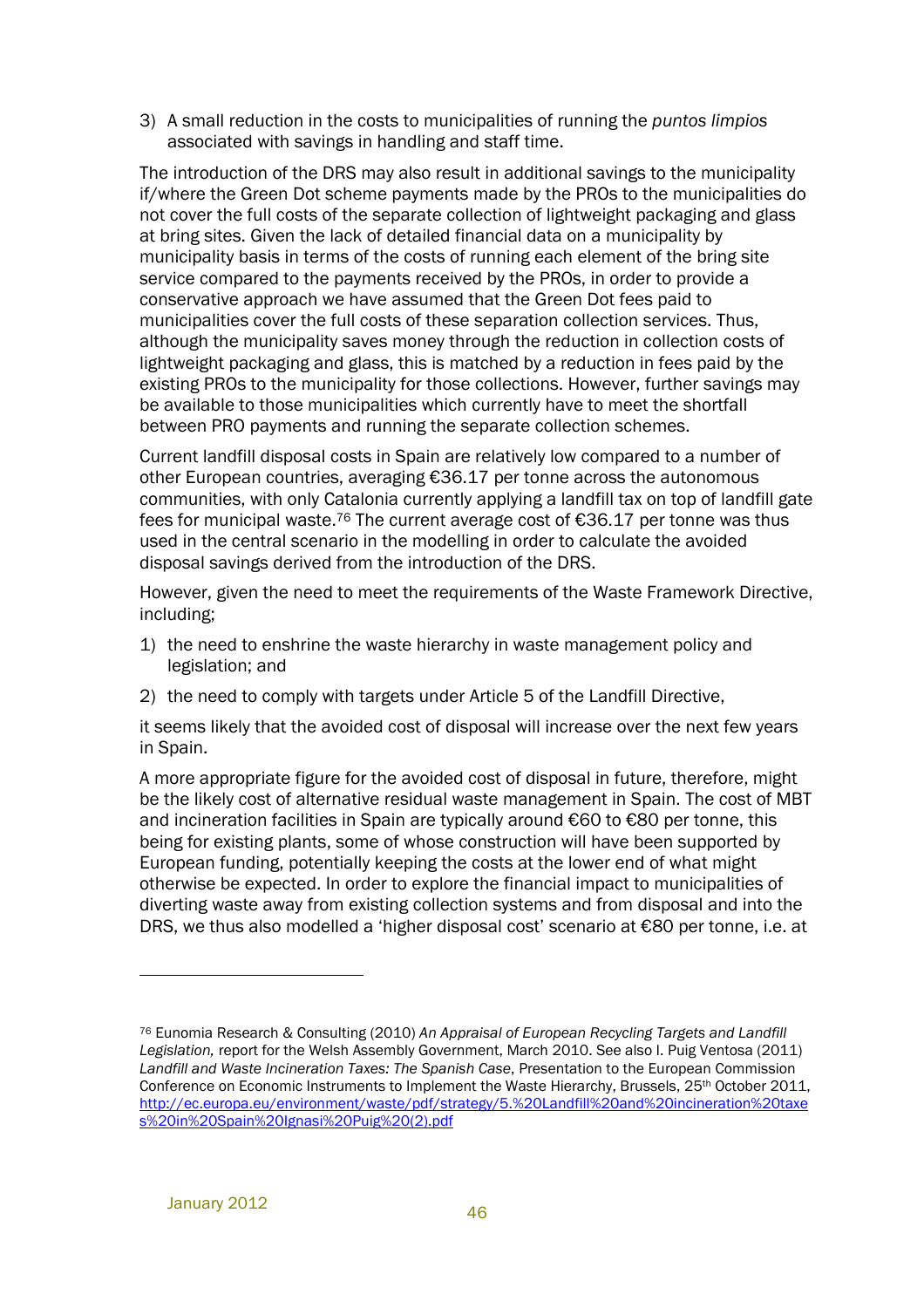3) A small reduction in the costs to municipalities of running the *puntos limpios* associated with savings in handling and staff time.

The introduction of the DRS may also result in additional savings to the municipality if/where the Green Dot scheme payments made by the PROs to the municipalities do not cover the full costs of the separate collection of lightweight packaging and glass at bring sites. Given the lack of detailed financial data on a municipality by municipality basis in terms of the costs of running each element of the bring site service compared to the payments received by the PROs, in order to provide a conservative approach we have assumed that the Green Dot fees paid to municipalities cover the full costs of these separation collection services. Thus, although the municipality saves money through the reduction in collection costs of lightweight packaging and glass, this is matched by a reduction in fees paid by the existing PROs to the municipality for those collections. However, further savings may be available to those municipalities which currently have to meet the shortfall between PRO payments and running the separate collection schemes.

Current landfill disposal costs in Spain are relatively low compared to a number of other European countries, averaging €36.17 per tonne across the autonomous communities, with only Catalonia currently applying a landfill tax on top of landfill gate fees for municipal waste.[76] The current average cost of €36.17 per tonne was thus used in the central scenario in the modelling in order to calculate the avoided disposal savings derived from the introduction of the DRS.

However, given the need to meet the requirements of the Waste Framework Directive, including;

1) the need to enshrine the waste hierarchy in waste management policy and legislation; and
2) the need to comply with targets under Article 5 of the Landfill Directive,

it seems likely that the avoided cost of disposal will increase over the next few years in Spain.

A more appropriate figure for the avoided cost of disposal in future, therefore, might be the likely cost of alternative residual waste management in Spain. The cost of MBT and incineration facilities in Spain are typically around €60 to €80 per tonne, this being for existing plants, some of whose construction will have been supported by European funding, potentially keeping the costs at the lower end of what might otherwise be expected. In order to explore the financial impact to municipalities of diverting waste away from existing collection systems and from disposal and into the DRS, we thus also modelled a 'higher disposal cost' scenario at €80 per tonne, i.e. at

---

[76] Eunomia Research & Consulting (2010) *An Appraisal of European Recycling Targets and Landfill Legislation,* report for the Welsh Assembly Government, March 2010. See also I. Puig Ventosa (2011) *Landfill and Waste Incineration Taxes: The Spanish Case*, Presentation to the European Commission Conference on Economic Instruments to Implement the Waste Hierarchy, Brussels, 25th October 2011, http://ec.europa.eu/environment/waste/pdf/strategy/5.%20Landfill%20and%20incineration%20taxes%20in%20Spain%20Ignasi%20Puig%20(2).pdf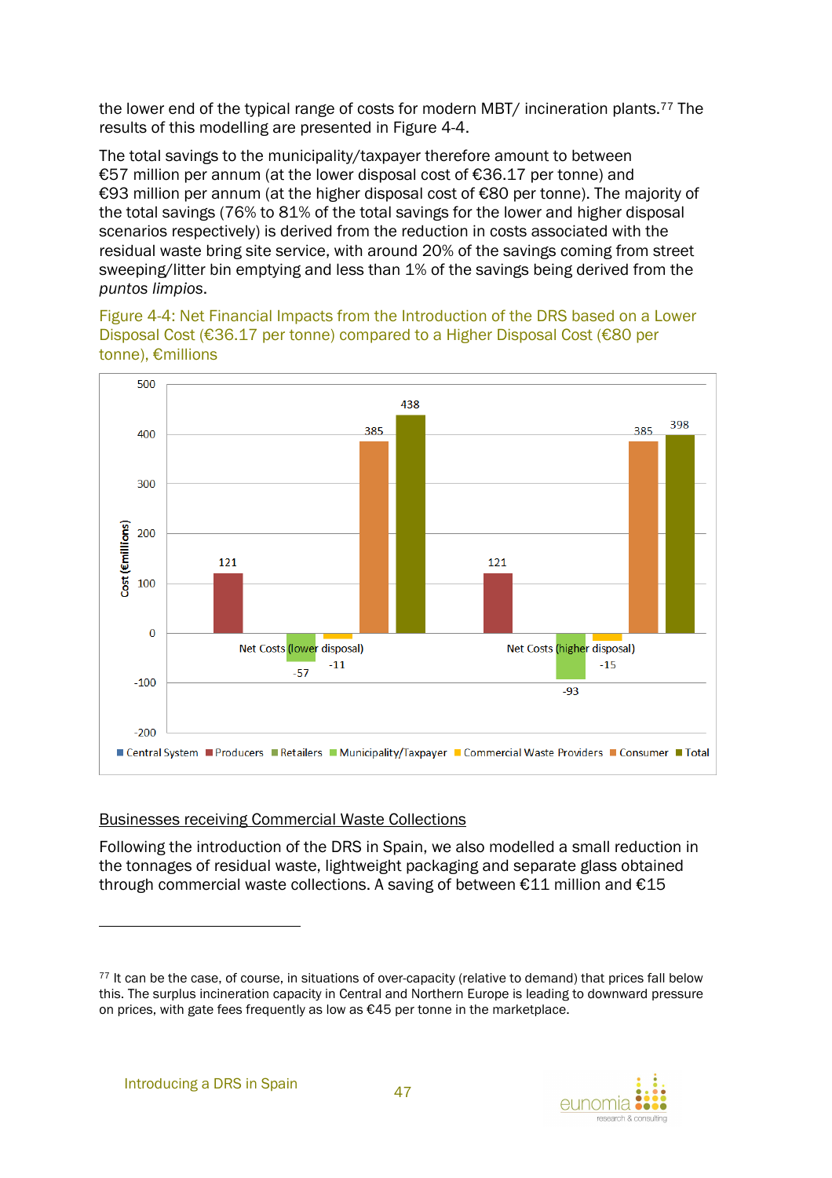the lower end of the typical range of costs for modern MBT/ incineration plants.[77] The results of this modelling are presented in Figure 4-4.

The total savings to the municipality/taxpayer therefore amount to between €57 million per annum (at the lower disposal cost of €36.17 per tonne) and €93 million per annum (at the higher disposal cost of €80 per tonne). The majority of the total savings (76% to 81% of the total savings for the lower and higher disposal scenarios respectively) is derived from the reduction in costs associated with the residual waste bring site service, with around 20% of the savings coming from street sweeping/litter bin emptying and less than 1% of the savings being derived from the *puntos limpios*.

Figure 4-4: Net Financial Impacts from the Introduction of the DRS based on a Lower Disposal Cost (€36.17 per tonne) compared to a Higher Disposal Cost (€80 per tonne), €millions

| Cost (€millions) | Producers | Municipality/Taxpayer | Commercial Waste Providers | Consumer | Total |
|---|---|---|---|---|---|
| Net Costs (lower disposal) | 121 | -57 | -11 | 385 | 438 |
| Net Costs (higher disposal) | 121 | -93 | -15 | 385 | 398 |

Legend: Central System, Producers, Retailers, Municipality/Taxpayer, Commercial Waste Providers, Consumer, Total

<u>Businesses receiving Commercial Waste Collections</u>

Following the introduction of the DRS in Spain, we also modelled a small reduction in the tonnages of residual waste, lightweight packaging and separate glass obtained through commercial waste collections. A saving of between €11 million and €15

[77] It can be the case, of course, in situations of over-capacity (relative to demand) that prices fall below this. The surplus incineration capacity in Central and Northern Europe is leading to downward pressure on prices, with gate fees frequently as low as €45 per tonne in the marketplace.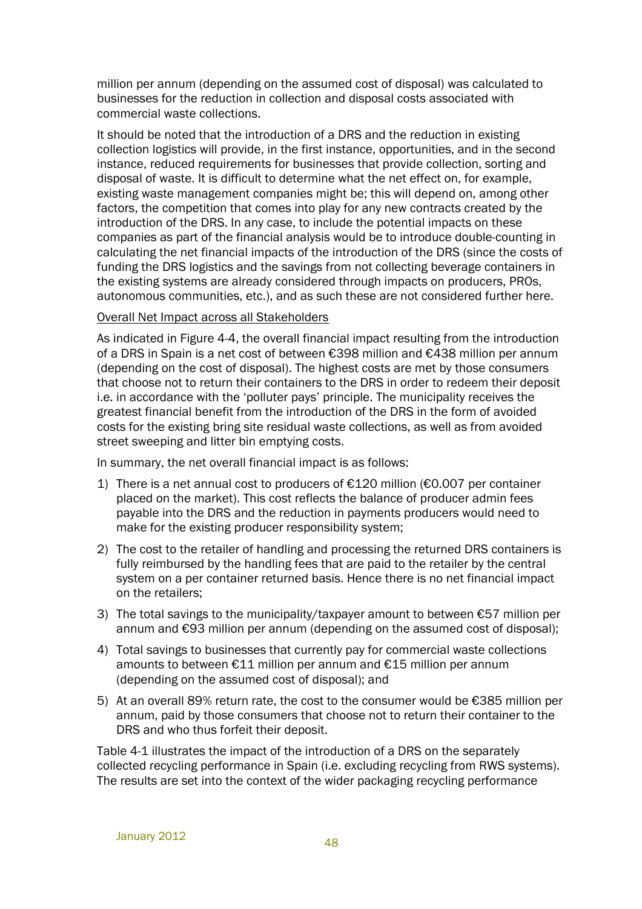million per annum (depending on the assumed cost of disposal) was calculated to businesses for the reduction in collection and disposal costs associated with commercial waste collections.

It should be noted that the introduction of a DRS and the reduction in existing collection logistics will provide, in the first instance, opportunities, and in the second instance, reduced requirements for businesses that provide collection, sorting and disposal of waste. It is difficult to determine what the net effect on, for example, existing waste management companies might be; this will depend on, among other factors, the competition that comes into play for any new contracts created by the introduction of the DRS. In any case, to include the potential impacts on these companies as part of the financial analysis would be to introduce double-counting in calculating the net financial impacts of the introduction of the DRS (since the costs of funding the DRS logistics and the savings from not collecting beverage containers in the existing systems are already considered through impacts on producers, PROs, autonomous communities, etc.), and as such these are not considered further here.

<u>Overall Net Impact across all Stakeholders</u>

As indicated in Figure 4-4, the overall financial impact resulting from the introduction of a DRS in Spain is a net cost of between €398 million and €438 million per annum (depending on the cost of disposal). The highest costs are met by those consumers that choose not to return their containers to the DRS in order to redeem their deposit i.e. in accordance with the 'polluter pays' principle. The municipality receives the greatest financial benefit from the introduction of the DRS in the form of avoided costs for the existing bring site residual waste collections, as well as from avoided street sweeping and litter bin emptying costs.

In summary, the net overall financial impact is as follows:

1) There is a net annual cost to producers of €120 million (€0.007 per container placed on the market). This cost reflects the balance of producer admin fees payable into the DRS and the reduction in payments producers would need to make for the existing producer responsibility system;
2) The cost to the retailer of handling and processing the returned DRS containers is fully reimbursed by the handling fees that are paid to the retailer by the central system on a per container returned basis. Hence there is no net financial impact on the retailers;
3) The total savings to the municipality/taxpayer amount to between €57 million per annum and €93 million per annum (depending on the assumed cost of disposal);
4) Total savings to businesses that currently pay for commercial waste collections amounts to between €11 million per annum and €15 million per annum (depending on the assumed cost of disposal); and
5) At an overall 89% return rate, the cost to the consumer would be €385 million per annum, paid by those consumers that choose not to return their container to the DRS and who thus forfeit their deposit.

Table 4-1 illustrates the impact of the introduction of a DRS on the separately collected recycling performance in Spain (i.e. excluding recycling from RWS systems). The results are set into the context of the wider packaging recycling performance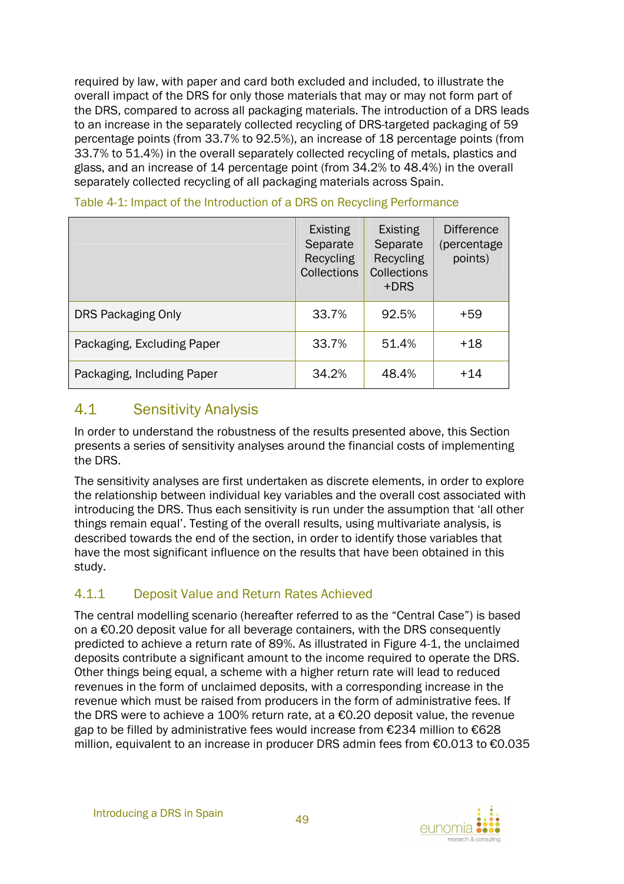required by law, with paper and card both excluded and included, to illustrate the overall impact of the DRS for only those materials that may or may not form part of the DRS, compared to across all packaging materials. The introduction of a DRS leads to an increase in the separately collected recycling of DRS-targeted packaging of 59 percentage points (from 33.7% to 92.5%), an increase of 18 percentage points (from 33.7% to 51.4%) in the overall separately collected recycling of metals, plastics and glass, and an increase of 14 percentage point (from 34.2% to 48.4%) in the overall separately collected recycling of all packaging materials across Spain.

Table 4-1: Impact of the Introduction of a DRS on Recycling Performance

| | Existing Separate Recycling Collections | Existing Separate Recycling Collections +DRS | Difference (percentage points) |
|---|---|---|---|
| DRS Packaging Only | 33.7% | 92.5% | +59 |
| Packaging, Excluding Paper | 33.7% | 51.4% | +18 |
| Packaging, Including Paper | 34.2% | 48.4% | +14 |

## 4.1 Sensitivity Analysis

In order to understand the robustness of the results presented above, this Section presents a series of sensitivity analyses around the financial costs of implementing the DRS.

The sensitivity analyses are first undertaken as discrete elements, in order to explore the relationship between individual key variables and the overall cost associated with introducing the DRS. Thus each sensitivity is run under the assumption that 'all other things remain equal'. Testing of the overall results, using multivariate analysis, is described towards the end of the section, in order to identify those variables that have the most significant influence on the results that have been obtained in this study.

### 4.1.1 Deposit Value and Return Rates Achieved

The central modelling scenario (hereafter referred to as the "Central Case") is based on a €0.20 deposit value for all beverage containers, with the DRS consequently predicted to achieve a return rate of 89%. As illustrated in Figure 4-1, the unclaimed deposits contribute a significant amount to the income required to operate the DRS. Other things being equal, a scheme with a higher return rate will lead to reduced revenues in the form of unclaimed deposits, with a corresponding increase in the revenue which must be raised from producers in the form of administrative fees. If the DRS were to achieve a 100% return rate, at a €0.20 deposit value, the revenue gap to be filled by administrative fees would increase from €234 million to €628 million, equivalent to an increase in producer DRS admin fees from €0.013 to €0.035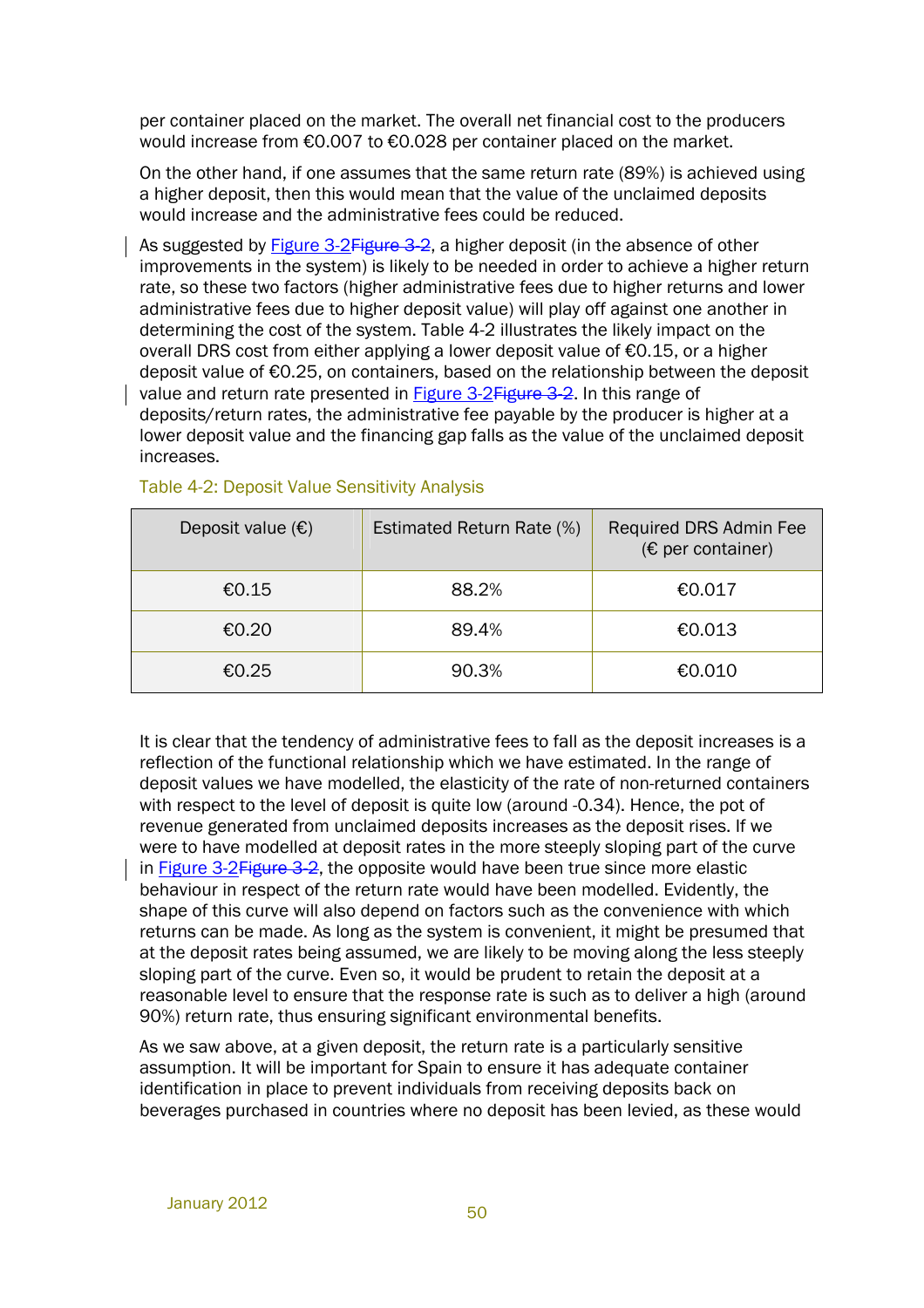per container placed on the market. The overall net financial cost to the producers would increase from €0.007 to €0.028 per container placed on the market.

On the other hand, if one assumes that the same return rate (89%) is achieved using a higher deposit, then this would mean that the value of the unclaimed deposits would increase and the administrative fees could be reduced.

As suggested by Figure 3-2, a higher deposit (in the absence of other improvements in the system) is likely to be needed in order to achieve a higher return rate, so these two factors (higher administrative fees due to higher returns and lower administrative fees due to higher deposit value) will play off against one another in determining the cost of the system. Table 4-2 illustrates the likely impact on the overall DRS cost from either applying a lower deposit value of €0.15, or a higher deposit value of €0.25, on containers, based on the relationship between the deposit value and return rate presented in Figure 3-2. In this range of deposits/return rates, the administrative fee payable by the producer is higher at a lower deposit value and the financing gap falls as the value of the unclaimed deposit increases.

Table 4-2: Deposit Value Sensitivity Analysis

| Deposit value (€) | Estimated Return Rate (%) | Required DRS Admin Fee (€ per container) |
|---|---|---|
| €0.15 | 88.2% | €0.017 |
| €0.20 | 89.4% | €0.013 |
| €0.25 | 90.3% | €0.010 |

It is clear that the tendency of administrative fees to fall as the deposit increases is a reflection of the functional relationship which we have estimated. In the range of deposit values we have modelled, the elasticity of the rate of non-returned containers with respect to the level of deposit is quite low (around -0.34). Hence, the pot of revenue generated from unclaimed deposits increases as the deposit rises. If we were to have modelled at deposit rates in the more steeply sloping part of the curve in Figure 3-2, the opposite would have been true since more elastic behaviour in respect of the return rate would have been modelled. Evidently, the shape of this curve will also depend on factors such as the convenience with which returns can be made. As long as the system is convenient, it might be presumed that at the deposit rates being assumed, we are likely to be moving along the less steeply sloping part of the curve. Even so, it would be prudent to retain the deposit at a reasonable level to ensure that the response rate is such as to deliver a high (around 90%) return rate, thus ensuring significant environmental benefits.

As we saw above, at a given deposit, the return rate is a particularly sensitive assumption. It will be important for Spain to ensure it has adequate container identification in place to prevent individuals from receiving deposits back on beverages purchased in countries where no deposit has been levied, as these would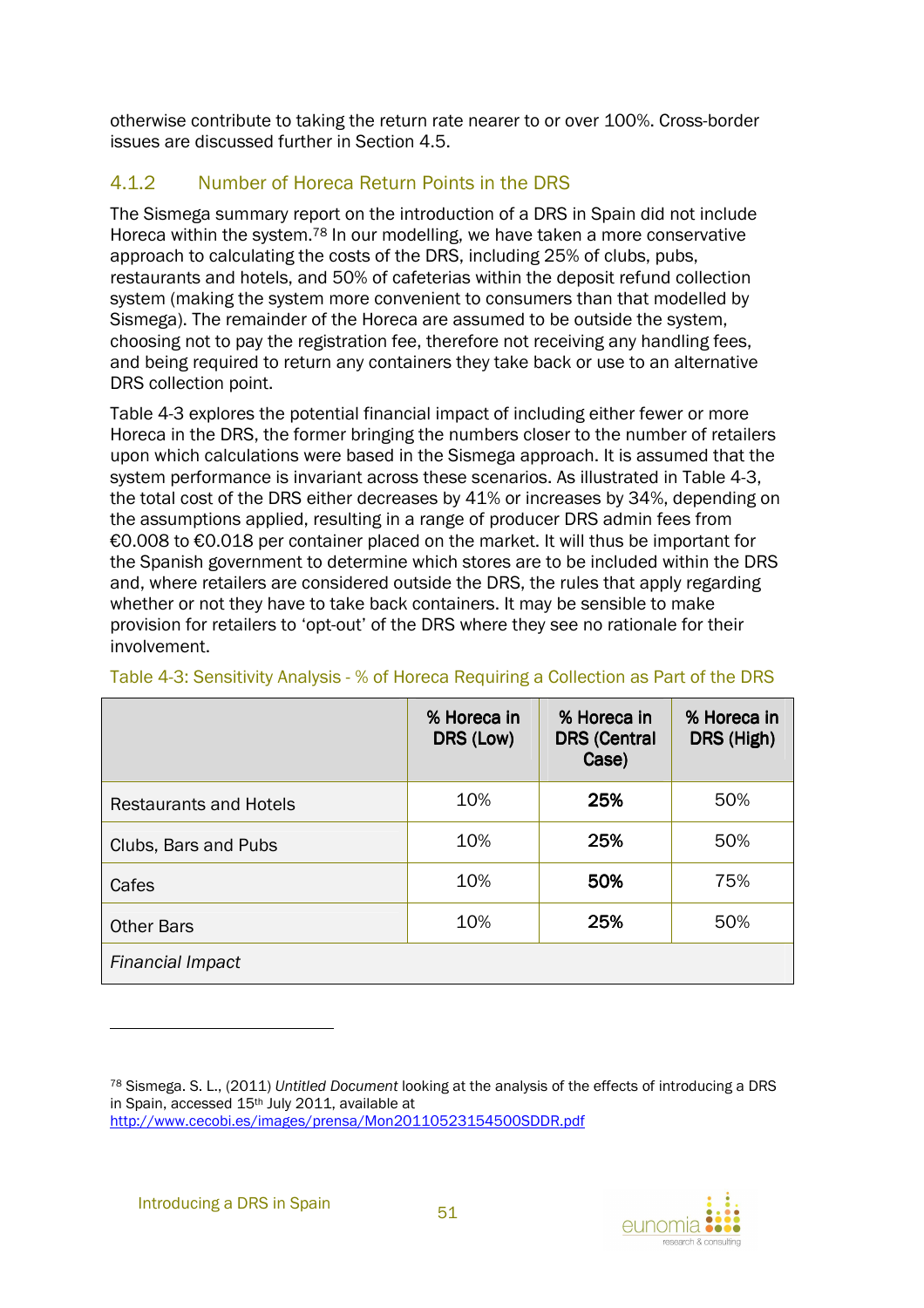otherwise contribute to taking the return rate nearer to or over 100%. Cross-border issues are discussed further in Section 4.5.

### 4.1.2 Number of Horeca Return Points in the DRS

The Sismega summary report on the introduction of a DRS in Spain did not include Horeca within the system.[78] In our modelling, we have taken a more conservative approach to calculating the costs of the DRS, including 25% of clubs, pubs, restaurants and hotels, and 50% of cafeterias within the deposit refund collection system (making the system more convenient to consumers than that modelled by Sismega). The remainder of the Horeca are assumed to be outside the system, choosing not to pay the registration fee, therefore not receiving any handling fees, and being required to return any containers they take back or use to an alternative DRS collection point.

Table 4-3 explores the potential financial impact of including either fewer or more Horeca in the DRS, the former bringing the numbers closer to the number of retailers upon which calculations were based in the Sismega approach. It is assumed that the system performance is invariant across these scenarios. As illustrated in Table 4-3, the total cost of the DRS either decreases by 41% or increases by 34%, depending on the assumptions applied, resulting in a range of producer DRS admin fees from €0.008 to €0.018 per container placed on the market. It will thus be important for the Spanish government to determine which stores are to be included within the DRS and, where retailers are considered outside the DRS, the rules that apply regarding whether or not they have to take back containers. It may be sensible to make provision for retailers to 'opt-out' of the DRS where they see no rationale for their involvement.

Table 4-3: Sensitivity Analysis - % of Horeca Requiring a Collection as Part of the DRS

| | **% Horeca in DRS (Low)** | **% Horeca in DRS (Central Case)** | **% Horeca in DRS (High)** |
|---|---|---|---|
| Restaurants and Hotels | 10% | **25%** | 50% |
| Clubs, Bars and Pubs | 10% | **25%** | 50% |
| Cafes | 10% | **50%** | 75% |
| Other Bars | 10% | **25%** | 50% |
| *Financial Impact* | | | |

[78] Sismega. S. L., (2011) *Untitled Document* looking at the analysis of the effects of introducing a DRS in Spain, accessed 15th July 2011, available at http://www.cecobi.es/images/prensa/Mon20110523154500SDDR.pdf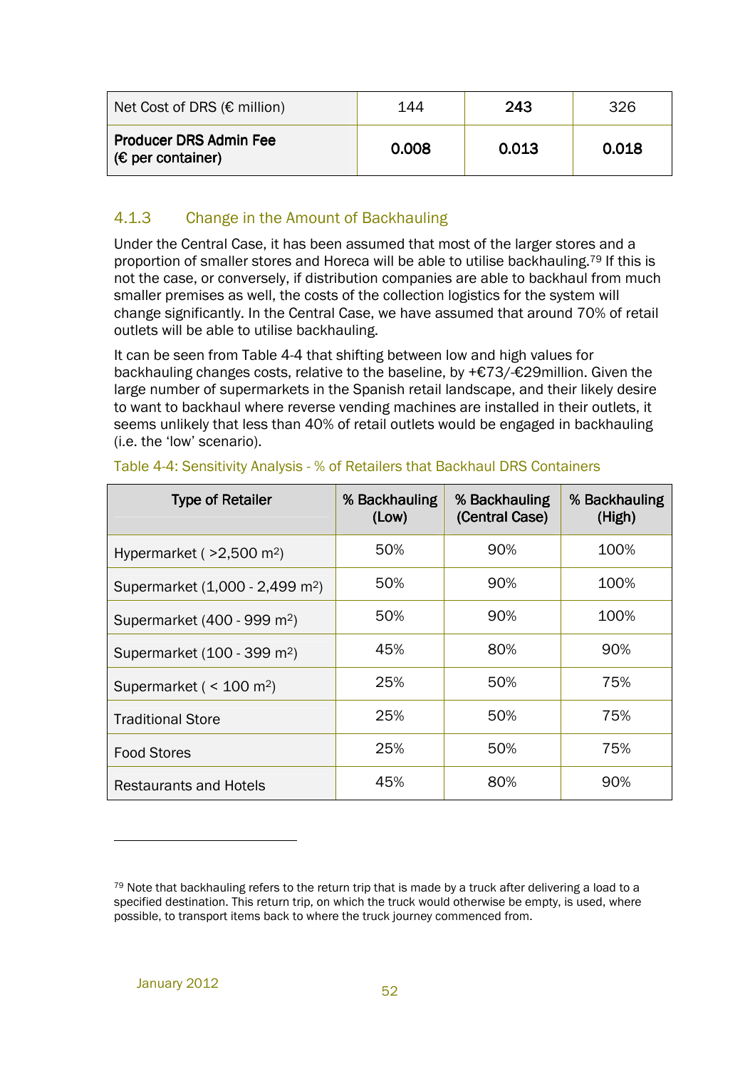| Net Cost of DRS (€ million) | 144 | **243** | 326 |
|---|---|---|---|
| **Producer DRS Admin Fee (€ per container)** | **0.008** | **0.013** | **0.018** |

### 4.1.3 Change in the Amount of Backhauling

Under the Central Case, it has been assumed that most of the larger stores and a proportion of smaller stores and Horeca will be able to utilise backhauling.[79] If this is not the case, or conversely, if distribution companies are able to backhaul from much smaller premises as well, the costs of the collection logistics for the system will change significantly. In the Central Case, we have assumed that around 70% of retail outlets will be able to utilise backhauling.

It can be seen from Table 4-4 that shifting between low and high values for backhauling changes costs, relative to the baseline, by +€73/-€29million. Given the large number of supermarkets in the Spanish retail landscape, and their likely desire to want to backhaul where reverse vending machines are installed in their outlets, it seems unlikely that less than 40% of retail outlets would be engaged in backhauling (i.e. the 'low' scenario).

Table 4-4: Sensitivity Analysis - % of Retailers that Backhaul DRS Containers

| Type of Retailer | % Backhauling (Low) | % Backhauling (Central Case) | % Backhauling (High) |
|---|---|---|---|
| Hypermarket ( >2,500 $m^2$) | 50% | 90% | 100% |
| Supermarket (1,000 - 2,499 $m^2$) | 50% | 90% | 100% |
| Supermarket (400 - 999 $m^2$) | 50% | 90% | 100% |
| Supermarket (100 - 399 $m^2$) | 45% | 80% | 90% |
| Supermarket ( < 100 $m^2$) | 25% | 50% | 75% |
| Traditional Store | 25% | 50% | 75% |
| Food Stores | 25% | 50% | 75% |
| Restaurants and Hotels | 45% | 80% | 90% |

[79] Note that backhauling refers to the return trip that is made by a truck after delivering a load to a specified destination. This return trip, on which the truck would otherwise be empty, is used, where possible, to transport items back to where the truck journey commenced from.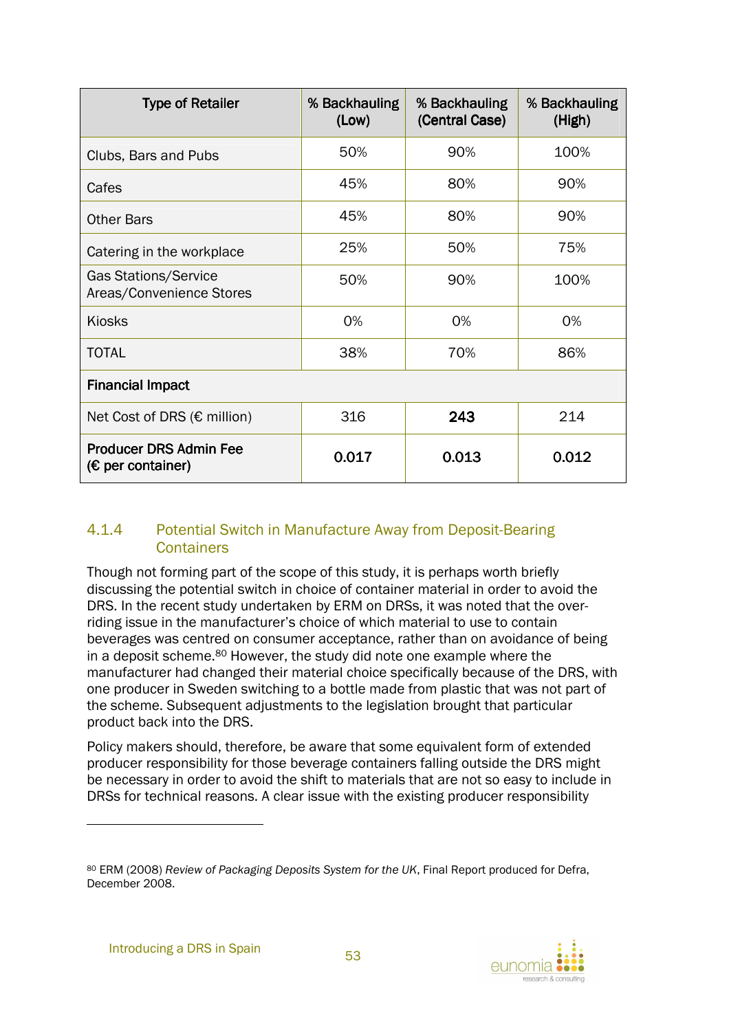| Type of Retailer | % Backhauling (Low) | % Backhauling (Central Case) | % Backhauling (High) |
|---|---|---|---|
| Clubs, Bars and Pubs | 50% | 90% | 100% |
| Cafes | 45% | 80% | 90% |
| Other Bars | 45% | 80% | 90% |
| Catering in the workplace | 25% | 50% | 75% |
| Gas Stations/Service Areas/Convenience Stores | 50% | 90% | 100% |
| Kiosks | 0% | 0% | 0% |
| TOTAL | 38% | 70% | 86% |
| **Financial Impact** | | | |
| Net Cost of DRS (€ million) | 316 | **243** | 214 |
| **Producer DRS Admin Fee (€ per container)** | **0.017** | **0.013** | **0.012** |

### 4.1.4 Potential Switch in Manufacture Away from Deposit-Bearing Containers

Though not forming part of the scope of this study, it is perhaps worth briefly discussing the potential switch in choice of container material in order to avoid the DRS. In the recent study undertaken by ERM on DRSs, it was noted that the over-riding issue in the manufacturer's choice of which material to use to contain beverages was centred on consumer acceptance, rather than on avoidance of being in a deposit scheme.[80] However, the study did note one example where the manufacturer had changed their material choice specifically because of the DRS, with one producer in Sweden switching to a bottle made from plastic that was not part of the scheme. Subsequent adjustments to the legislation brought that particular product back into the DRS.

Policy makers should, therefore, be aware that some equivalent form of extended producer responsibility for those beverage containers falling outside the DRS might be necessary in order to avoid the shift to materials that are not so easy to include in DRSs for technical reasons. A clear issue with the existing producer responsibility

[80] ERM (2008) *Review of Packaging Deposits System for the UK*, Final Report produced for Defra, December 2008.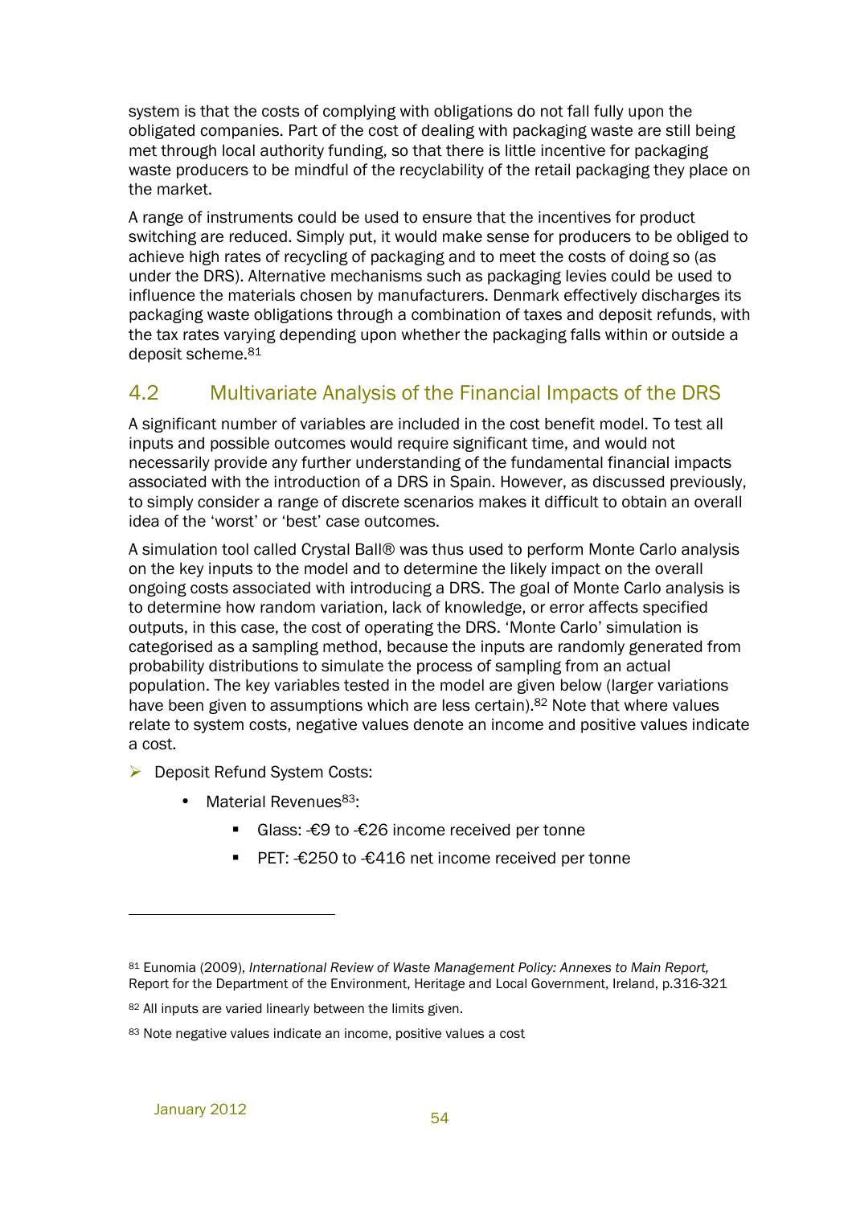system is that the costs of complying with obligations do not fall fully upon the obligated companies. Part of the cost of dealing with packaging waste are still being met through local authority funding, so that there is little incentive for packaging waste producers to be mindful of the recyclability of the retail packaging they place on the market.

A range of instruments could be used to ensure that the incentives for product switching are reduced. Simply put, it would make sense for producers to be obliged to achieve high rates of recycling of packaging and to meet the costs of doing so (as under the DRS). Alternative mechanisms such as packaging levies could be used to influence the materials chosen by manufacturers. Denmark effectively discharges its packaging waste obligations through a combination of taxes and deposit refunds, with the tax rates varying depending upon whether the packaging falls within or outside a deposit scheme.[81]

## 4.2 Multivariate Analysis of the Financial Impacts of the DRS

A significant number of variables are included in the cost benefit model. To test all inputs and possible outcomes would require significant time, and would not necessarily provide any further understanding of the fundamental financial impacts associated with the introduction of a DRS in Spain. However, as discussed previously, to simply consider a range of discrete scenarios makes it difficult to obtain an overall idea of the 'worst' or 'best' case outcomes.

A simulation tool called Crystal Ball® was thus used to perform Monte Carlo analysis on the key inputs to the model and to determine the likely impact on the overall ongoing costs associated with introducing a DRS. The goal of Monte Carlo analysis is to determine how random variation, lack of knowledge, or error affects specified outputs, in this case, the cost of operating the DRS. 'Monte Carlo' simulation is categorised as a sampling method, because the inputs are randomly generated from probability distributions to simulate the process of sampling from an actual population. The key variables tested in the model are given below (larger variations have been given to assumptions which are less certain).[82] Note that where values relate to system costs, negative values denote an income and positive values indicate a cost.

- Deposit Refund System Costs:
  - Material Revenues[83]:
    - Glass: -€9 to -€26 income received per tonne
    - PET: -€250 to -€416 net income received per tonne

---

[81] Eunomia (2009), *International Review of Waste Management Policy: Annexes to Main Report,* Report for the Department of the Environment, Heritage and Local Government, Ireland, p.316-321

[82] All inputs are varied linearly between the limits given.

[83] Note negative values indicate an income, positive values a cost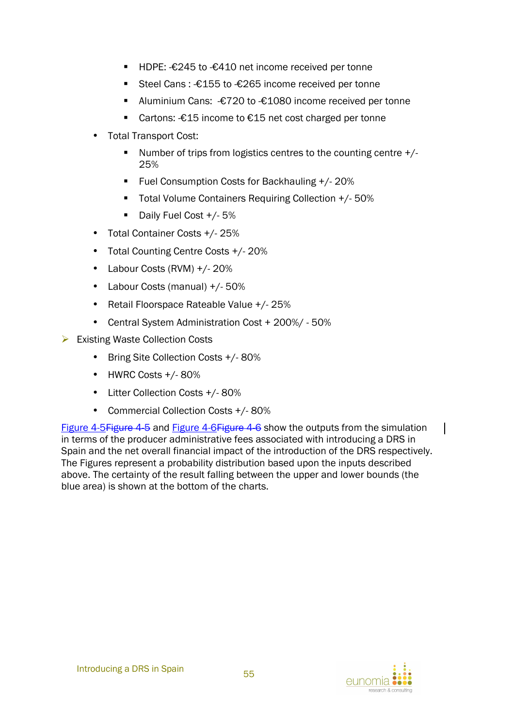- HDPE: -€245 to -€410 net income received per tonne
        - Steel Cans : -€155 to -€265 income received per tonne
        - Aluminium Cans: -€720 to -€1080 income received per tonne
        - Cartons: -€15 income to €15 net cost charged per tonne
    - Total Transport Cost:
        - Number of trips from logistics centres to the counting centre +/- 25%
        - Fuel Consumption Costs for Backhauling +/- 20%
        - Total Volume Containers Requiring Collection +/- 50%
        - Daily Fuel Cost +/- 5%
    - Total Container Costs +/- 25%
    - Total Counting Centre Costs +/- 20%
    - Labour Costs (RVM) +/- 20%
    - Labour Costs (manual) +/- 50%
    - Retail Floorspace Rateable Value +/- 25%
    - Central System Administration Cost + 200%/ - 50%

- Existing Waste Collection Costs
    - Bring Site Collection Costs +/- 80%
    - HWRC Costs +/- 80%
    - Litter Collection Costs +/- 80%
    - Commercial Collection Costs +/- 80%

Figure 4-5 and Figure 4-6 show the outputs from the simulation in terms of the producer administrative fees associated with introducing a DRS in Spain and the net overall financial impact of the introduction of the DRS respectively. The Figures represent a probability distribution based upon the inputs described above. The certainty of the result falling between the upper and lower bounds (the blue area) is shown at the bottom of the charts.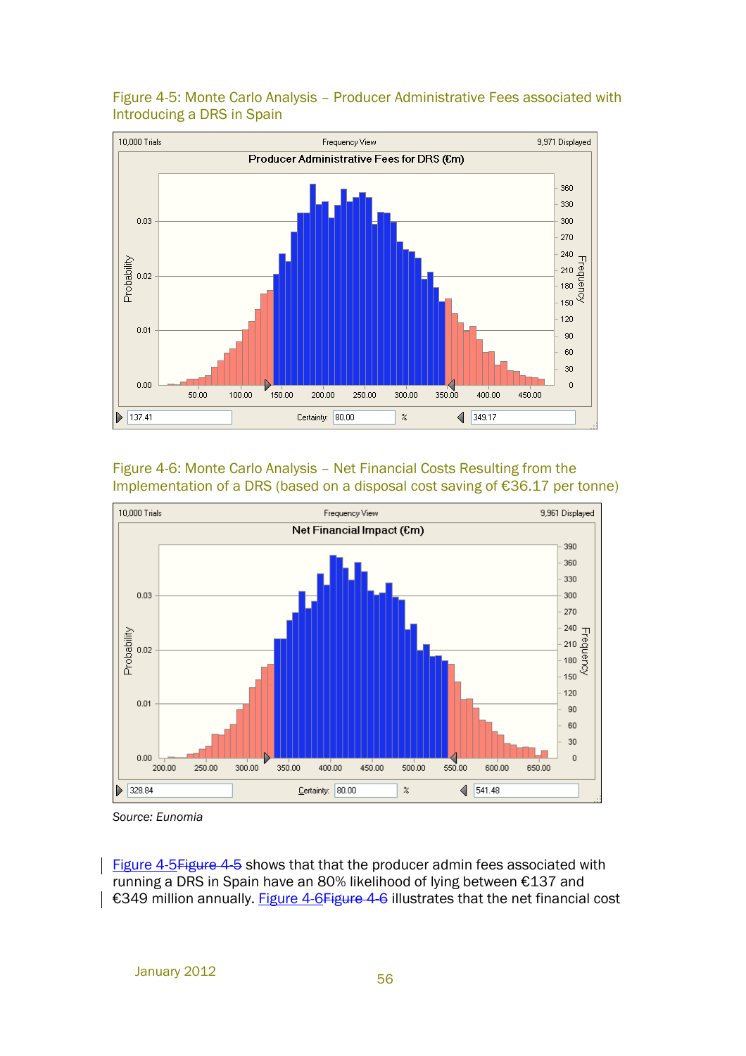Figure 4-5: Monte Carlo Analysis – Producer Administrative Fees associated with Introducing a DRS in Spain

Figure 4-6: Monte Carlo Analysis – Net Financial Costs Resulting from the Implementation of a DRS (based on a disposal cost saving of €36.17 per tonne)

*Source: Eunomia*

Figure 4-5 shows that that the producer admin fees associated with running a DRS in Spain have an 80% likelihood of lying between €137 and €349 million annually. Figure 4-6 illustrates that the net financial cost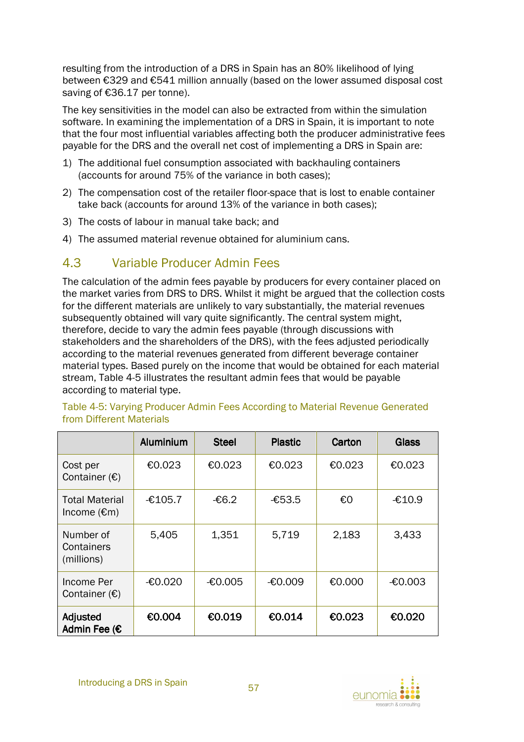resulting from the introduction of a DRS in Spain has an 80% likelihood of lying between €329 and €541 million annually (based on the lower assumed disposal cost saving of €36.17 per tonne).

The key sensitivities in the model can also be extracted from within the simulation software. In examining the implementation of a DRS in Spain, it is important to note that the four most influential variables affecting both the producer administrative fees payable for the DRS and the overall net cost of implementing a DRS in Spain are:

1) The additional fuel consumption associated with backhauling containers (accounts for around 75% of the variance in both cases);
2) The compensation cost of the retailer floor-space that is lost to enable container take back (accounts for around 13% of the variance in both cases);
3) The costs of labour in manual take back; and
4) The assumed material revenue obtained for aluminium cans.

## 4.3 Variable Producer Admin Fees

The calculation of the admin fees payable by producers for every container placed on the market varies from DRS to DRS. Whilst it might be argued that the collection costs for the different materials are unlikely to vary substantially, the material revenues subsequently obtained will vary quite significantly. The central system might, therefore, decide to vary the admin fees payable (through discussions with stakeholders and the shareholders of the DRS), with the fees adjusted periodically according to the material revenues generated from different beverage container material types. Based purely on the income that would be obtained for each material stream, Table 4-5 illustrates the resultant admin fees that would be payable according to material type.

Table 4-5: Varying Producer Admin Fees According to Material Revenue Generated from Different Materials

| | Aluminium | Steel | Plastic | Carton | Glass |
|---|---|---|---|---|---|
| Cost per Container (€) | €0.023 | €0.023 | €0.023 | €0.023 | €0.023 |
| Total Material Income (€m) | -€105.7 | -€6.2 | -€53.5 | €0 | -€10.9 |
| Number of Containers (millions) | 5,405 | 1,351 | 5,719 | 2,183 | 3,433 |
| Income Per Container (€) | -€0.020 | -€0.005 | -€0.009 | €0.000 | -€0.003 |
| **Adjusted Admin Fee (€** | **€0.004** | **€0.019** | **€0.014** | **€0.023** | **€0.020** |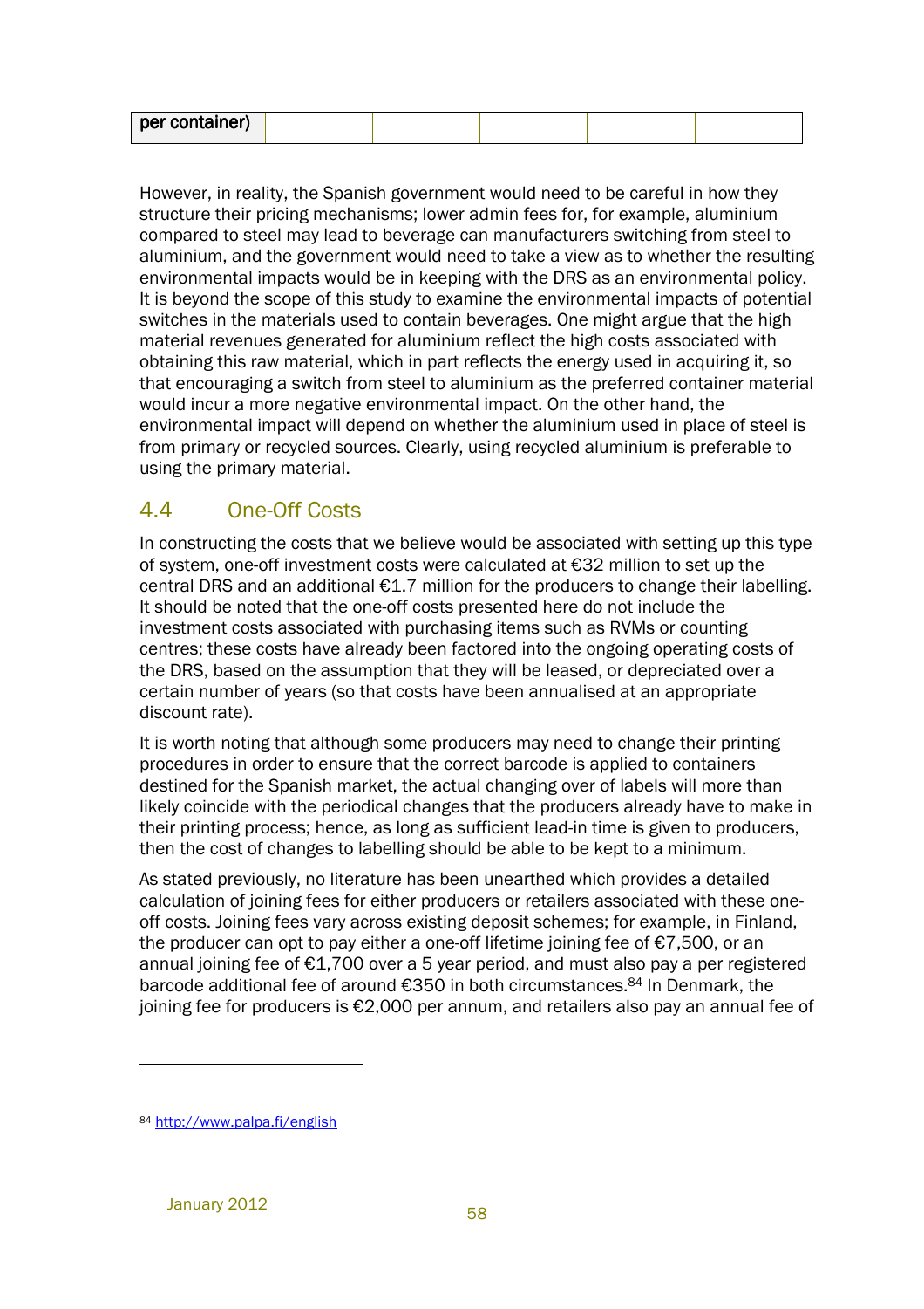| per container) | | | | | |
|---|---|---|---|---|---|

However, in reality, the Spanish government would need to be careful in how they structure their pricing mechanisms; lower admin fees for, for example, aluminium compared to steel may lead to beverage can manufacturers switching from steel to aluminium, and the government would need to take a view as to whether the resulting environmental impacts would be in keeping with the DRS as an environmental policy. It is beyond the scope of this study to examine the environmental impacts of potential switches in the materials used to contain beverages. One might argue that the high material revenues generated for aluminium reflect the high costs associated with obtaining this raw material, which in part reflects the energy used in acquiring it, so that encouraging a switch from steel to aluminium as the preferred container material would incur a more negative environmental impact. On the other hand, the environmental impact will depend on whether the aluminium used in place of steel is from primary or recycled sources. Clearly, using recycled aluminium is preferable to using the primary material.

## 4.4 One-Off Costs

In constructing the costs that we believe would be associated with setting up this type of system, one-off investment costs were calculated at €32 million to set up the central DRS and an additional €1.7 million for the producers to change their labelling. It should be noted that the one-off costs presented here do not include the investment costs associated with purchasing items such as RVMs or counting centres; these costs have already been factored into the ongoing operating costs of the DRS, based on the assumption that they will be leased, or depreciated over a certain number of years (so that costs have been annualised at an appropriate discount rate).

It is worth noting that although some producers may need to change their printing procedures in order to ensure that the correct barcode is applied to containers destined for the Spanish market, the actual changing over of labels will more than likely coincide with the periodical changes that the producers already have to make in their printing process; hence, as long as sufficient lead-in time is given to producers, then the cost of changes to labelling should be able to be kept to a minimum.

As stated previously, no literature has been unearthed which provides a detailed calculation of joining fees for either producers or retailers associated with these one-off costs. Joining fees vary across existing deposit schemes; for example, in Finland, the producer can opt to pay either a one-off lifetime joining fee of €7,500, or an annual joining fee of €1,700 over a 5 year period, and must also pay a per registered barcode additional fee of around €350 in both circumstances.[84] In Denmark, the joining fee for producers is €2,000 per annum, and retailers also pay an annual fee of

[84] http://www.palpa.fi/english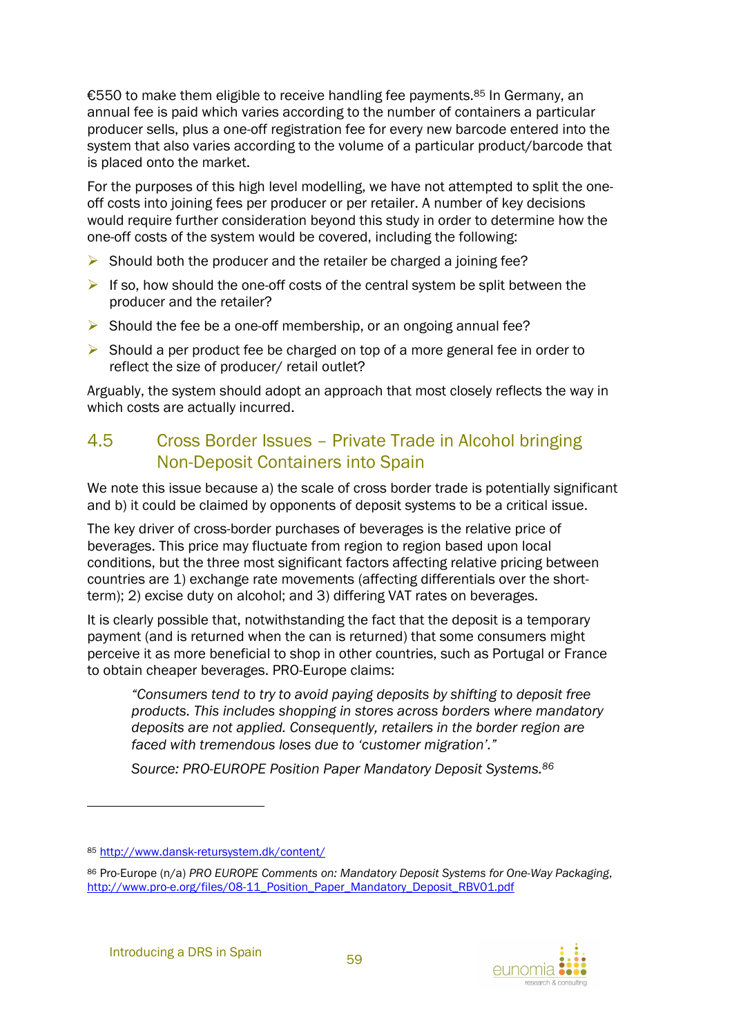€550 to make them eligible to receive handling fee payments.[85] In Germany, an annual fee is paid which varies according to the number of containers a particular producer sells, plus a one-off registration fee for every new barcode entered into the system that also varies according to the volume of a particular product/barcode that is placed onto the market.

For the purposes of this high level modelling, we have not attempted to split the one-off costs into joining fees per producer or per retailer. A number of key decisions would require further consideration beyond this study in order to determine how the one-off costs of the system would be covered, including the following:

- Should both the producer and the retailer be charged a joining fee?
- If so, how should the one-off costs of the central system be split between the producer and the retailer?
- Should the fee be a one-off membership, or an ongoing annual fee?
- Should a per product fee be charged on top of a more general fee in order to reflect the size of producer/ retail outlet?

Arguably, the system should adopt an approach that most closely reflects the way in which costs are actually incurred.

## 4.5 Cross Border Issues – Private Trade in Alcohol bringing Non-Deposit Containers into Spain

We note this issue because a) the scale of cross border trade is potentially significant and b) it could be claimed by opponents of deposit systems to be a critical issue.

The key driver of cross-border purchases of beverages is the relative price of beverages. This price may fluctuate from region to region based upon local conditions, but the three most significant factors affecting relative pricing between countries are 1) exchange rate movements (affecting differentials over the short-term); 2) excise duty on alcohol; and 3) differing VAT rates on beverages.

It is clearly possible that, notwithstanding the fact that the deposit is a temporary payment (and is returned when the can is returned) that some consumers might perceive it as more beneficial to shop in other countries, such as Portugal or France to obtain cheaper beverages. PRO-Europe claims:

> *"Consumers tend to try to avoid paying deposits by shifting to deposit free products. This includes shopping in stores across borders where mandatory deposits are not applied. Consequently, retailers in the border region are faced with tremendous loses due to 'customer migration'."*
>
> *Source: PRO-EUROPE Position Paper Mandatory Deposit Systems.*[86]

---

[85] http://www.dansk-retursystem.dk/content/

[86] Pro-Europe (n/a) *PRO EUROPE Comments on: Mandatory Deposit Systems for One-Way Packaging*, http://www.pro-e.org/files/08-11_Position_Paper_Mandatory_Deposit_RBV01.pdf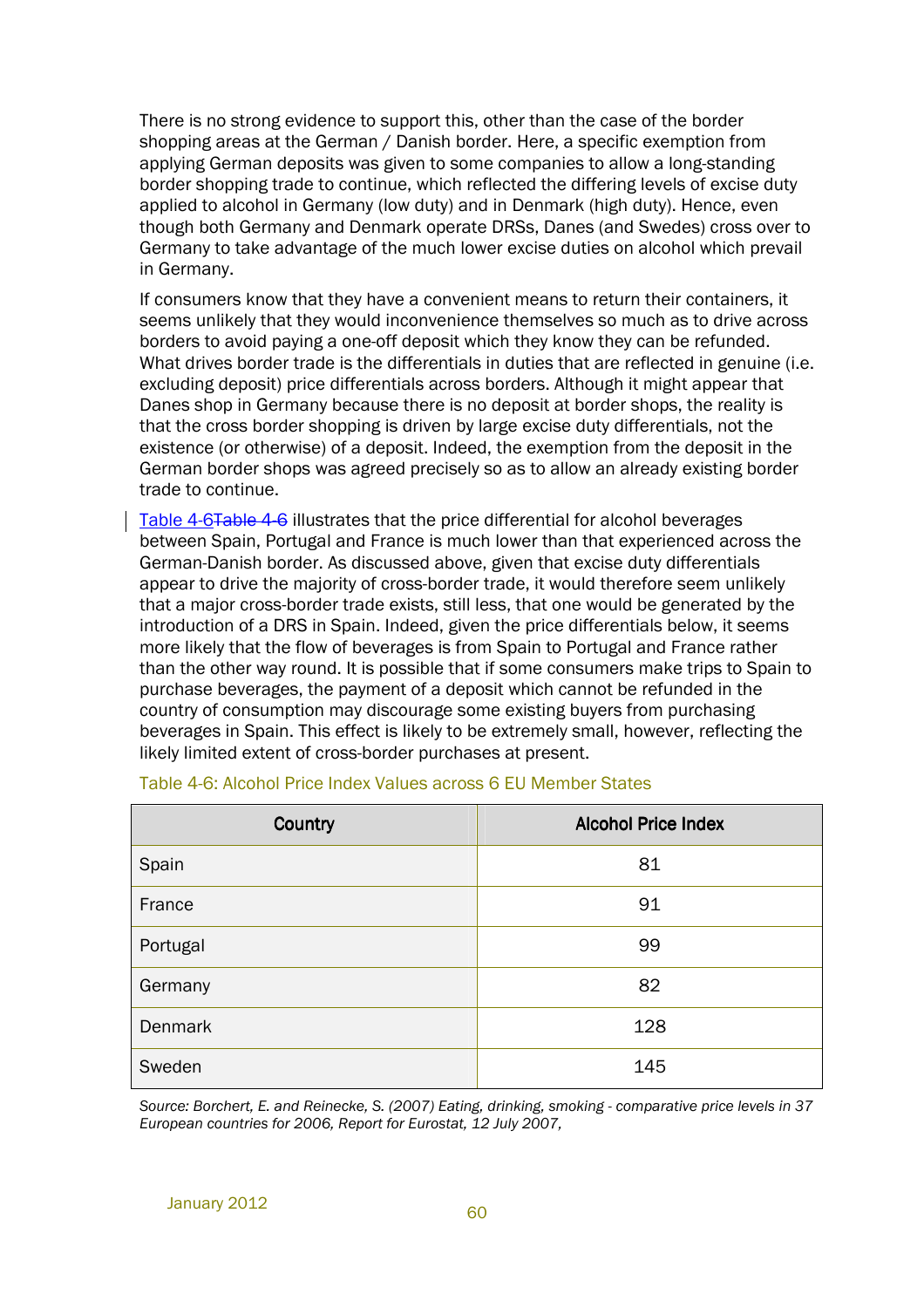There is no strong evidence to support this, other than the case of the border shopping areas at the German / Danish border. Here, a specific exemption from applying German deposits was given to some companies to allow a long-standing border shopping trade to continue, which reflected the differing levels of excise duty applied to alcohol in Germany (low duty) and in Denmark (high duty). Hence, even though both Germany and Denmark operate DRSs, Danes (and Swedes) cross over to Germany to take advantage of the much lower excise duties on alcohol which prevail in Germany.

If consumers know that they have a convenient means to return their containers, it seems unlikely that they would inconvenience themselves so much as to drive across borders to avoid paying a one-off deposit which they know they can be refunded. What drives border trade is the differentials in duties that are reflected in genuine (i.e. excluding deposit) price differentials across borders. Although it might appear that Danes shop in Germany because there is no deposit at border shops, the reality is that the cross border shopping is driven by large excise duty differentials, not the existence (or otherwise) of a deposit. Indeed, the exemption from the deposit in the German border shops was agreed precisely so as to allow an already existing border trade to continue.

Table 4-6 illustrates that the price differential for alcohol beverages between Spain, Portugal and France is much lower than that experienced across the German-Danish border. As discussed above, given that excise duty differentials appear to drive the majority of cross-border trade, it would therefore seem unlikely that a major cross-border trade exists, still less, that one would be generated by the introduction of a DRS in Spain. Indeed, given the price differentials below, it seems more likely that the flow of beverages is from Spain to Portugal and France rather than the other way round. It is possible that if some consumers make trips to Spain to purchase beverages, the payment of a deposit which cannot be refunded in the country of consumption may discourage some existing buyers from purchasing beverages in Spain. This effect is likely to be extremely small, however, reflecting the likely limited extent of cross-border purchases at present.

Table 4-6: Alcohol Price Index Values across 6 EU Member States

| Country | Alcohol Price Index |
|---|---|
| Spain | 81 |
| France | 91 |
| Portugal | 99 |
| Germany | 82 |
| Denmark | 128 |
| Sweden | 145 |

*Source: Borchert, E. and Reinecke, S. (2007) Eating, drinking, smoking - comparative price levels in 37 European countries for 2006, Report for Eurostat, 12 July 2007,*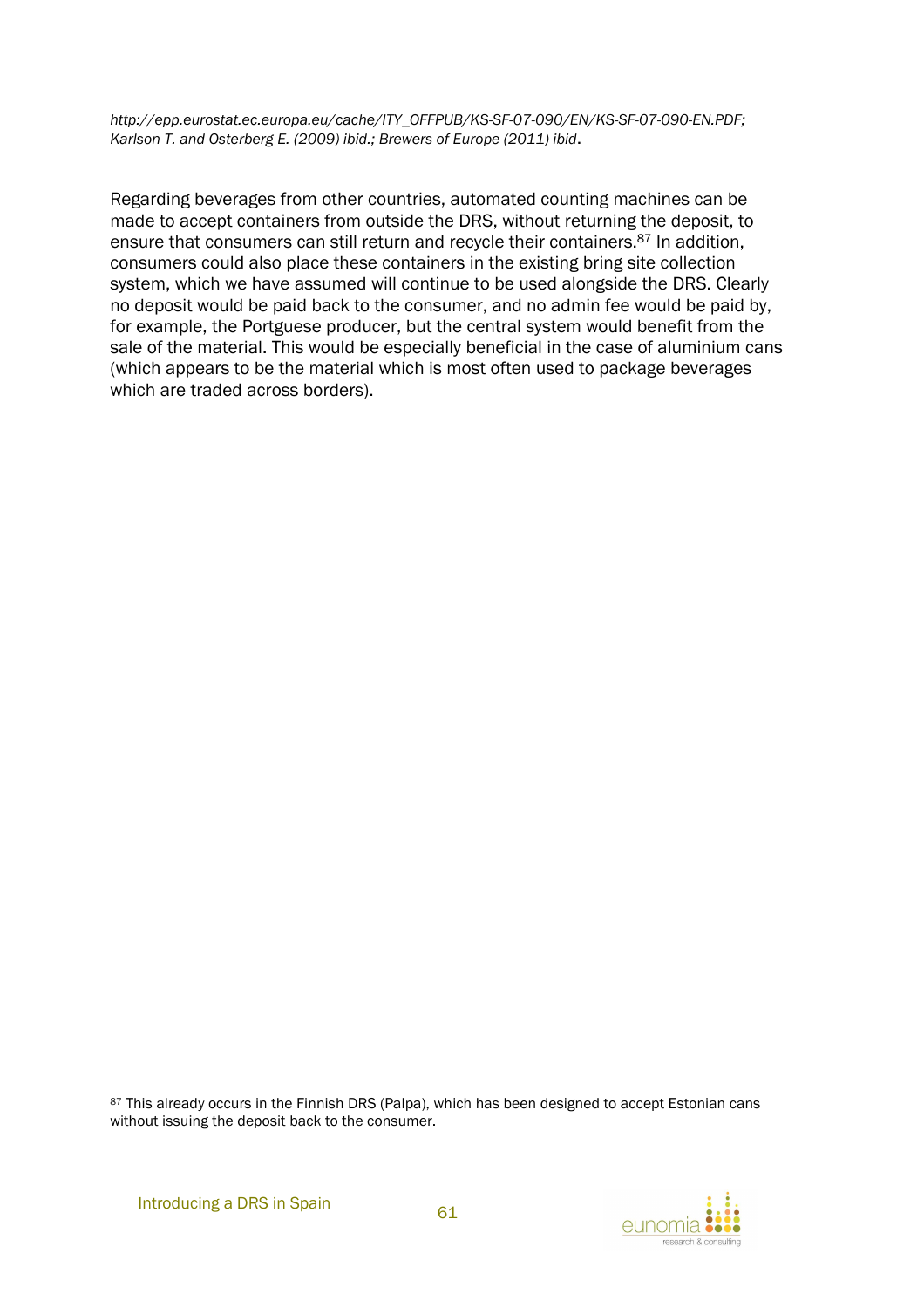*http://epp.eurostat.ec.europa.eu/cache/ITY_OFFPUB/KS-SF-07-090/EN/KS-SF-07-090-EN.PDF; Karlson T. and Osterberg E. (2009) ibid.; Brewers of Europe (2011) ibid*.

Regarding beverages from other countries, automated counting machines can be made to accept containers from outside the DRS, without returning the deposit, to ensure that consumers can still return and recycle their containers.[87] In addition, consumers could also place these containers in the existing bring site collection system, which we have assumed will continue to be used alongside the DRS. Clearly no deposit would be paid back to the consumer, and no admin fee would be paid by, for example, the Portguese producer, but the central system would benefit from the sale of the material. This would be especially beneficial in the case of aluminium cans (which appears to be the material which is most often used to package beverages which are traded across borders).

[87] This already occurs in the Finnish DRS (Palpa), which has been designed to accept Estonian cans without issuing the deposit back to the consumer.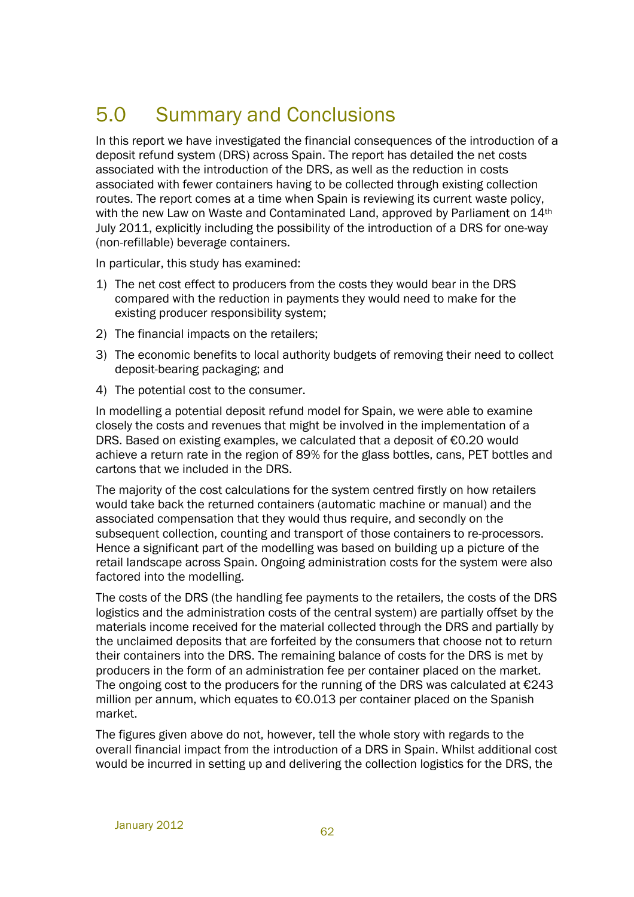# 5.0 Summary and Conclusions

In this report we have investigated the financial consequences of the introduction of a deposit refund system (DRS) across Spain. The report has detailed the net costs associated with the introduction of the DRS, as well as the reduction in costs associated with fewer containers having to be collected through existing collection routes. The report comes at a time when Spain is reviewing its current waste policy, with the new Law on Waste and Contaminated Land, approved by Parliament on 14th July 2011, explicitly including the possibility of the introduction of a DRS for one-way (non-refillable) beverage containers.

In particular, this study has examined:

1) The net cost effect to producers from the costs they would bear in the DRS compared with the reduction in payments they would need to make for the existing producer responsibility system;
2) The financial impacts on the retailers;
3) The economic benefits to local authority budgets of removing their need to collect deposit-bearing packaging; and
4) The potential cost to the consumer.

In modelling a potential deposit refund model for Spain, we were able to examine closely the costs and revenues that might be involved in the implementation of a DRS. Based on existing examples, we calculated that a deposit of €0.20 would achieve a return rate in the region of 89% for the glass bottles, cans, PET bottles and cartons that we included in the DRS.

The majority of the cost calculations for the system centred firstly on how retailers would take back the returned containers (automatic machine or manual) and the associated compensation that they would thus require, and secondly on the subsequent collection, counting and transport of those containers to re-processors. Hence a significant part of the modelling was based on building up a picture of the retail landscape across Spain. Ongoing administration costs for the system were also factored into the modelling.

The costs of the DRS (the handling fee payments to the retailers, the costs of the DRS logistics and the administration costs of the central system) are partially offset by the materials income received for the material collected through the DRS and partially by the unclaimed deposits that are forfeited by the consumers that choose not to return their containers into the DRS. The remaining balance of costs for the DRS is met by producers in the form of an administration fee per container placed on the market. The ongoing cost to the producers for the running of the DRS was calculated at €243 million per annum, which equates to €0.013 per container placed on the Spanish market.

The figures given above do not, however, tell the whole story with regards to the overall financial impact from the introduction of a DRS in Spain. Whilst additional cost would be incurred in setting up and delivering the collection logistics for the DRS, the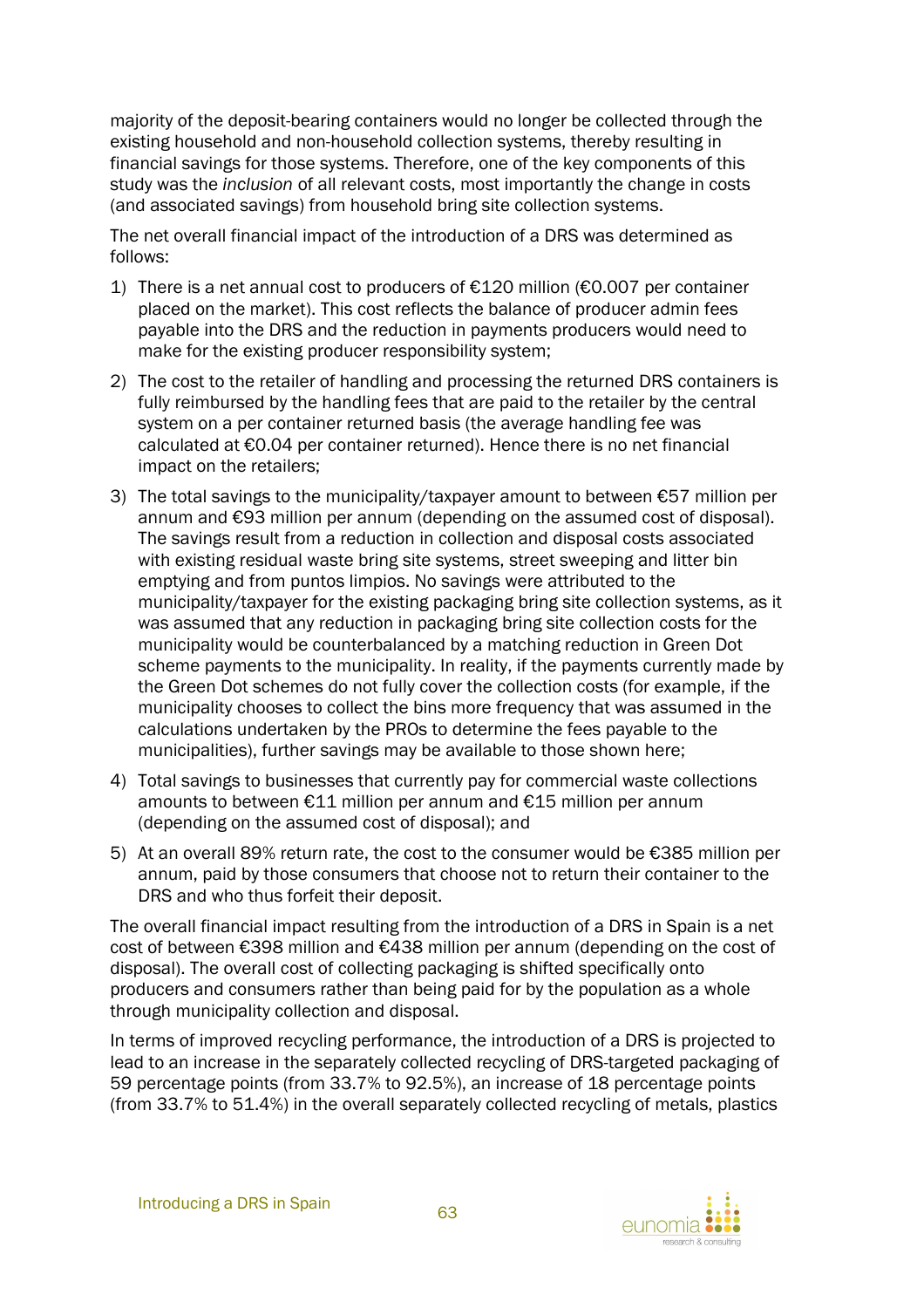majority of the deposit-bearing containers would no longer be collected through the existing household and non-household collection systems, thereby resulting in financial savings for those systems. Therefore, one of the key components of this study was the *inclusion* of all relevant costs, most importantly the change in costs (and associated savings) from household bring site collection systems.

The net overall financial impact of the introduction of a DRS was determined as follows:

1) There is a net annual cost to producers of €120 million (€0.007 per container placed on the market). This cost reflects the balance of producer admin fees payable into the DRS and the reduction in payments producers would need to make for the existing producer responsibility system;
2) The cost to the retailer of handling and processing the returned DRS containers is fully reimbursed by the handling fees that are paid to the retailer by the central system on a per container returned basis (the average handling fee was calculated at €0.04 per container returned). Hence there is no net financial impact on the retailers;
3) The total savings to the municipality/taxpayer amount to between €57 million per annum and €93 million per annum (depending on the assumed cost of disposal). The savings result from a reduction in collection and disposal costs associated with existing residual waste bring site systems, street sweeping and litter bin emptying and from puntos limpios. No savings were attributed to the municipality/taxpayer for the existing packaging bring site collection systems, as it was assumed that any reduction in packaging bring site collection costs for the municipality would be counterbalanced by a matching reduction in Green Dot scheme payments to the municipality. In reality, if the payments currently made by the Green Dot schemes do not fully cover the collection costs (for example, if the municipality chooses to collect the bins more frequency that was assumed in the calculations undertaken by the PROs to determine the fees payable to the municipalities), further savings may be available to those shown here;
4) Total savings to businesses that currently pay for commercial waste collections amounts to between €11 million per annum and €15 million per annum (depending on the assumed cost of disposal); and
5) At an overall 89% return rate, the cost to the consumer would be €385 million per annum, paid by those consumers that choose not to return their container to the DRS and who thus forfeit their deposit.

The overall financial impact resulting from the introduction of a DRS in Spain is a net cost of between €398 million and €438 million per annum (depending on the cost of disposal). The overall cost of collecting packaging is shifted specifically onto producers and consumers rather than being paid for by the population as a whole through municipality collection and disposal.

In terms of improved recycling performance, the introduction of a DRS is projected to lead to an increase in the separately collected recycling of DRS-targeted packaging of 59 percentage points (from 33.7% to 92.5%), an increase of 18 percentage points (from 33.7% to 51.4%) in the overall separately collected recycling of metals, plastics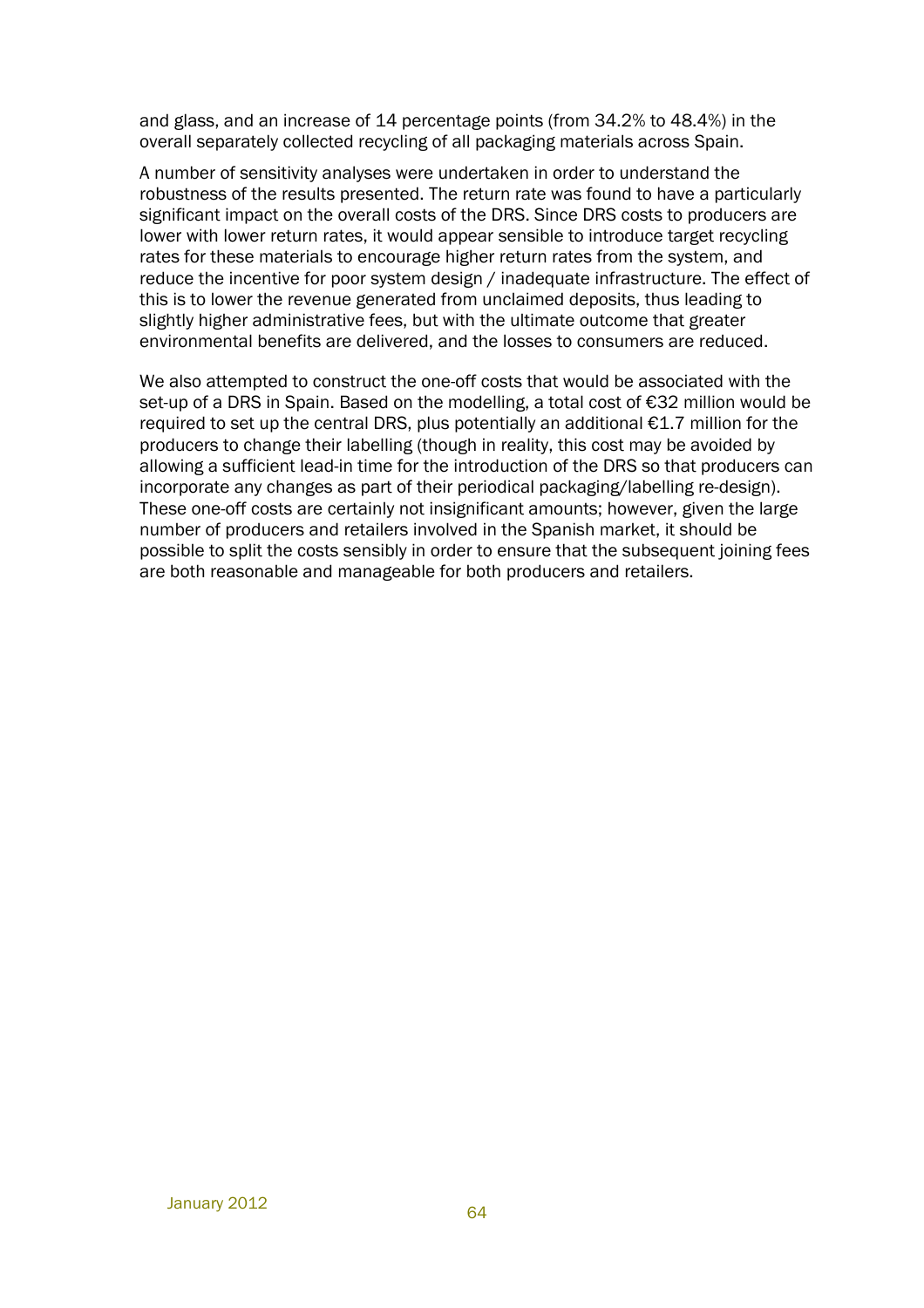and glass, and an increase of 14 percentage points (from 34.2% to 48.4%) in the overall separately collected recycling of all packaging materials across Spain.

A number of sensitivity analyses were undertaken in order to understand the robustness of the results presented. The return rate was found to have a particularly significant impact on the overall costs of the DRS. Since DRS costs to producers are lower with lower return rates, it would appear sensible to introduce target recycling rates for these materials to encourage higher return rates from the system, and reduce the incentive for poor system design / inadequate infrastructure. The effect of this is to lower the revenue generated from unclaimed deposits, thus leading to slightly higher administrative fees, but with the ultimate outcome that greater environmental benefits are delivered, and the losses to consumers are reduced.

We also attempted to construct the one-off costs that would be associated with the set-up of a DRS in Spain. Based on the modelling, a total cost of €32 million would be required to set up the central DRS, plus potentially an additional €1.7 million for the producers to change their labelling (though in reality, this cost may be avoided by allowing a sufficient lead-in time for the introduction of the DRS so that producers can incorporate any changes as part of their periodical packaging/labelling re-design). These one-off costs are certainly not insignificant amounts; however, given the large number of producers and retailers involved in the Spanish market, it should be possible to split the costs sensibly in order to ensure that the subsequent joining fees are both reasonable and manageable for both producers and retailers.